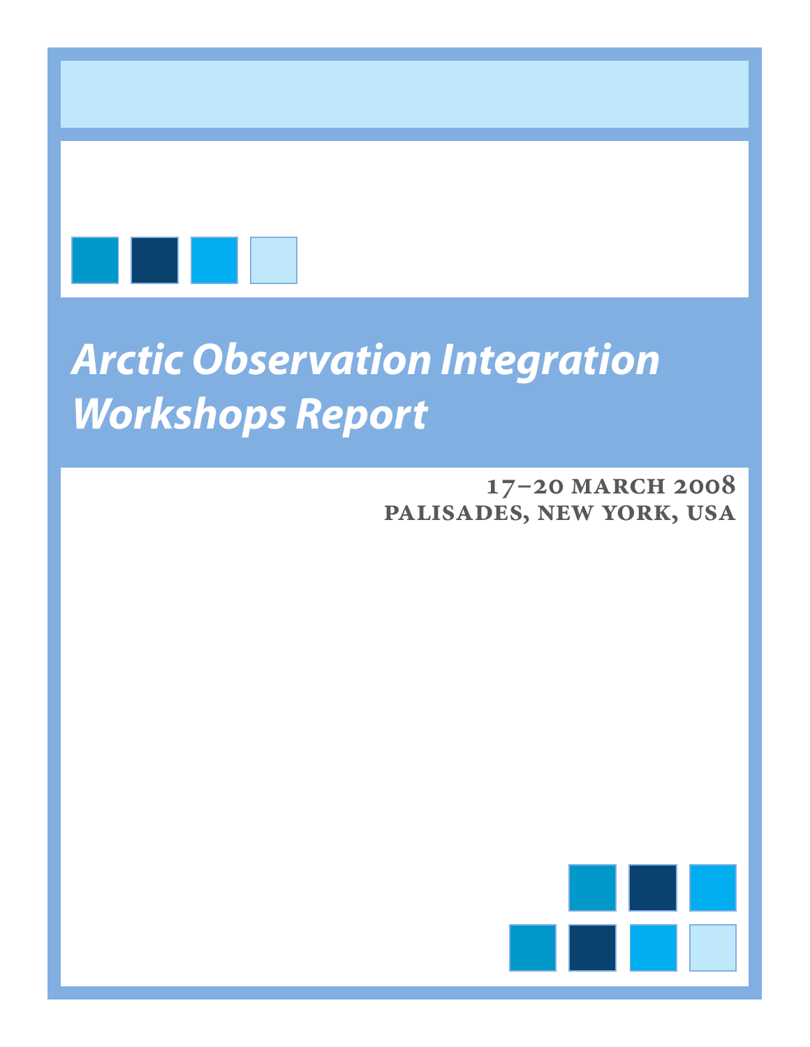# *Arctic Observation Integration Workshops Report*

**17–20 March 2008**
**Palisades, New York, USA**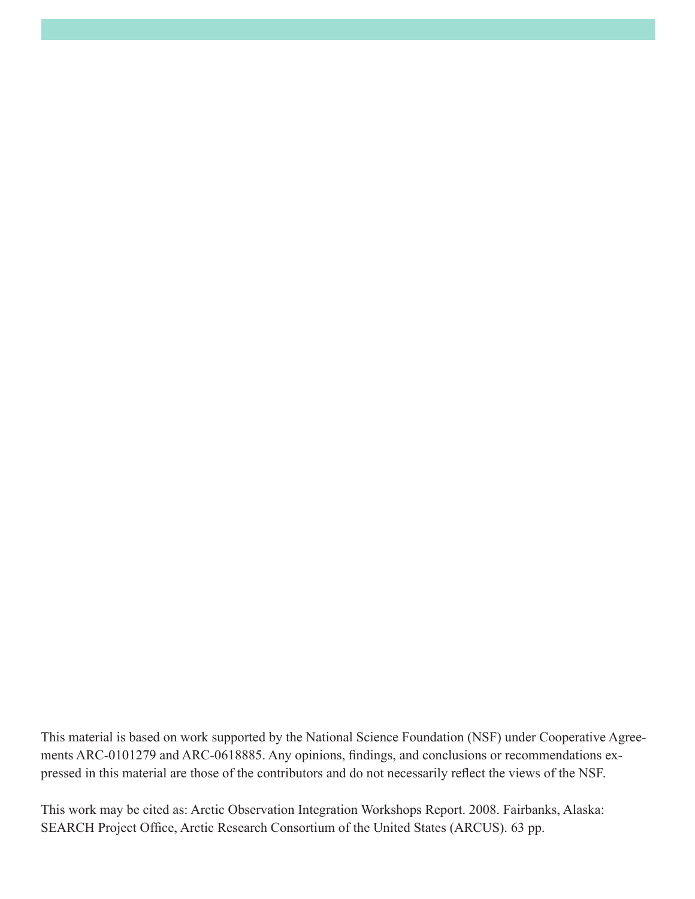This material is based on work supported by the National Science Foundation (NSF) under Cooperative Agreements ARC-0101279 and ARC-0618885. Any opinions, findings, and conclusions or recommendations expressed in this material are those of the contributors and do not necessarily reflect the views of the NSF.

This work may be cited as: Arctic Observation Integration Workshops Report. 2008. Fairbanks, Alaska: SEARCH Project Office, Arctic Research Consortium of the United States (ARCUS). 63 pp.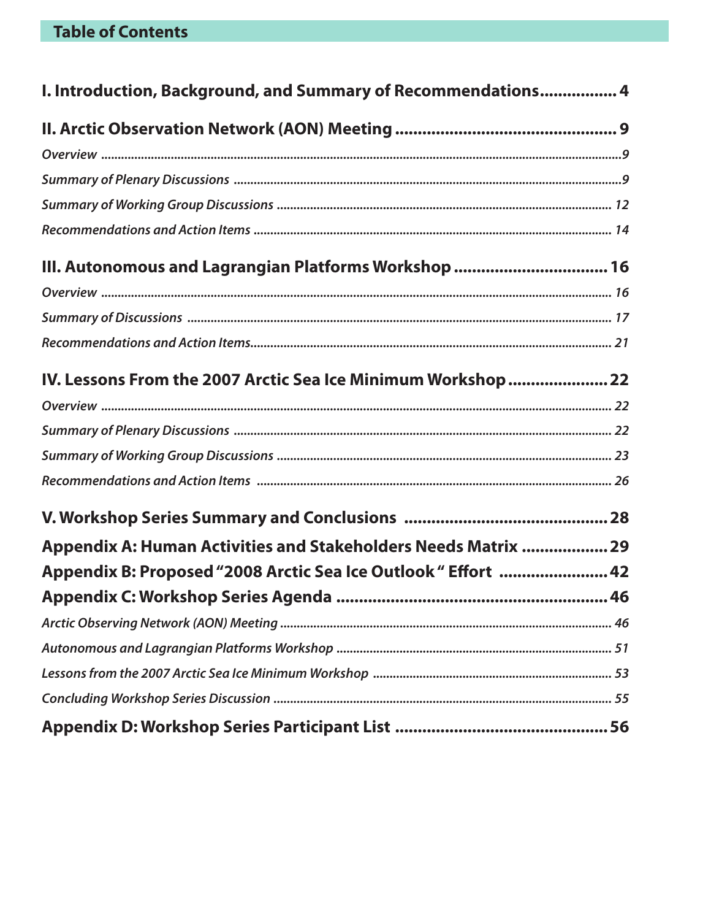## Table of Contents

**I. Introduction, Background, and Summary of Recommendations................. 4**

**II. Arctic Observation Network (AON) Meeting ................................................ 9**

*Overview .............................................................................................................................................9*

*Summary of Plenary Discussions .....................................................................................................9*

*Summary of Working Group Discussions ...................................................................................... 12*

*Recommendations and Action Items ............................................................................................ 14*

**III. Autonomous and Lagrangian Platforms Workshop ................................. 16**

*Overview ............................................................................................................................................ 16*

*Summary of Discussions ................................................................................................................. 17*

*Recommendations and Action Items.............................................................................................. 21*

**IV. Lessons From the 2007 Arctic Sea Ice Minimum Workshop ...................... 22**

*Overview ............................................................................................................................................ 22*

*Summary of Plenary Discussions .................................................................................................. 22*

*Summary of Working Group Discussions ..................................................................................... 23*

*Recommendations and Action Items ............................................................................................ 26*

**V. Workshop Series Summary and Conclusions ............................................ 28**

**Appendix A: Human Activities and Stakeholders Needs Matrix ................... 29**

**Appendix B: Proposed "2008 Arctic Sea Ice Outlook " Effort ......................... 42**

**Appendix C: Workshop Series Agenda ............................................................ 46**

*Arctic Observing Network (AON) Meeting ..................................................................................... 46*

*Autonomous and Lagrangian Platforms Workshop ..................................................................... 51*

*Lessons from the 2007 Arctic Sea Ice Minimum Workshop ........................................................ 53*

*Concluding Workshop Series Discussion ...................................................................................... 55*

**Appendix D: Workshop Series Participant List ............................................... 56**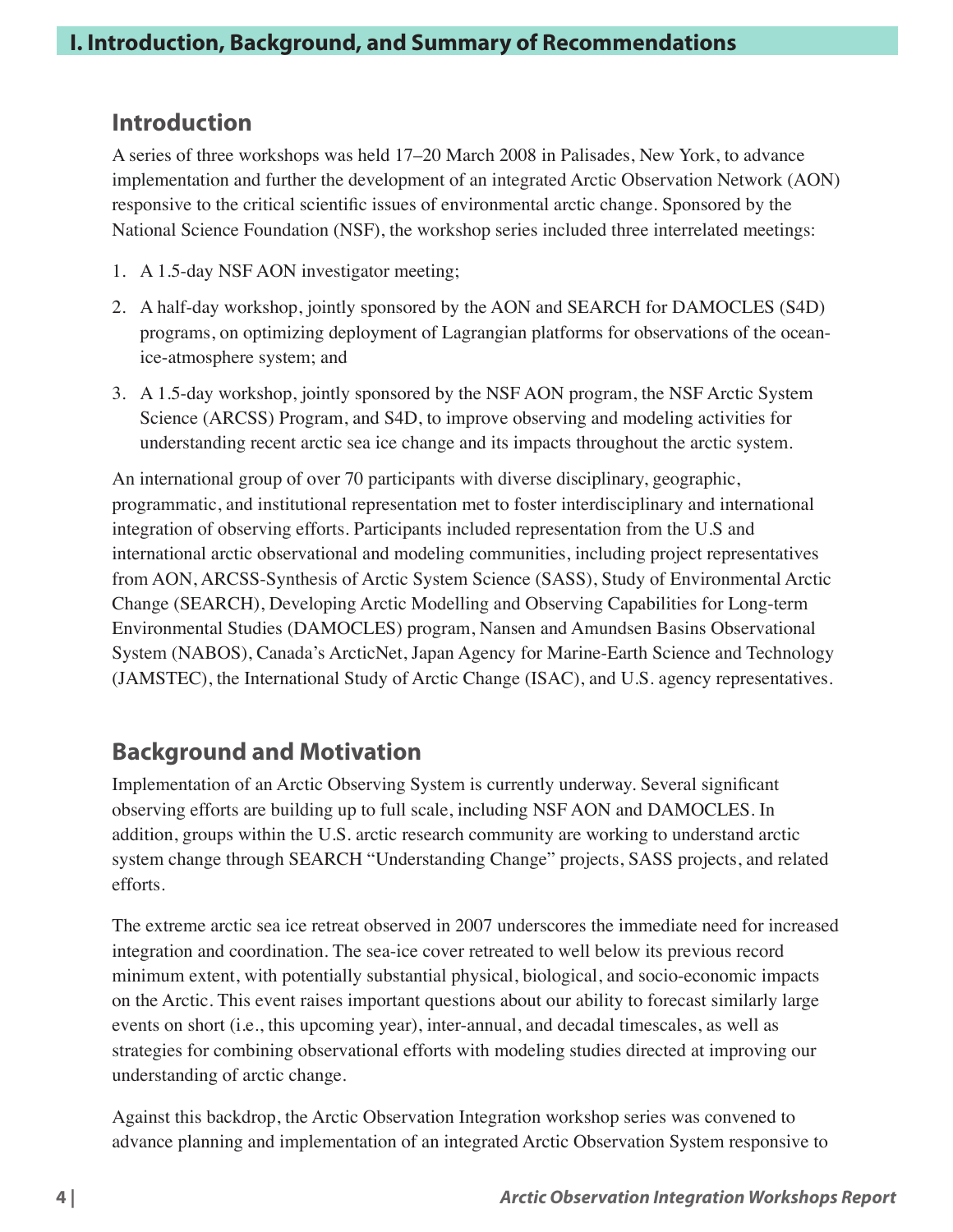# I. Introduction, Background, and Summary of Recommendations

## Introduction

A series of three workshops was held 17–20 March 2008 in Palisades, New York, to advance implementation and further the development of an integrated Arctic Observation Network (AON) responsive to the critical scientific issues of environmental arctic change. Sponsored by the National Science Foundation (NSF), the workshop series included three interrelated meetings:

1. A 1.5-day NSF AON investigator meeting;
2. A half-day workshop, jointly sponsored by the AON and SEARCH for DAMOCLES (S4D) programs, on optimizing deployment of Lagrangian platforms for observations of the ocean-ice-atmosphere system; and
3. A 1.5-day workshop, jointly sponsored by the NSF AON program, the NSF Arctic System Science (ARCSS) Program, and S4D, to improve observing and modeling activities for understanding recent arctic sea ice change and its impacts throughout the arctic system.

An international group of over 70 participants with diverse disciplinary, geographic, programmatic, and institutional representation met to foster interdisciplinary and international integration of observing efforts. Participants included representation from the U.S and international arctic observational and modeling communities, including project representatives from AON, ARCSS-Synthesis of Arctic System Science (SASS), Study of Environmental Arctic Change (SEARCH), Developing Arctic Modelling and Observing Capabilities for Long-term Environmental Studies (DAMOCLES) program, Nansen and Amundsen Basins Observational System (NABOS), Canada's ArcticNet, Japan Agency for Marine-Earth Science and Technology (JAMSTEC), the International Study of Arctic Change (ISAC), and U.S. agency representatives.

## Background and Motivation

Implementation of an Arctic Observing System is currently underway. Several significant observing efforts are building up to full scale, including NSF AON and DAMOCLES. In addition, groups within the U.S. arctic research community are working to understand arctic system change through SEARCH "Understanding Change" projects, SASS projects, and related efforts.

The extreme arctic sea ice retreat observed in 2007 underscores the immediate need for increased integration and coordination. The sea-ice cover retreated to well below its previous record minimum extent, with potentially substantial physical, biological, and socio-economic impacts on the Arctic. This event raises important questions about our ability to forecast similarly large events on short (i.e., this upcoming year), inter-annual, and decadal timescales, as well as strategies for combining observational efforts with modeling studies directed at improving our understanding of arctic change.

Against this backdrop, the Arctic Observation Integration workshop series was convened to advance planning and implementation of an integrated Arctic Observation System responsive to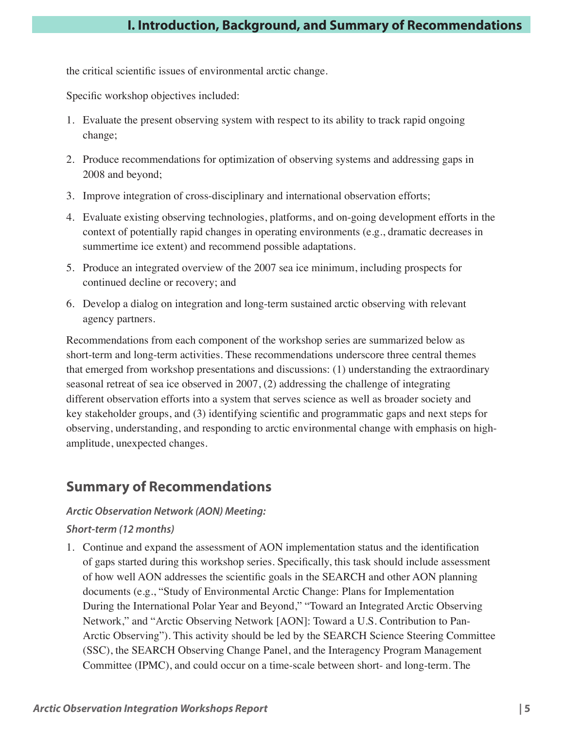the critical scientific issues of environmental arctic change.

Specific workshop objectives included:

1. Evaluate the present observing system with respect to its ability to track rapid ongoing change;
2. Produce recommendations for optimization of observing systems and addressing gaps in 2008 and beyond;
3. Improve integration of cross-disciplinary and international observation efforts;
4. Evaluate existing observing technologies, platforms, and on-going development efforts in the context of potentially rapid changes in operating environments (e.g., dramatic decreases in summertime ice extent) and recommend possible adaptations.
5. Produce an integrated overview of the 2007 sea ice minimum, including prospects for continued decline or recovery; and
6. Develop a dialog on integration and long-term sustained arctic observing with relevant agency partners.

Recommendations from each component of the workshop series are summarized below as short-term and long-term activities. These recommendations underscore three central themes that emerged from workshop presentations and discussions: (1) understanding the extraordinary seasonal retreat of sea ice observed in 2007, (2) addressing the challenge of integrating different observation efforts into a system that serves science as well as broader society and key stakeholder groups, and (3) identifying scientific and programmatic gaps and next steps for observing, understanding, and responding to arctic environmental change with emphasis on high-amplitude, unexpected changes.

## Summary of Recommendations

***Arctic Observation Network (AON) Meeting:***

***Short-term (12 months)***

1. Continue and expand the assessment of AON implementation status and the identification of gaps started during this workshop series. Specifically, this task should include assessment of how well AON addresses the scientific goals in the SEARCH and other AON planning documents (e.g., "Study of Environmental Arctic Change: Plans for Implementation During the International Polar Year and Beyond," "Toward an Integrated Arctic Observing Network," and "Arctic Observing Network [AON]: Toward a U.S. Contribution to Pan-Arctic Observing"). This activity should be led by the SEARCH Science Steering Committee (SSC), the SEARCH Observing Change Panel, and the Interagency Program Management Committee (IPMC), and could occur on a time-scale between short- and long-term. The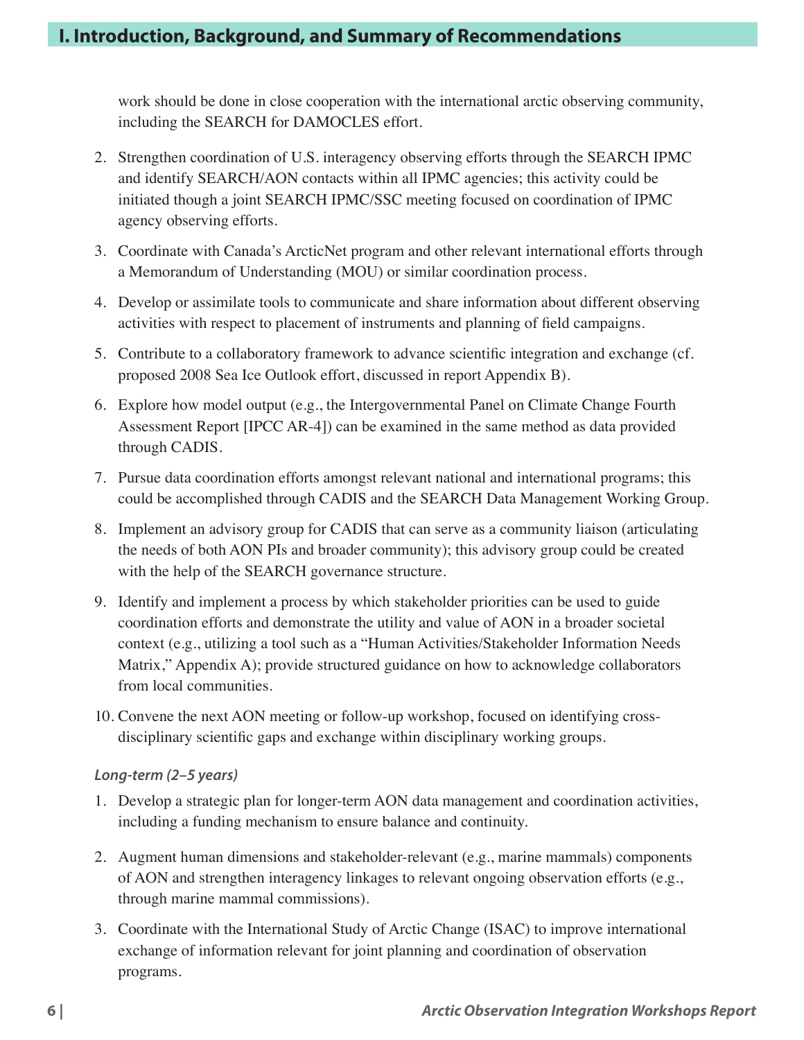work should be done in close cooperation with the international arctic observing community, including the SEARCH for DAMOCLES effort.

2. Strengthen coordination of U.S. interagency observing efforts through the SEARCH IPMC and identify SEARCH/AON contacts within all IPMC agencies; this activity could be initiated though a joint SEARCH IPMC/SSC meeting focused on coordination of IPMC agency observing efforts.

3. Coordinate with Canada's ArcticNet program and other relevant international efforts through a Memorandum of Understanding (MOU) or similar coordination process.

4. Develop or assimilate tools to communicate and share information about different observing activities with respect to placement of instruments and planning of field campaigns.

5. Contribute to a collaboratory framework to advance scientific integration and exchange (cf. proposed 2008 Sea Ice Outlook effort, discussed in report Appendix B).

6. Explore how model output (e.g., the Intergovernmental Panel on Climate Change Fourth Assessment Report [IPCC AR-4]) can be examined in the same method as data provided through CADIS.

7. Pursue data coordination efforts amongst relevant national and international programs; this could be accomplished through CADIS and the SEARCH Data Management Working Group.

8. Implement an advisory group for CADIS that can serve as a community liaison (articulating the needs of both AON PIs and broader community); this advisory group could be created with the help of the SEARCH governance structure.

9. Identify and implement a process by which stakeholder priorities can be used to guide coordination efforts and demonstrate the utility and value of AON in a broader societal context (e.g., utilizing a tool such as a "Human Activities/Stakeholder Information Needs Matrix," Appendix A); provide structured guidance on how to acknowledge collaborators from local communities.

10. Convene the next AON meeting or follow-up workshop, focused on identifying cross-disciplinary scientific gaps and exchange within disciplinary working groups.

*Long-term (2–5 years)*

1. Develop a strategic plan for longer-term AON data management and coordination activities, including a funding mechanism to ensure balance and continuity.

2. Augment human dimensions and stakeholder-relevant (e.g., marine mammals) components of AON and strengthen interagency linkages to relevant ongoing observation efforts (e.g., through marine mammal commissions).

3. Coordinate with the International Study of Arctic Change (ISAC) to improve international exchange of information relevant for joint planning and coordination of observation programs.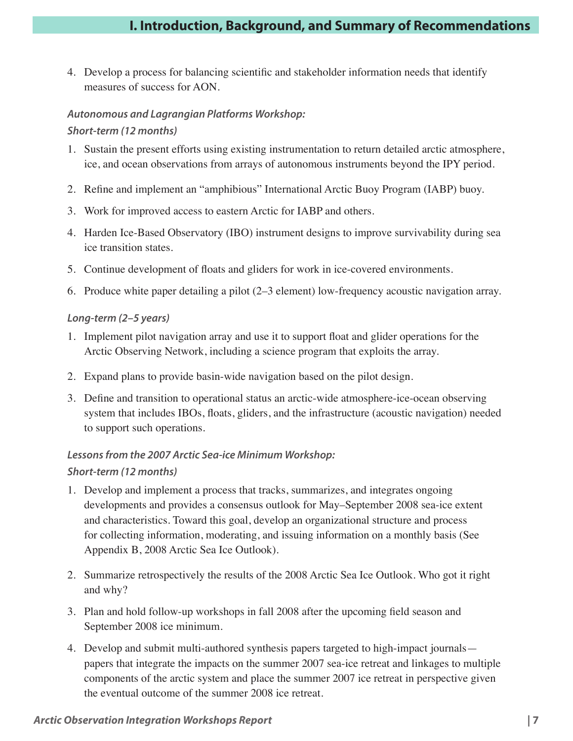4. Develop a process for balancing scientific and stakeholder information needs that identify measures of success for AON.

***Autonomous and Lagrangian Platforms Workshop:***

***Short-term (12 months)***

1. Sustain the present efforts using existing instrumentation to return detailed arctic atmosphere, ice, and ocean observations from arrays of autonomous instruments beyond the IPY period.
2. Refine and implement an "amphibious" International Arctic Buoy Program (IABP) buoy.
3. Work for improved access to eastern Arctic for IABP and others.
4. Harden Ice-Based Observatory (IBO) instrument designs to improve survivability during sea ice transition states.
5. Continue development of floats and gliders for work in ice-covered environments.
6. Produce white paper detailing a pilot (2–3 element) low-frequency acoustic navigation array.

***Long-term (2–5 years)***

1. Implement pilot navigation array and use it to support float and glider operations for the Arctic Observing Network, including a science program that exploits the array.
2. Expand plans to provide basin-wide navigation based on the pilot design.
3. Define and transition to operational status an arctic-wide atmosphere-ice-ocean observing system that includes IBOs, floats, gliders, and the infrastructure (acoustic navigation) needed to support such operations.

***Lessons from the 2007 Arctic Sea-ice Minimum Workshop:***

***Short-term (12 months)***

1. Develop and implement a process that tracks, summarizes, and integrates ongoing developments and provides a consensus outlook for May–September 2008 sea-ice extent and characteristics. Toward this goal, develop an organizational structure and process for collecting information, moderating, and issuing information on a monthly basis (See Appendix B, 2008 Arctic Sea Ice Outlook).
2. Summarize retrospectively the results of the 2008 Arctic Sea Ice Outlook. Who got it right and why?
3. Plan and hold follow-up workshops in fall 2008 after the upcoming field season and September 2008 ice minimum.
4. Develop and submit multi-authored synthesis papers targeted to high-impact journals—papers that integrate the impacts on the summer 2007 sea-ice retreat and linkages to multiple components of the arctic system and place the summer 2007 ice retreat in perspective given the eventual outcome of the summer 2008 ice retreat.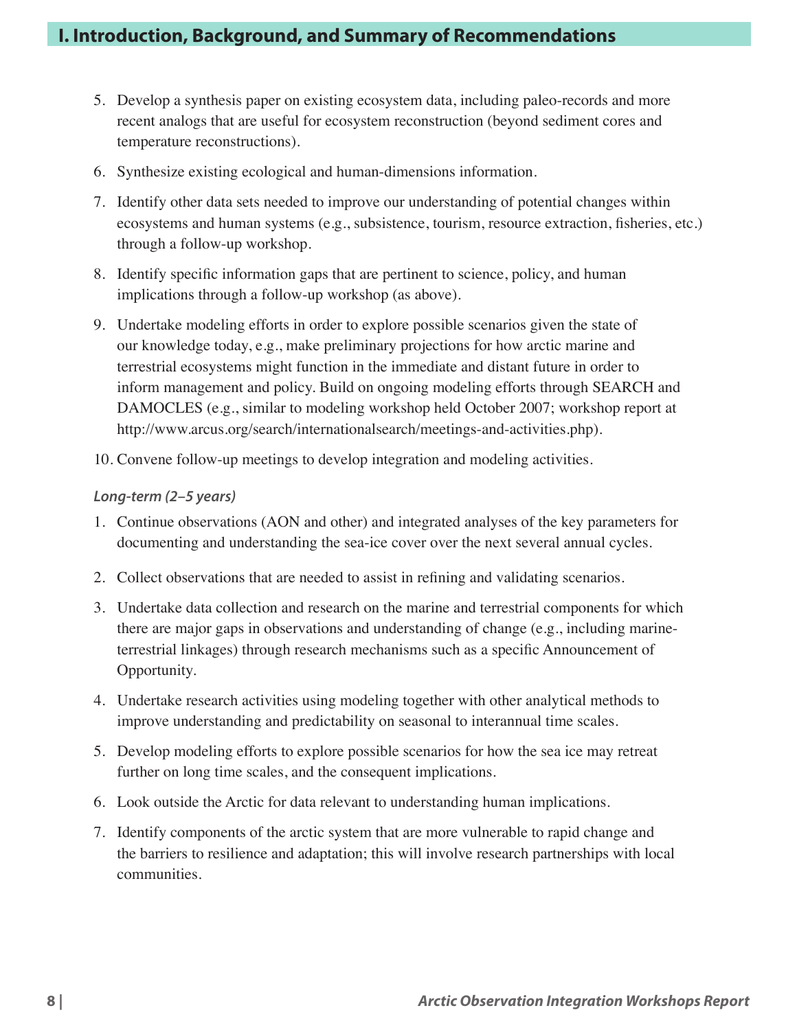5. Develop a synthesis paper on existing ecosystem data, including paleo-records and more recent analogs that are useful for ecosystem reconstruction (beyond sediment cores and temperature reconstructions).
6. Synthesize existing ecological and human-dimensions information.
7. Identify other data sets needed to improve our understanding of potential changes within ecosystems and human systems (e.g., subsistence, tourism, resource extraction, fisheries, etc.) through a follow-up workshop.
8. Identify specific information gaps that are pertinent to science, policy, and human implications through a follow-up workshop (as above).
9. Undertake modeling efforts in order to explore possible scenarios given the state of our knowledge today, e.g., make preliminary projections for how arctic marine and terrestrial ecosystems might function in the immediate and distant future in order to inform management and policy. Build on ongoing modeling efforts through SEARCH and DAMOCLES (e.g., similar to modeling workshop held October 2007; workshop report at http://www.arcus.org/search/internationalsearch/meetings-and-activities.php).
10. Convene follow-up meetings to develop integration and modeling activities.

***Long-term (2–5 years)***

1. Continue observations (AON and other) and integrated analyses of the key parameters for documenting and understanding the sea-ice cover over the next several annual cycles.
2. Collect observations that are needed to assist in refining and validating scenarios.
3. Undertake data collection and research on the marine and terrestrial components for which there are major gaps in observations and understanding of change (e.g., including marine-terrestrial linkages) through research mechanisms such as a specific Announcement of Opportunity.
4. Undertake research activities using modeling together with other analytical methods to improve understanding and predictability on seasonal to interannual time scales.
5. Develop modeling efforts to explore possible scenarios for how the sea ice may retreat further on long time scales, and the consequent implications.
6. Look outside the Arctic for data relevant to understanding human implications.
7. Identify components of the arctic system that are more vulnerable to rapid change and the barriers to resilience and adaptation; this will involve research partnerships with local communities.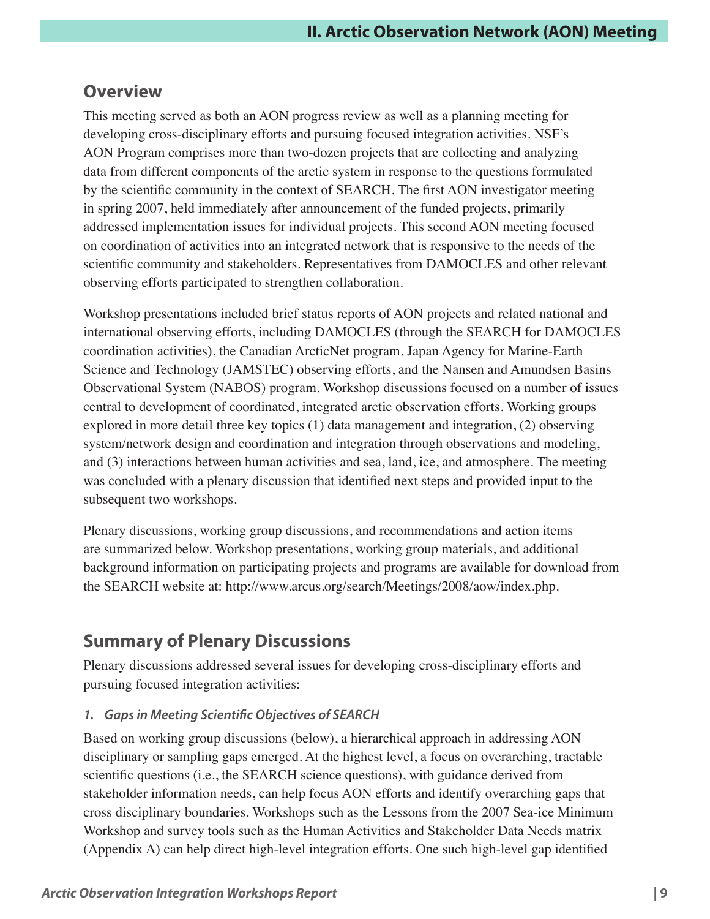## Overview

This meeting served as both an AON progress review as well as a planning meeting for developing cross-disciplinary efforts and pursuing focused integration activities. NSF's AON Program comprises more than two-dozen projects that are collecting and analyzing data from different components of the arctic system in response to the questions formulated by the scientific community in the context of SEARCH. The first AON investigator meeting in spring 2007, held immediately after announcement of the funded projects, primarily addressed implementation issues for individual projects. This second AON meeting focused on coordination of activities into an integrated network that is responsive to the needs of the scientific community and stakeholders. Representatives from DAMOCLES and other relevant observing efforts participated to strengthen collaboration.

Workshop presentations included brief status reports of AON projects and related national and international observing efforts, including DAMOCLES (through the SEARCH for DAMOCLES coordination activities), the Canadian ArcticNet program, Japan Agency for Marine-Earth Science and Technology (JAMSTEC) observing efforts, and the Nansen and Amundsen Basins Observational System (NABOS) program. Workshop discussions focused on a number of issues central to development of coordinated, integrated arctic observation efforts. Working groups explored in more detail three key topics (1) data management and integration, (2) observing system/network design and coordination and integration through observations and modeling, and (3) interactions between human activities and sea, land, ice, and atmosphere. The meeting was concluded with a plenary discussion that identified next steps and provided input to the subsequent two workshops.

Plenary discussions, working group discussions, and recommendations and action items are summarized below. Workshop presentations, working group materials, and additional background information on participating projects and programs are available for download from the SEARCH website at: http://www.arcus.org/search/Meetings/2008/aow/index.php.

## Summary of Plenary Discussions

Plenary discussions addressed several issues for developing cross-disciplinary efforts and pursuing focused integration activities:

### *1. Gaps in Meeting Scientific Objectives of SEARCH*

Based on working group discussions (below), a hierarchical approach in addressing AON disciplinary or sampling gaps emerged. At the highest level, a focus on overarching, tractable scientific questions (i.e., the SEARCH science questions), with guidance derived from stakeholder information needs, can help focus AON efforts and identify overarching gaps that cross disciplinary boundaries. Workshops such as the Lessons from the 2007 Sea-ice Minimum Workshop and survey tools such as the Human Activities and Stakeholder Data Needs matrix (Appendix A) can help direct high-level integration efforts. One such high-level gap identified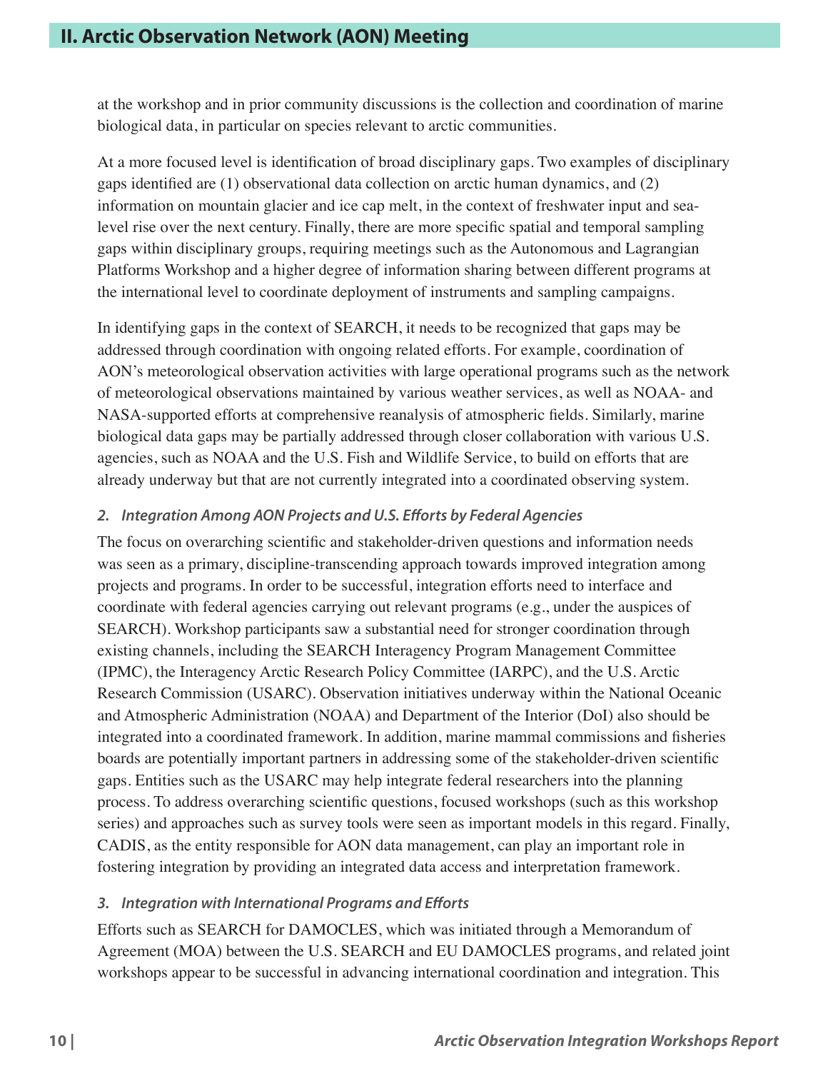at the workshop and in prior community discussions is the collection and coordination of marine biological data, in particular on species relevant to arctic communities.

At a more focused level is identification of broad disciplinary gaps. Two examples of disciplinary gaps identified are (1) observational data collection on arctic human dynamics, and (2) information on mountain glacier and ice cap melt, in the context of freshwater input and sea-level rise over the next century. Finally, there are more specific spatial and temporal sampling gaps within disciplinary groups, requiring meetings such as the Autonomous and Lagrangian Platforms Workshop and a higher degree of information sharing between different programs at the international level to coordinate deployment of instruments and sampling campaigns.

In identifying gaps in the context of SEARCH, it needs to be recognized that gaps may be addressed through coordination with ongoing related efforts. For example, coordination of AON's meteorological observation activities with large operational programs such as the network of meteorological observations maintained by various weather services, as well as NOAA- and NASA-supported efforts at comprehensive reanalysis of atmospheric fields. Similarly, marine biological data gaps may be partially addressed through closer collaboration with various U.S. agencies, such as NOAA and the U.S. Fish and Wildlife Service, to build on efforts that are already underway but that are not currently integrated into a coordinated observing system.

### *2. Integration Among AON Projects and U.S. Efforts by Federal Agencies*

The focus on overarching scientific and stakeholder-driven questions and information needs was seen as a primary, discipline-transcending approach towards improved integration among projects and programs. In order to be successful, integration efforts need to interface and coordinate with federal agencies carrying out relevant programs (e.g., under the auspices of SEARCH). Workshop participants saw a substantial need for stronger coordination through existing channels, including the SEARCH Interagency Program Management Committee (IPMC), the Interagency Arctic Research Policy Committee (IARPC), and the U.S. Arctic Research Commission (USARC). Observation initiatives underway within the National Oceanic and Atmospheric Administration (NOAA) and Department of the Interior (DoI) also should be integrated into a coordinated framework. In addition, marine mammal commissions and fisheries boards are potentially important partners in addressing some of the stakeholder-driven scientific gaps. Entities such as the USARC may help integrate federal researchers into the planning process. To address overarching scientific questions, focused workshops (such as this workshop series) and approaches such as survey tools were seen as important models in this regard. Finally, CADIS, as the entity responsible for AON data management, can play an important role in fostering integration by providing an integrated data access and interpretation framework.

### *3. Integration with International Programs and Efforts*

Efforts such as SEARCH for DAMOCLES, which was initiated through a Memorandum of Agreement (MOA) between the U.S. SEARCH and EU DAMOCLES programs, and related joint workshops appear to be successful in advancing international coordination and integration. This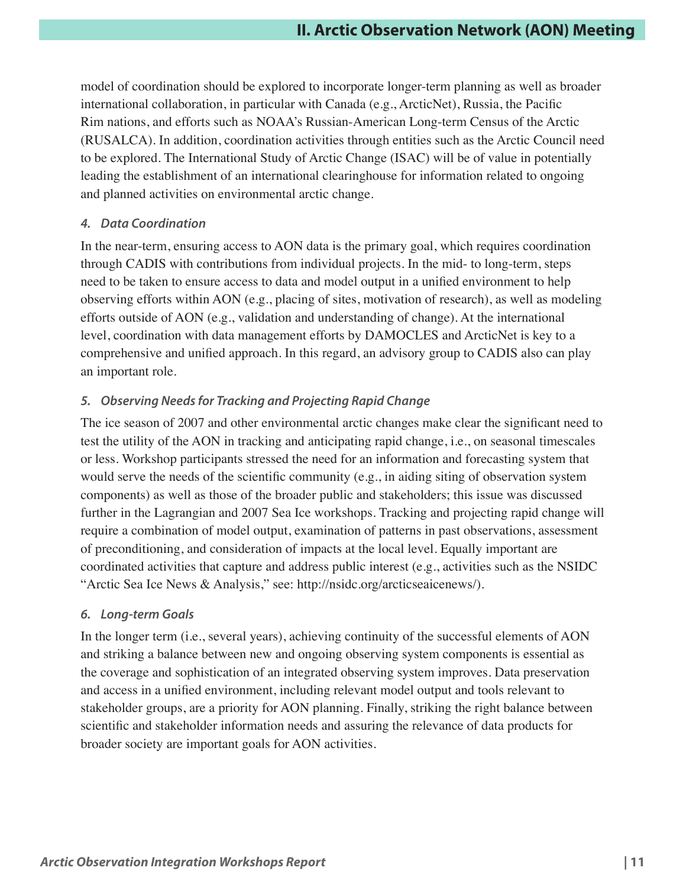model of coordination should be explored to incorporate longer-term planning as well as broader international collaboration, in particular with Canada (e.g., ArcticNet), Russia, the Pacific Rim nations, and efforts such as NOAA's Russian-American Long-term Census of the Arctic (RUSALCA). In addition, coordination activities through entities such as the Arctic Council need to be explored. The International Study of Arctic Change (ISAC) will be of value in potentially leading the establishment of an international clearinghouse for information related to ongoing and planned activities on environmental arctic change.

#### *4. Data Coordination*

In the near-term, ensuring access to AON data is the primary goal, which requires coordination through CADIS with contributions from individual projects. In the mid- to long-term, steps need to be taken to ensure access to data and model output in a unified environment to help observing efforts within AON (e.g., placing of sites, motivation of research), as well as modeling efforts outside of AON (e.g., validation and understanding of change). At the international level, coordination with data management efforts by DAMOCLES and ArcticNet is key to a comprehensive and unified approach. In this regard, an advisory group to CADIS also can play an important role.

#### *5. Observing Needs for Tracking and Projecting Rapid Change*

The ice season of 2007 and other environmental arctic changes make clear the significant need to test the utility of the AON in tracking and anticipating rapid change, i.e., on seasonal timescales or less. Workshop participants stressed the need for an information and forecasting system that would serve the needs of the scientific community (e.g., in aiding siting of observation system components) as well as those of the broader public and stakeholders; this issue was discussed further in the Lagrangian and 2007 Sea Ice workshops. Tracking and projecting rapid change will require a combination of model output, examination of patterns in past observations, assessment of preconditioning, and consideration of impacts at the local level. Equally important are coordinated activities that capture and address public interest (e.g., activities such as the NSIDC "Arctic Sea Ice News & Analysis," see: http://nsidc.org/arcticseaicenews/).

#### *6. Long-term Goals*

In the longer term (i.e., several years), achieving continuity of the successful elements of AON and striking a balance between new and ongoing observing system components is essential as the coverage and sophistication of an integrated observing system improves. Data preservation and access in a unified environment, including relevant model output and tools relevant to stakeholder groups, are a priority for AON planning. Finally, striking the right balance between scientific and stakeholder information needs and assuring the relevance of data products for broader society are important goals for AON activities.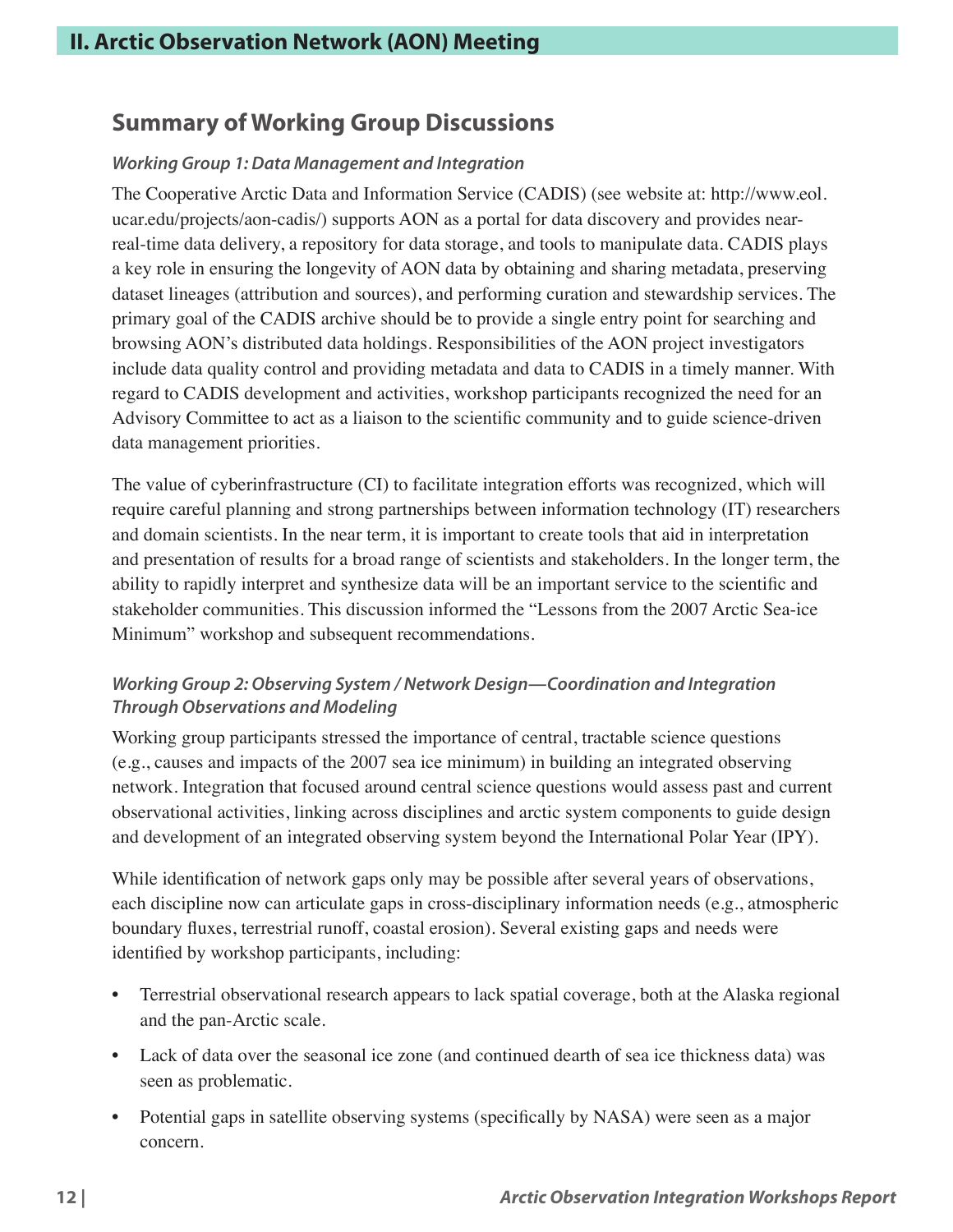## II. Arctic Observation Network (AON) Meeting

### Summary of Working Group Discussions

#### *Working Group 1: Data Management and Integration*

The Cooperative Arctic Data and Information Service (CADIS) (see website at: http://www.eol.ucar.edu/projects/aon-cadis/) supports AON as a portal for data discovery and provides near-real-time data delivery, a repository for data storage, and tools to manipulate data. CADIS plays a key role in ensuring the longevity of AON data by obtaining and sharing metadata, preserving dataset lineages (attribution and sources), and performing curation and stewardship services. The primary goal of the CADIS archive should be to provide a single entry point for searching and browsing AON's distributed data holdings. Responsibilities of the AON project investigators include data quality control and providing metadata and data to CADIS in a timely manner. With regard to CADIS development and activities, workshop participants recognized the need for an Advisory Committee to act as a liaison to the scientific community and to guide science-driven data management priorities.

The value of cyberinfrastructure (CI) to facilitate integration efforts was recognized, which will require careful planning and strong partnerships between information technology (IT) researchers and domain scientists. In the near term, it is important to create tools that aid in interpretation and presentation of results for a broad range of scientists and stakeholders. In the longer term, the ability to rapidly interpret and synthesize data will be an important service to the scientific and stakeholder communities. This discussion informed the "Lessons from the 2007 Arctic Sea-ice Minimum" workshop and subsequent recommendations.

#### *Working Group 2: Observing System / Network Design—Coordination and Integration Through Observations and Modeling*

Working group participants stressed the importance of central, tractable science questions (e.g., causes and impacts of the 2007 sea ice minimum) in building an integrated observing network. Integration that focused around central science questions would assess past and current observational activities, linking across disciplines and arctic system components to guide design and development of an integrated observing system beyond the International Polar Year (IPY).

While identification of network gaps only may be possible after several years of observations, each discipline now can articulate gaps in cross-disciplinary information needs (e.g., atmospheric boundary fluxes, terrestrial runoff, coastal erosion). Several existing gaps and needs were identified by workshop participants, including:

- Terrestrial observational research appears to lack spatial coverage, both at the Alaska regional and the pan-Arctic scale.
- Lack of data over the seasonal ice zone (and continued dearth of sea ice thickness data) was seen as problematic.
- Potential gaps in satellite observing systems (specifically by NASA) were seen as a major concern.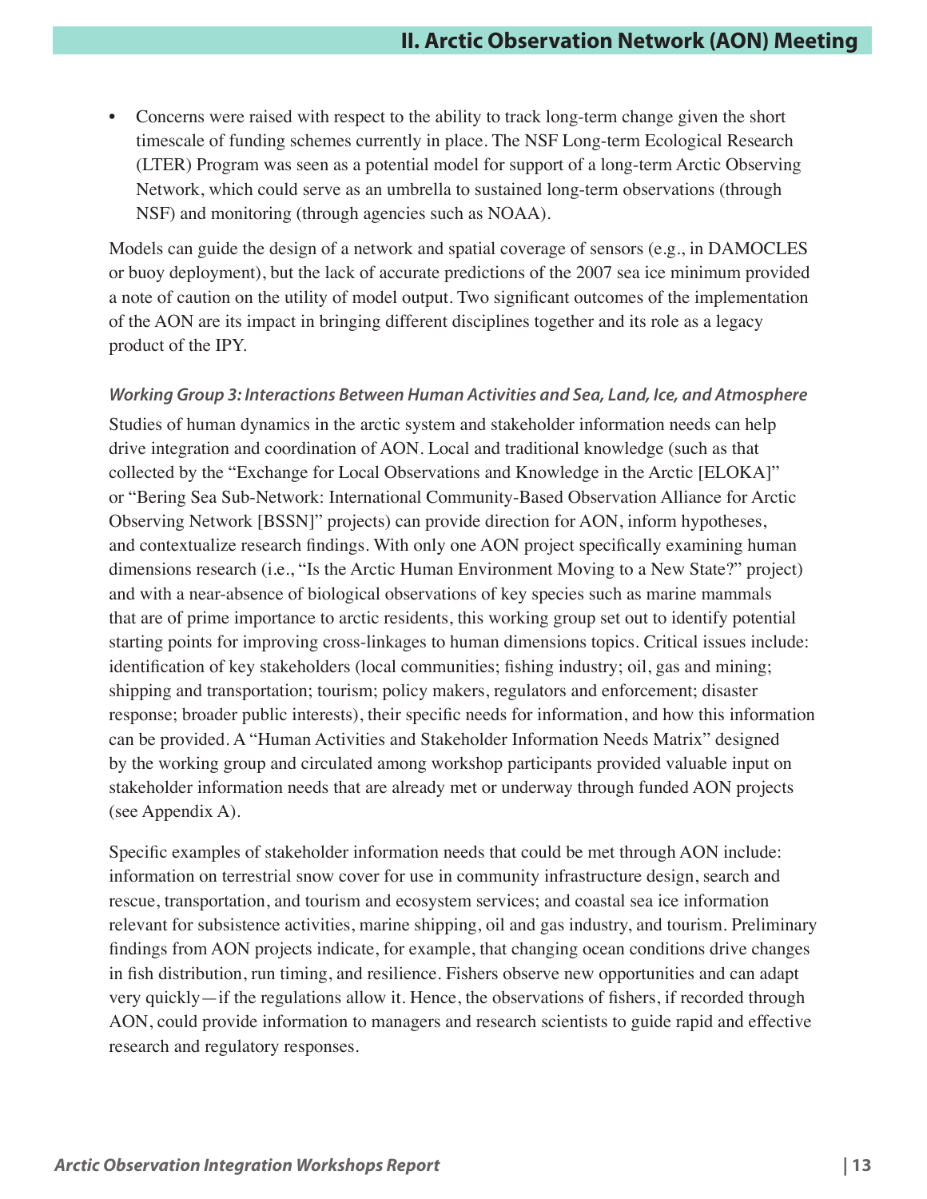- Concerns were raised with respect to the ability to track long-term change given the short timescale of funding schemes currently in place. The NSF Long-term Ecological Research (LTER) Program was seen as a potential model for support of a long-term Arctic Observing Network, which could serve as an umbrella to sustained long-term observations (through NSF) and monitoring (through agencies such as NOAA).

Models can guide the design of a network and spatial coverage of sensors (e.g., in DAMOCLES or buoy deployment), but the lack of accurate predictions of the 2007 sea ice minimum provided a note of caution on the utility of model output. Two significant outcomes of the implementation of the AON are its impact in bringing different disciplines together and its role as a legacy product of the IPY.

#### *Working Group 3: Interactions Between Human Activities and Sea, Land, Ice, and Atmosphere*

Studies of human dynamics in the arctic system and stakeholder information needs can help drive integration and coordination of AON. Local and traditional knowledge (such as that collected by the "Exchange for Local Observations and Knowledge in the Arctic [ELOKA]" or "Bering Sea Sub-Network: International Community-Based Observation Alliance for Arctic Observing Network [BSSN]" projects) can provide direction for AON, inform hypotheses, and contextualize research findings. With only one AON project specifically examining human dimensions research (i.e., "Is the Arctic Human Environment Moving to a New State?" project) and with a near-absence of biological observations of key species such as marine mammals that are of prime importance to arctic residents, this working group set out to identify potential starting points for improving cross-linkages to human dimensions topics. Critical issues include: identification of key stakeholders (local communities; fishing industry; oil, gas and mining; shipping and transportation; tourism; policy makers, regulators and enforcement; disaster response; broader public interests), their specific needs for information, and how this information can be provided. A "Human Activities and Stakeholder Information Needs Matrix" designed by the working group and circulated among workshop participants provided valuable input on stakeholder information needs that are already met or underway through funded AON projects (see Appendix A).

Specific examples of stakeholder information needs that could be met through AON include: information on terrestrial snow cover for use in community infrastructure design, search and rescue, transportation, and tourism and ecosystem services; and coastal sea ice information relevant for subsistence activities, marine shipping, oil and gas industry, and tourism. Preliminary findings from AON projects indicate, for example, that changing ocean conditions drive changes in fish distribution, run timing, and resilience. Fishers observe new opportunities and can adapt very quickly—if the regulations allow it. Hence, the observations of fishers, if recorded through AON, could provide information to managers and research scientists to guide rapid and effective research and regulatory responses.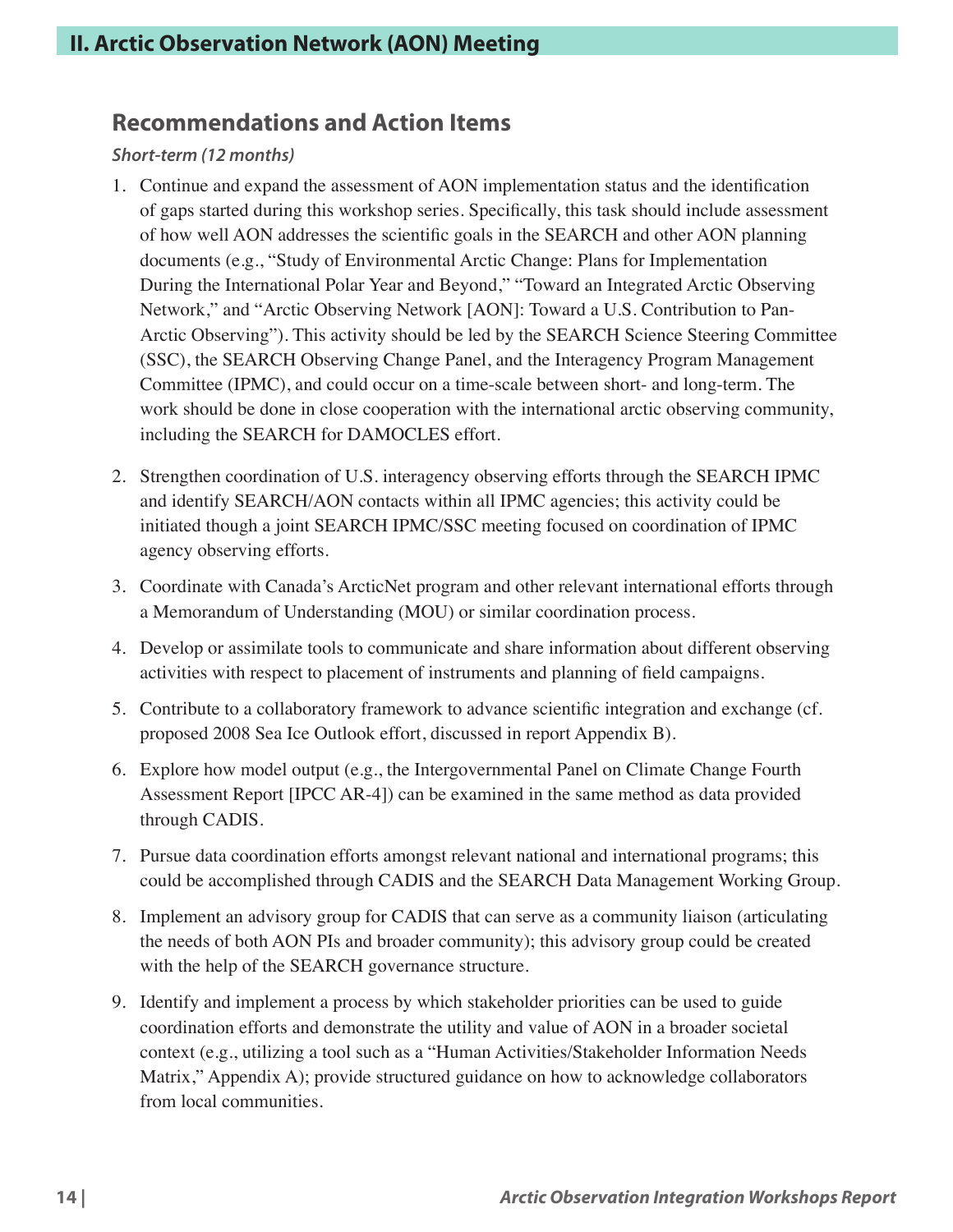## II. Arctic Observation Network (AON) Meeting

### Recommendations and Action Items

***Short-term (12 months)***

1. Continue and expand the assessment of AON implementation status and the identification of gaps started during this workshop series. Specifically, this task should include assessment of how well AON addresses the scientific goals in the SEARCH and other AON planning documents (e.g., "Study of Environmental Arctic Change: Plans for Implementation During the International Polar Year and Beyond," "Toward an Integrated Arctic Observing Network," and "Arctic Observing Network [AON]: Toward a U.S. Contribution to Pan-Arctic Observing"). This activity should be led by the SEARCH Science Steering Committee (SSC), the SEARCH Observing Change Panel, and the Interagency Program Management Committee (IPMC), and could occur on a time-scale between short- and long-term. The work should be done in close cooperation with the international arctic observing community, including the SEARCH for DAMOCLES effort.

2. Strengthen coordination of U.S. interagency observing efforts through the SEARCH IPMC and identify SEARCH/AON contacts within all IPMC agencies; this activity could be initiated though a joint SEARCH IPMC/SSC meeting focused on coordination of IPMC agency observing efforts.

3. Coordinate with Canada's ArcticNet program and other relevant international efforts through a Memorandum of Understanding (MOU) or similar coordination process.

4. Develop or assimilate tools to communicate and share information about different observing activities with respect to placement of instruments and planning of field campaigns.

5. Contribute to a collaboratory framework to advance scientific integration and exchange (cf. proposed 2008 Sea Ice Outlook effort, discussed in report Appendix B).

6. Explore how model output (e.g., the Intergovernmental Panel on Climate Change Fourth Assessment Report [IPCC AR-4]) can be examined in the same method as data provided through CADIS.

7. Pursue data coordination efforts amongst relevant national and international programs; this could be accomplished through CADIS and the SEARCH Data Management Working Group.

8. Implement an advisory group for CADIS that can serve as a community liaison (articulating the needs of both AON PIs and broader community); this advisory group could be created with the help of the SEARCH governance structure.

9. Identify and implement a process by which stakeholder priorities can be used to guide coordination efforts and demonstrate the utility and value of AON in a broader societal context (e.g., utilizing a tool such as a "Human Activities/Stakeholder Information Needs Matrix," Appendix A); provide structured guidance on how to acknowledge collaborators from local communities.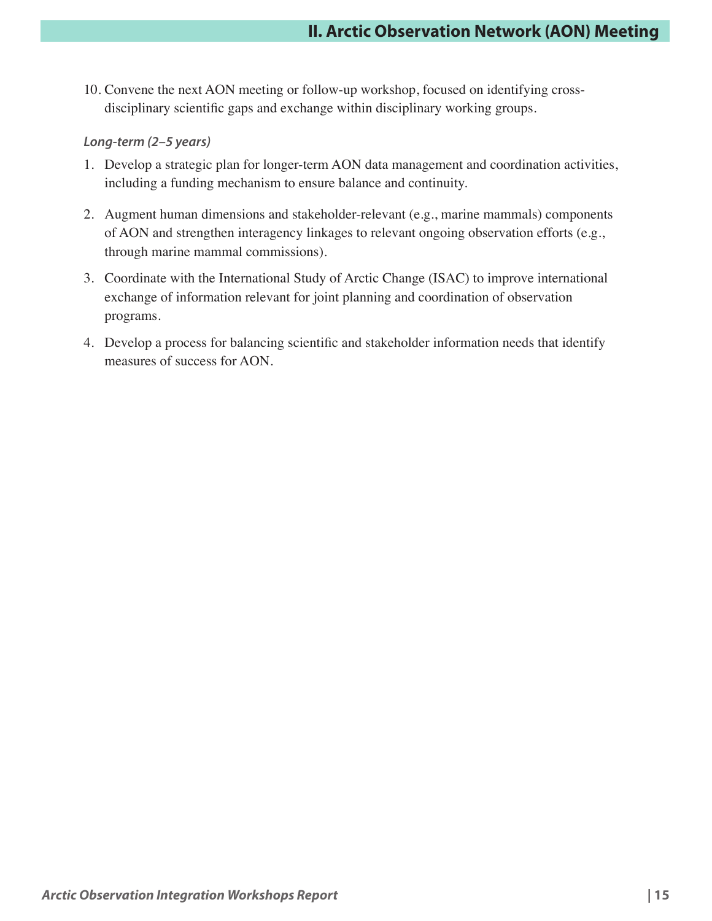10. Convene the next AON meeting or follow-up workshop, focused on identifying cross-disciplinary scientific gaps and exchange within disciplinary working groups.

*Long-term (2–5 years)*

1. Develop a strategic plan for longer-term AON data management and coordination activities, including a funding mechanism to ensure balance and continuity.

2. Augment human dimensions and stakeholder-relevant (e.g., marine mammals) components of AON and strengthen interagency linkages to relevant ongoing observation efforts (e.g., through marine mammal commissions).

3. Coordinate with the International Study of Arctic Change (ISAC) to improve international exchange of information relevant for joint planning and coordination of observation programs.

4. Develop a process for balancing scientific and stakeholder information needs that identify measures of success for AON.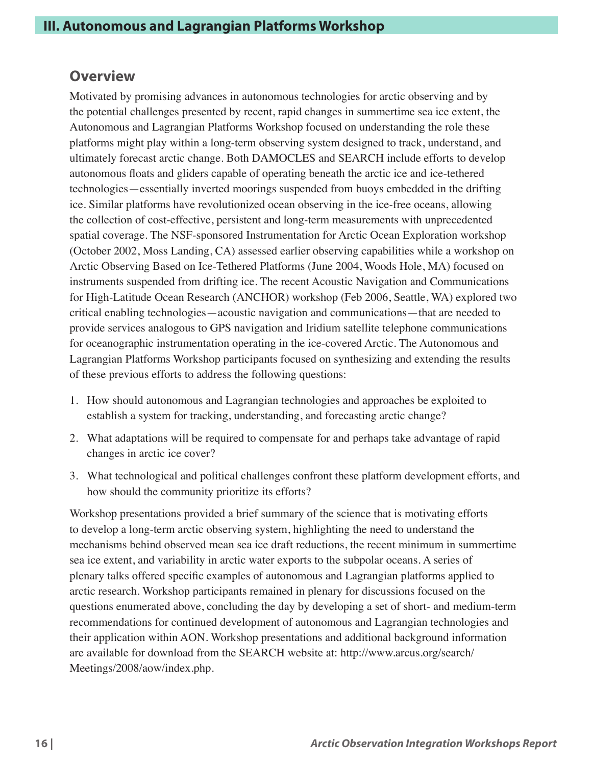# III. Autonomous and Lagrangian Platforms Workshop

## Overview

Motivated by promising advances in autonomous technologies for arctic observing and by the potential challenges presented by recent, rapid changes in summertime sea ice extent, the Autonomous and Lagrangian Platforms Workshop focused on understanding the role these platforms might play within a long-term observing system designed to track, understand, and ultimately forecast arctic change. Both DAMOCLES and SEARCH include efforts to develop autonomous floats and gliders capable of operating beneath the arctic ice and ice-tethered technologies—essentially inverted moorings suspended from buoys embedded in the drifting ice. Similar platforms have revolutionized ocean observing in the ice-free oceans, allowing the collection of cost-effective, persistent and long-term measurements with unprecedented spatial coverage. The NSF-sponsored Instrumentation for Arctic Ocean Exploration workshop (October 2002, Moss Landing, CA) assessed earlier observing capabilities while a workshop on Arctic Observing Based on Ice-Tethered Platforms (June 2004, Woods Hole, MA) focused on instruments suspended from drifting ice. The recent Acoustic Navigation and Communications for High-Latitude Ocean Research (ANCHOR) workshop (Feb 2006, Seattle, WA) explored two critical enabling technologies—acoustic navigation and communications—that are needed to provide services analogous to GPS navigation and Iridium satellite telephone communications for oceanographic instrumentation operating in the ice-covered Arctic. The Autonomous and Lagrangian Platforms Workshop participants focused on synthesizing and extending the results of these previous efforts to address the following questions:

1. How should autonomous and Lagrangian technologies and approaches be exploited to establish a system for tracking, understanding, and forecasting arctic change?
2. What adaptations will be required to compensate for and perhaps take advantage of rapid changes in arctic ice cover?
3. What technological and political challenges confront these platform development efforts, and how should the community prioritize its efforts?

Workshop presentations provided a brief summary of the science that is motivating efforts to develop a long-term arctic observing system, highlighting the need to understand the mechanisms behind observed mean sea ice draft reductions, the recent minimum in summertime sea ice extent, and variability in arctic water exports to the subpolar oceans. A series of plenary talks offered specific examples of autonomous and Lagrangian platforms applied to arctic research. Workshop participants remained in plenary for discussions focused on the questions enumerated above, concluding the day by developing a set of short- and medium-term recommendations for continued development of autonomous and Lagrangian technologies and their application within AON. Workshop presentations and additional background information are available for download from the SEARCH website at: http://www.arcus.org/search/Meetings/2008/aow/index.php.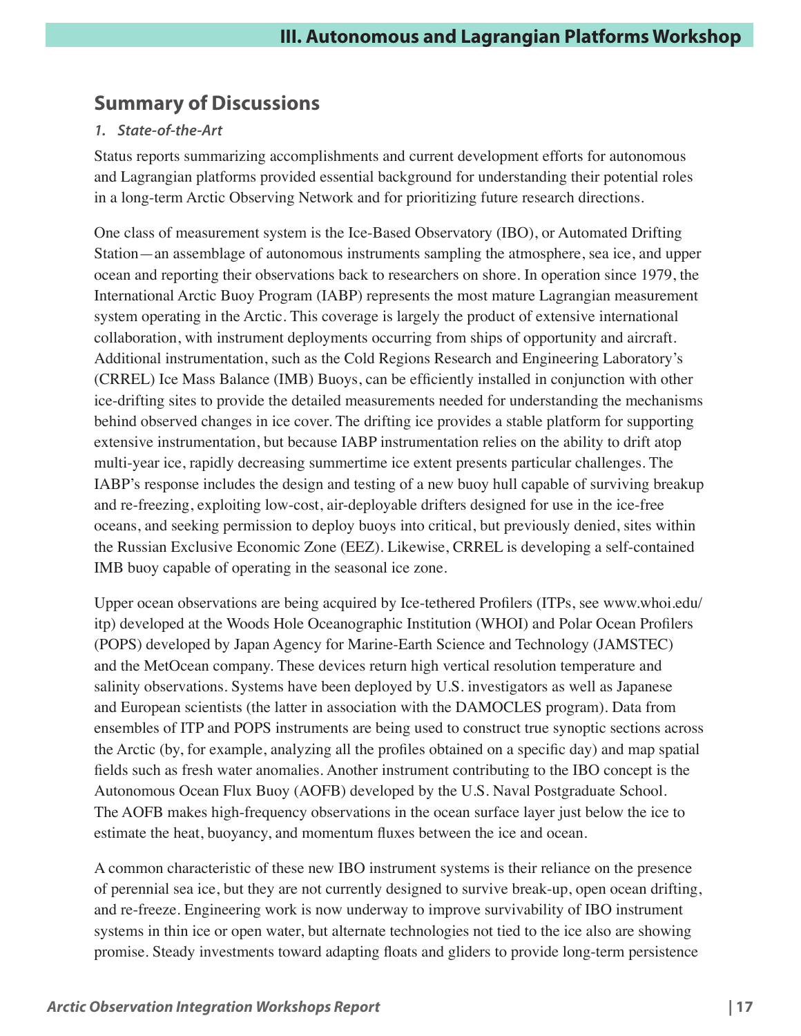## Summary of Discussions

### *1. State-of-the-Art*

Status reports summarizing accomplishments and current development efforts for autonomous and Lagrangian platforms provided essential background for understanding their potential roles in a long-term Arctic Observing Network and for prioritizing future research directions.

One class of measurement system is the Ice-Based Observatory (IBO), or Automated Drifting Station—an assemblage of autonomous instruments sampling the atmosphere, sea ice, and upper ocean and reporting their observations back to researchers on shore. In operation since 1979, the International Arctic Buoy Program (IABP) represents the most mature Lagrangian measurement system operating in the Arctic. This coverage is largely the product of extensive international collaboration, with instrument deployments occurring from ships of opportunity and aircraft. Additional instrumentation, such as the Cold Regions Research and Engineering Laboratory's (CRREL) Ice Mass Balance (IMB) Buoys, can be efficiently installed in conjunction with other ice-drifting sites to provide the detailed measurements needed for understanding the mechanisms behind observed changes in ice cover. The drifting ice provides a stable platform for supporting extensive instrumentation, but because IABP instrumentation relies on the ability to drift atop multi-year ice, rapidly decreasing summertime ice extent presents particular challenges. The IABP's response includes the design and testing of a new buoy hull capable of surviving breakup and re-freezing, exploiting low-cost, air-deployable drifters designed for use in the ice-free oceans, and seeking permission to deploy buoys into critical, but previously denied, sites within the Russian Exclusive Economic Zone (EEZ). Likewise, CRREL is developing a self-contained IMB buoy capable of operating in the seasonal ice zone.

Upper ocean observations are being acquired by Ice-tethered Profilers (ITPs, see www.whoi.edu/itp) developed at the Woods Hole Oceanographic Institution (WHOI) and Polar Ocean Profilers (POPS) developed by Japan Agency for Marine-Earth Science and Technology (JAMSTEC) and the MetOcean company. These devices return high vertical resolution temperature and salinity observations. Systems have been deployed by U.S. investigators as well as Japanese and European scientists (the latter in association with the DAMOCLES program). Data from ensembles of ITP and POPS instruments are being used to construct true synoptic sections across the Arctic (by, for example, analyzing all the profiles obtained on a specific day) and map spatial fields such as fresh water anomalies. Another instrument contributing to the IBO concept is the Autonomous Ocean Flux Buoy (AOFB) developed by the U.S. Naval Postgraduate School. The AOFB makes high-frequency observations in the ocean surface layer just below the ice to estimate the heat, buoyancy, and momentum fluxes between the ice and ocean.

A common characteristic of these new IBO instrument systems is their reliance on the presence of perennial sea ice, but they are not currently designed to survive break-up, open ocean drifting, and re-freeze. Engineering work is now underway to improve survivability of IBO instrument systems in thin ice or open water, but alternate technologies not tied to the ice also are showing promise. Steady investments toward adapting floats and gliders to provide long-term persistence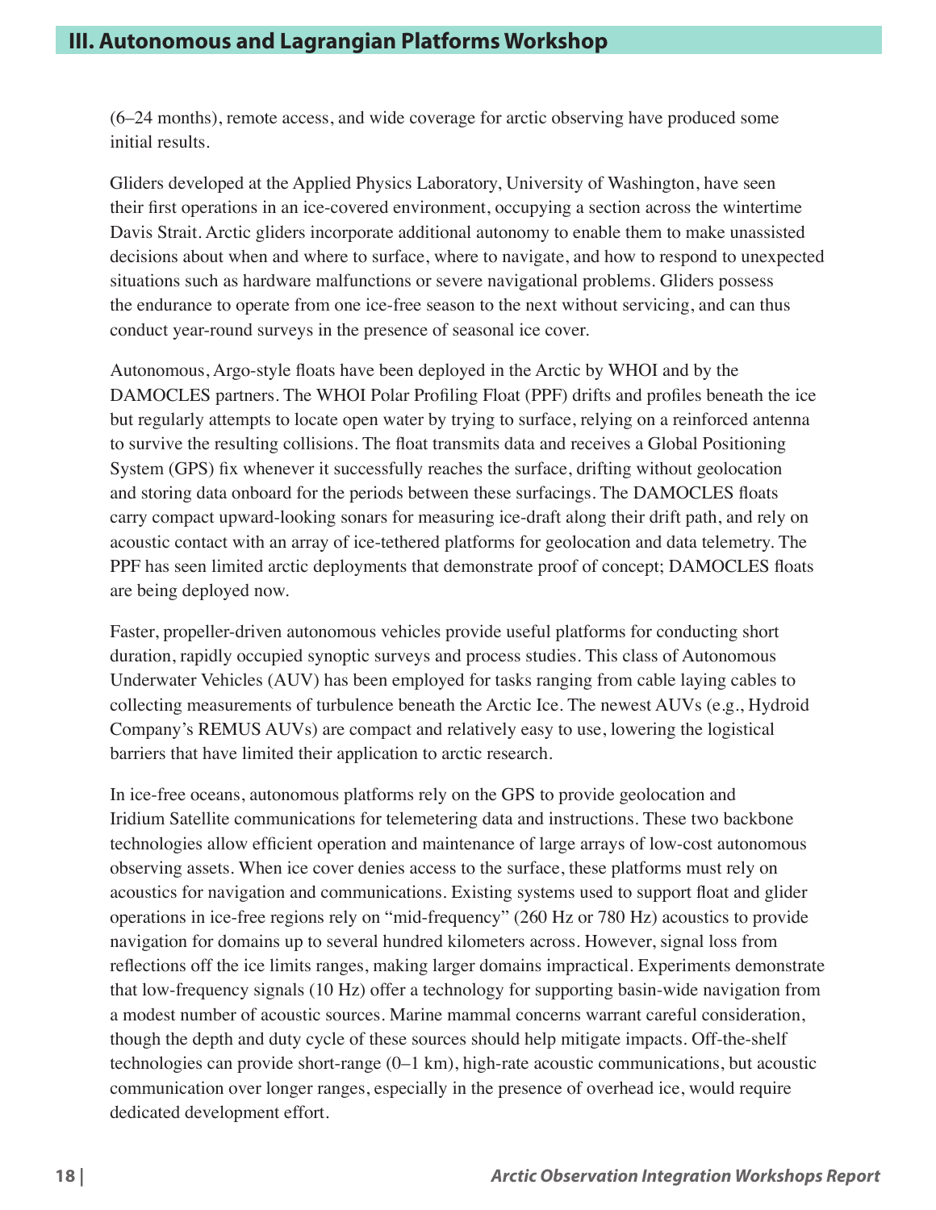(6–24 months), remote access, and wide coverage for arctic observing have produced some initial results.

Gliders developed at the Applied Physics Laboratory, University of Washington, have seen their first operations in an ice-covered environment, occupying a section across the wintertime Davis Strait. Arctic gliders incorporate additional autonomy to enable them to make unassisted decisions about when and where to surface, where to navigate, and how to respond to unexpected situations such as hardware malfunctions or severe navigational problems. Gliders possess the endurance to operate from one ice-free season to the next without servicing, and can thus conduct year-round surveys in the presence of seasonal ice cover.

Autonomous, Argo-style floats have been deployed in the Arctic by WHOI and by the DAMOCLES partners. The WHOI Polar Profiling Float (PPF) drifts and profiles beneath the ice but regularly attempts to locate open water by trying to surface, relying on a reinforced antenna to survive the resulting collisions. The float transmits data and receives a Global Positioning System (GPS) fix whenever it successfully reaches the surface, drifting without geolocation and storing data onboard for the periods between these surfacings. The DAMOCLES floats carry compact upward-looking sonars for measuring ice-draft along their drift path, and rely on acoustic contact with an array of ice-tethered platforms for geolocation and data telemetry. The PPF has seen limited arctic deployments that demonstrate proof of concept; DAMOCLES floats are being deployed now.

Faster, propeller-driven autonomous vehicles provide useful platforms for conducting short duration, rapidly occupied synoptic surveys and process studies. This class of Autonomous Underwater Vehicles (AUV) has been employed for tasks ranging from cable laying cables to collecting measurements of turbulence beneath the Arctic Ice. The newest AUVs (e.g., Hydroid Company's REMUS AUVs) are compact and relatively easy to use, lowering the logistical barriers that have limited their application to arctic research.

In ice-free oceans, autonomous platforms rely on the GPS to provide geolocation and Iridium Satellite communications for telemetering data and instructions. These two backbone technologies allow efficient operation and maintenance of large arrays of low-cost autonomous observing assets. When ice cover denies access to the surface, these platforms must rely on acoustics for navigation and communications. Existing systems used to support float and glider operations in ice-free regions rely on "mid-frequency" (260 Hz or 780 Hz) acoustics to provide navigation for domains up to several hundred kilometers across. However, signal loss from reflections off the ice limits ranges, making larger domains impractical. Experiments demonstrate that low-frequency signals (10 Hz) offer a technology for supporting basin-wide navigation from a modest number of acoustic sources. Marine mammal concerns warrant careful consideration, though the depth and duty cycle of these sources should help mitigate impacts. Off-the-shelf technologies can provide short-range (0–1 km), high-rate acoustic communications, but acoustic communication over longer ranges, especially in the presence of overhead ice, would require dedicated development effort.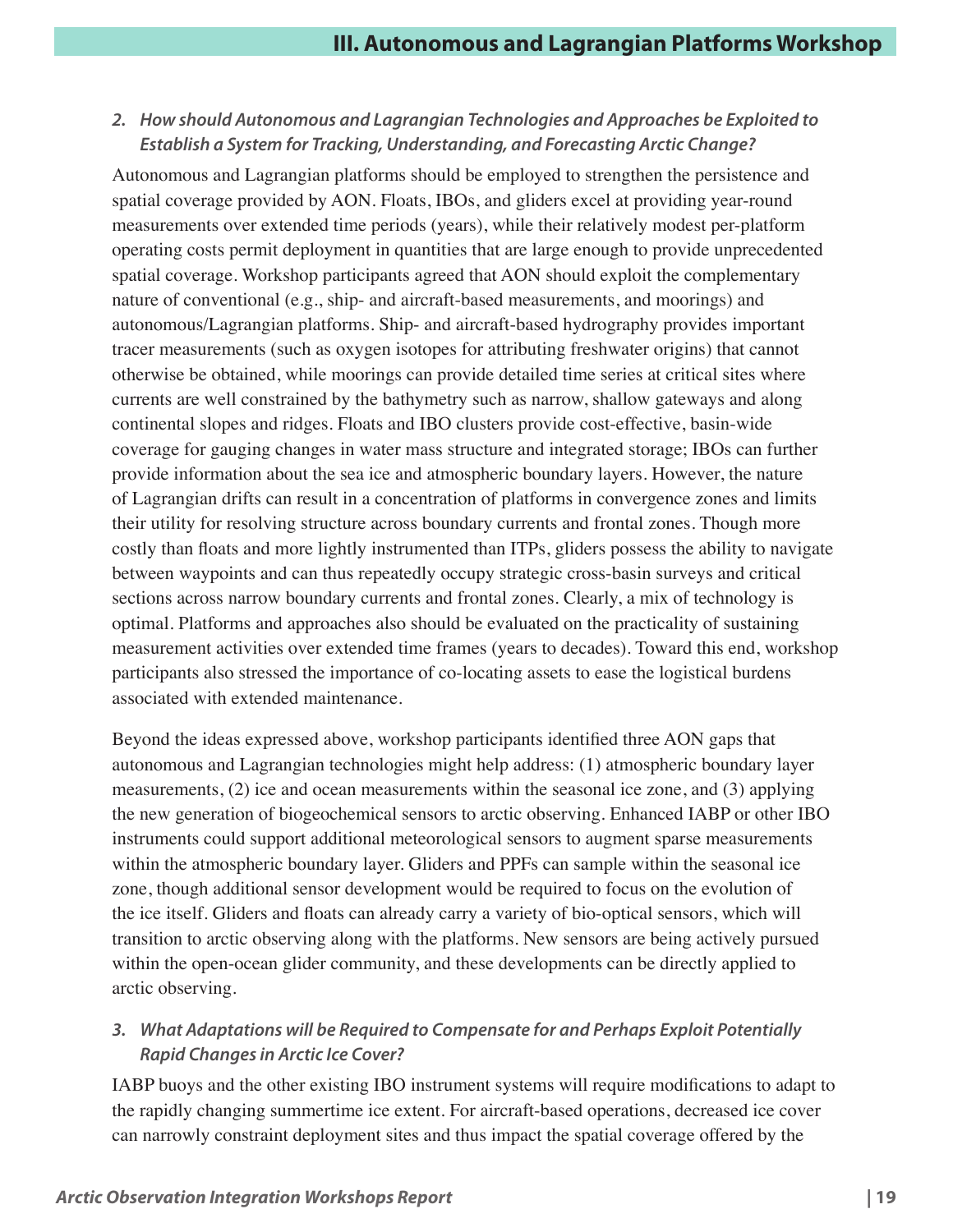### 2. *How should Autonomous and Lagrangian Technologies and Approaches be Exploited to Establish a System for Tracking, Understanding, and Forecasting Arctic Change?*

Autonomous and Lagrangian platforms should be employed to strengthen the persistence and spatial coverage provided by AON. Floats, IBOs, and gliders excel at providing year-round measurements over extended time periods (years), while their relatively modest per-platform operating costs permit deployment in quantities that are large enough to provide unprecedented spatial coverage. Workshop participants agreed that AON should exploit the complementary nature of conventional (e.g., ship- and aircraft-based measurements, and moorings) and autonomous/Lagrangian platforms. Ship- and aircraft-based hydrography provides important tracer measurements (such as oxygen isotopes for attributing freshwater origins) that cannot otherwise be obtained, while moorings can provide detailed time series at critical sites where currents are well constrained by the bathymetry such as narrow, shallow gateways and along continental slopes and ridges. Floats and IBO clusters provide cost-effective, basin-wide coverage for gauging changes in water mass structure and integrated storage; IBOs can further provide information about the sea ice and atmospheric boundary layers. However, the nature of Lagrangian drifts can result in a concentration of platforms in convergence zones and limits their utility for resolving structure across boundary currents and frontal zones. Though more costly than floats and more lightly instrumented than ITPs, gliders possess the ability to navigate between waypoints and can thus repeatedly occupy strategic cross-basin surveys and critical sections across narrow boundary currents and frontal zones. Clearly, a mix of technology is optimal. Platforms and approaches also should be evaluated on the practicality of sustaining measurement activities over extended time frames (years to decades). Toward this end, workshop participants also stressed the importance of co-locating assets to ease the logistical burdens associated with extended maintenance.

Beyond the ideas expressed above, workshop participants identified three AON gaps that autonomous and Lagrangian technologies might help address: (1) atmospheric boundary layer measurements, (2) ice and ocean measurements within the seasonal ice zone, and (3) applying the new generation of biogeochemical sensors to arctic observing. Enhanced IABP or other IBO instruments could support additional meteorological sensors to augment sparse measurements within the atmospheric boundary layer. Gliders and PPFs can sample within the seasonal ice zone, though additional sensor development would be required to focus on the evolution of the ice itself. Gliders and floats can already carry a variety of bio-optical sensors, which will transition to arctic observing along with the platforms. New sensors are being actively pursued within the open-ocean glider community, and these developments can be directly applied to arctic observing.

### 3. *What Adaptations will be Required to Compensate for and Perhaps Exploit Potentially Rapid Changes in Arctic Ice Cover?*

IABP buoys and the other existing IBO instrument systems will require modifications to adapt to the rapidly changing summertime ice extent. For aircraft-based operations, decreased ice cover can narrowly constraint deployment sites and thus impact the spatial coverage offered by the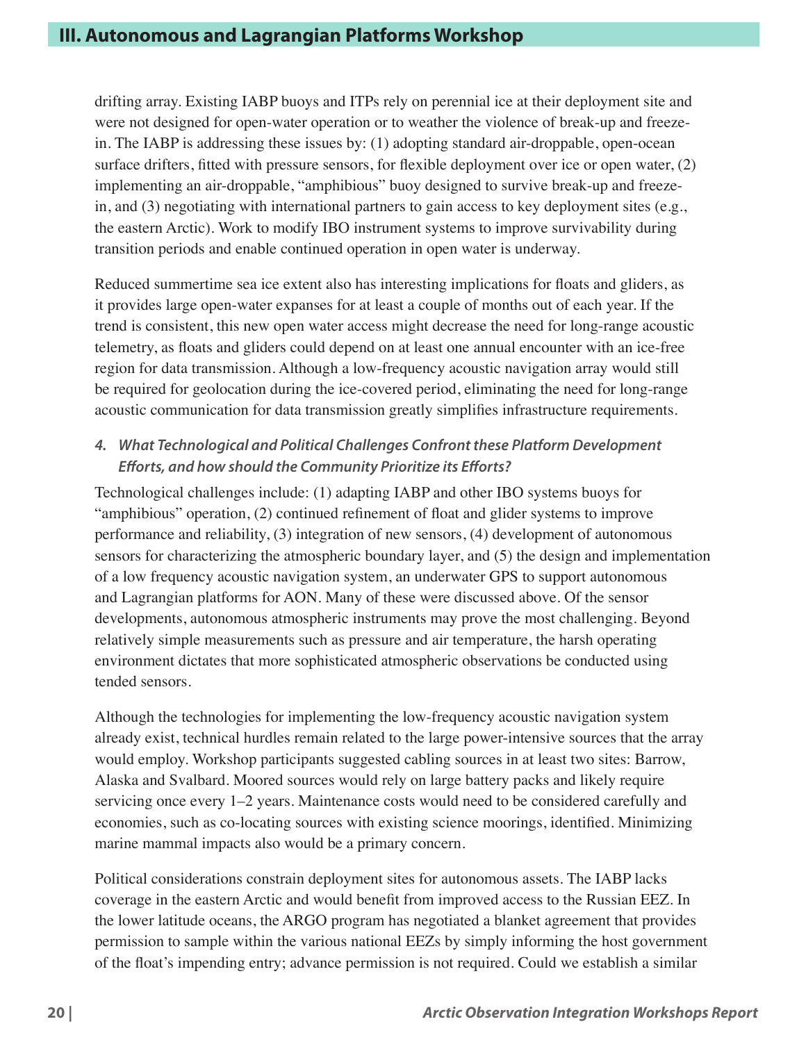drifting array. Existing IABP buoys and ITPs rely on perennial ice at their deployment site and were not designed for open-water operation or to weather the violence of break-up and freeze-in. The IABP is addressing these issues by: (1) adopting standard air-droppable, open-ocean surface drifters, fitted with pressure sensors, for flexible deployment over ice or open water, (2) implementing an air-droppable, "amphibious" buoy designed to survive break-up and freeze-in, and (3) negotiating with international partners to gain access to key deployment sites (e.g., the eastern Arctic). Work to modify IBO instrument systems to improve survivability during transition periods and enable continued operation in open water is underway.

Reduced summertime sea ice extent also has interesting implications for floats and gliders, as it provides large open-water expanses for at least a couple of months out of each year. If the trend is consistent, this new open water access might decrease the need for long-range acoustic telemetry, as floats and gliders could depend on at least one annual encounter with an ice-free region for data transmission. Although a low-frequency acoustic navigation array would still be required for geolocation during the ice-covered period, eliminating the need for long-range acoustic communication for data transmission greatly simplifies infrastructure requirements.

### *4. What Technological and Political Challenges Confront these Platform Development Efforts, and how should the Community Prioritize its Efforts?*

Technological challenges include: (1) adapting IABP and other IBO systems buoys for "amphibious" operation, (2) continued refinement of float and glider systems to improve performance and reliability, (3) integration of new sensors, (4) development of autonomous sensors for characterizing the atmospheric boundary layer, and (5) the design and implementation of a low frequency acoustic navigation system, an underwater GPS to support autonomous and Lagrangian platforms for AON. Many of these were discussed above. Of the sensor developments, autonomous atmospheric instruments may prove the most challenging. Beyond relatively simple measurements such as pressure and air temperature, the harsh operating environment dictates that more sophisticated atmospheric observations be conducted using tended sensors.

Although the technologies for implementing the low-frequency acoustic navigation system already exist, technical hurdles remain related to the large power-intensive sources that the array would employ. Workshop participants suggested cabling sources in at least two sites: Barrow, Alaska and Svalbard. Moored sources would rely on large battery packs and likely require servicing once every 1–2 years. Maintenance costs would need to be considered carefully and economies, such as co-locating sources with existing science moorings, identified. Minimizing marine mammal impacts also would be a primary concern.

Political considerations constrain deployment sites for autonomous assets. The IABP lacks coverage in the eastern Arctic and would benefit from improved access to the Russian EEZ. In the lower latitude oceans, the ARGO program has negotiated a blanket agreement that provides permission to sample within the various national EEZs by simply informing the host government of the float's impending entry; advance permission is not required. Could we establish a similar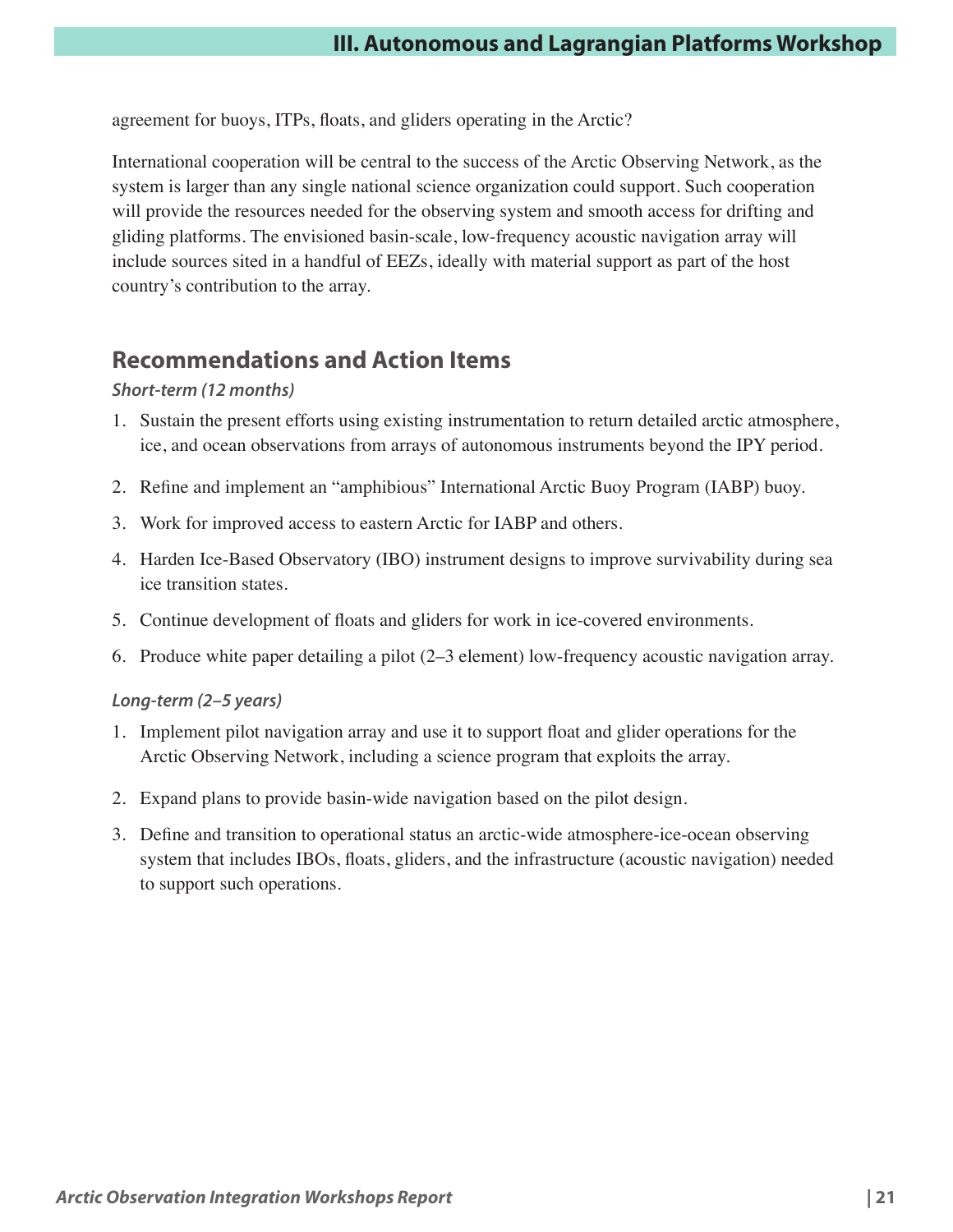agreement for buoys, ITPs, floats, and gliders operating in the Arctic?

International cooperation will be central to the success of the Arctic Observing Network, as the system is larger than any single national science organization could support. Such cooperation will provide the resources needed for the observing system and smooth access for drifting and gliding platforms. The envisioned basin-scale, low-frequency acoustic navigation array will include sources sited in a handful of EEZs, ideally with material support as part of the host country's contribution to the array.

## Recommendations and Action Items

***Short-term (12 months)***

1. Sustain the present efforts using existing instrumentation to return detailed arctic atmosphere, ice, and ocean observations from arrays of autonomous instruments beyond the IPY period.
2. Refine and implement an "amphibious" International Arctic Buoy Program (IABP) buoy.
3. Work for improved access to eastern Arctic for IABP and others.
4. Harden Ice-Based Observatory (IBO) instrument designs to improve survivability during sea ice transition states.
5. Continue development of floats and gliders for work in ice-covered environments.
6. Produce white paper detailing a pilot (2–3 element) low-frequency acoustic navigation array.

***Long-term (2–5 years)***

1. Implement pilot navigation array and use it to support float and glider operations for the Arctic Observing Network, including a science program that exploits the array.
2. Expand plans to provide basin-wide navigation based on the pilot design.
3. Define and transition to operational status an arctic-wide atmosphere-ice-ocean observing system that includes IBOs, floats, gliders, and the infrastructure (acoustic navigation) needed to support such operations.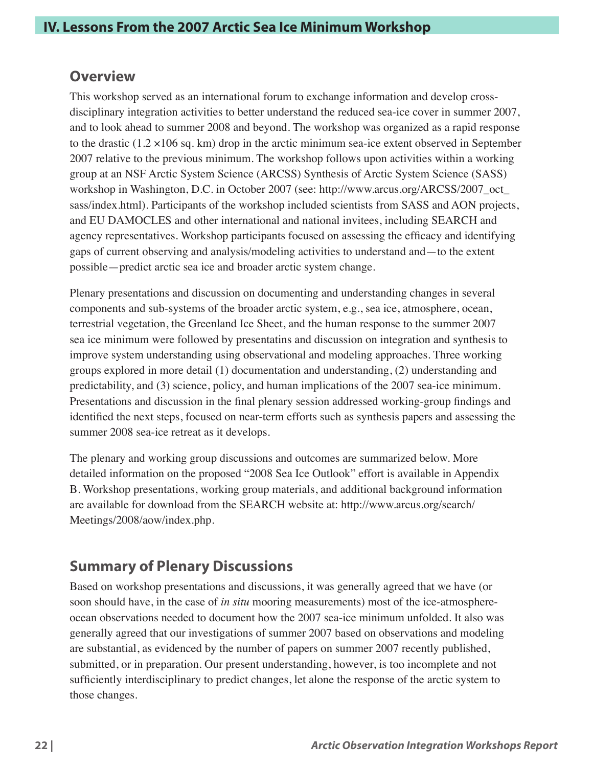# IV. Lessons From the 2007 Arctic Sea Ice Minimum Workshop

## Overview

This workshop served as an international forum to exchange information and develop cross-disciplinary integration activities to better understand the reduced sea-ice cover in summer 2007, and to look ahead to summer 2008 and beyond. The workshop was organized as a rapid response to the drastic (1.2 ×106 sq. km) drop in the arctic minimum sea-ice extent observed in September 2007 relative to the previous minimum. The workshop follows upon activities within a working group at an NSF Arctic System Science (ARCSS) Synthesis of Arctic System Science (SASS) workshop in Washington, D.C. in October 2007 (see: http://www.arcus.org/ARCSS/2007_oct_sass/index.html). Participants of the workshop included scientists from SASS and AON projects, and EU DAMOCLES and other international and national invitees, including SEARCH and agency representatives. Workshop participants focused on assessing the efficacy and identifying gaps of current observing and analysis/modeling activities to understand and—to the extent possible—predict arctic sea ice and broader arctic system change.

Plenary presentations and discussion on documenting and understanding changes in several components and sub-systems of the broader arctic system, e.g., sea ice, atmosphere, ocean, terrestrial vegetation, the Greenland Ice Sheet, and the human response to the summer 2007 sea ice minimum were followed by presentatins and discussion on integration and synthesis to improve system understanding using observational and modeling approaches. Three working groups explored in more detail (1) documentation and understanding, (2) understanding and predictability, and (3) science, policy, and human implications of the 2007 sea-ice minimum. Presentations and discussion in the final plenary session addressed working-group findings and identified the next steps, focused on near-term efforts such as synthesis papers and assessing the summer 2008 sea-ice retreat as it develops.

The plenary and working group discussions and outcomes are summarized below. More detailed information on the proposed "2008 Sea Ice Outlook" effort is available in Appendix B. Workshop presentations, working group materials, and additional background information are available for download from the SEARCH website at: http://www.arcus.org/search/Meetings/2008/aow/index.php.

## Summary of Plenary Discussions

Based on workshop presentations and discussions, it was generally agreed that we have (or soon should have, in the case of *in situ* mooring measurements) most of the ice-atmosphere-ocean observations needed to document how the 2007 sea-ice minimum unfolded. It also was generally agreed that our investigations of summer 2007 based on observations and modeling are substantial, as evidenced by the number of papers on summer 2007 recently published, submitted, or in preparation. Our present understanding, however, is too incomplete and not sufficiently interdisciplinary to predict changes, let alone the response of the arctic system to those changes.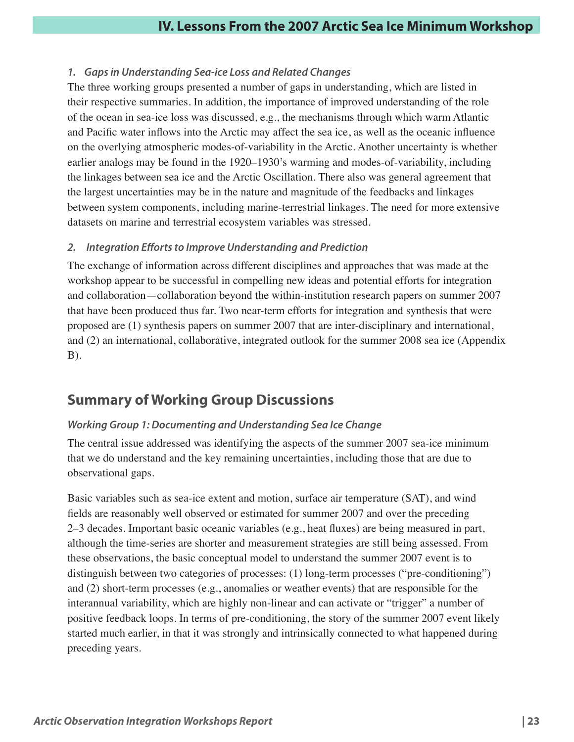### 1. Gaps in Understanding Sea-ice Loss and Related Changes

The three working groups presented a number of gaps in understanding, which are listed in their respective summaries. In addition, the importance of improved understanding of the role of the ocean in sea-ice loss was discussed, e.g., the mechanisms through which warm Atlantic and Pacific water inflows into the Arctic may affect the sea ice, as well as the oceanic influence on the overlying atmospheric modes-of-variability in the Arctic. Another uncertainty is whether earlier analogs may be found in the 1920–1930's warming and modes-of-variability, including the linkages between sea ice and the Arctic Oscillation. There also was general agreement that the largest uncertainties may be in the nature and magnitude of the feedbacks and linkages between system components, including marine-terrestrial linkages. The need for more extensive datasets on marine and terrestrial ecosystem variables was stressed.

### 2. Integration Efforts to Improve Understanding and Prediction

The exchange of information across different disciplines and approaches that was made at the workshop appear to be successful in compelling new ideas and potential efforts for integration and collaboration—collaboration beyond the within-institution research papers on summer 2007 that have been produced thus far. Two near-term efforts for integration and synthesis that were proposed are (1) synthesis papers on summer 2007 that are inter-disciplinary and international, and (2) an international, collaborative, integrated outlook for the summer 2008 sea ice (Appendix B).

## Summary of Working Group Discussions

### Working Group 1: Documenting and Understanding Sea Ice Change

The central issue addressed was identifying the aspects of the summer 2007 sea-ice minimum that we do understand and the key remaining uncertainties, including those that are due to observational gaps.

Basic variables such as sea-ice extent and motion, surface air temperature (SAT), and wind fields are reasonably well observed or estimated for summer 2007 and over the preceding 2–3 decades. Important basic oceanic variables (e.g., heat fluxes) are being measured in part, although the time-series are shorter and measurement strategies are still being assessed. From these observations, the basic conceptual model to understand the summer 2007 event is to distinguish between two categories of processes: (1) long-term processes ("pre-conditioning") and (2) short-term processes (e.g., anomalies or weather events) that are responsible for the interannual variability, which are highly non-linear and can activate or "trigger" a number of positive feedback loops. In terms of pre-conditioning, the story of the summer 2007 event likely started much earlier, in that it was strongly and intrinsically connected to what happened during preceding years.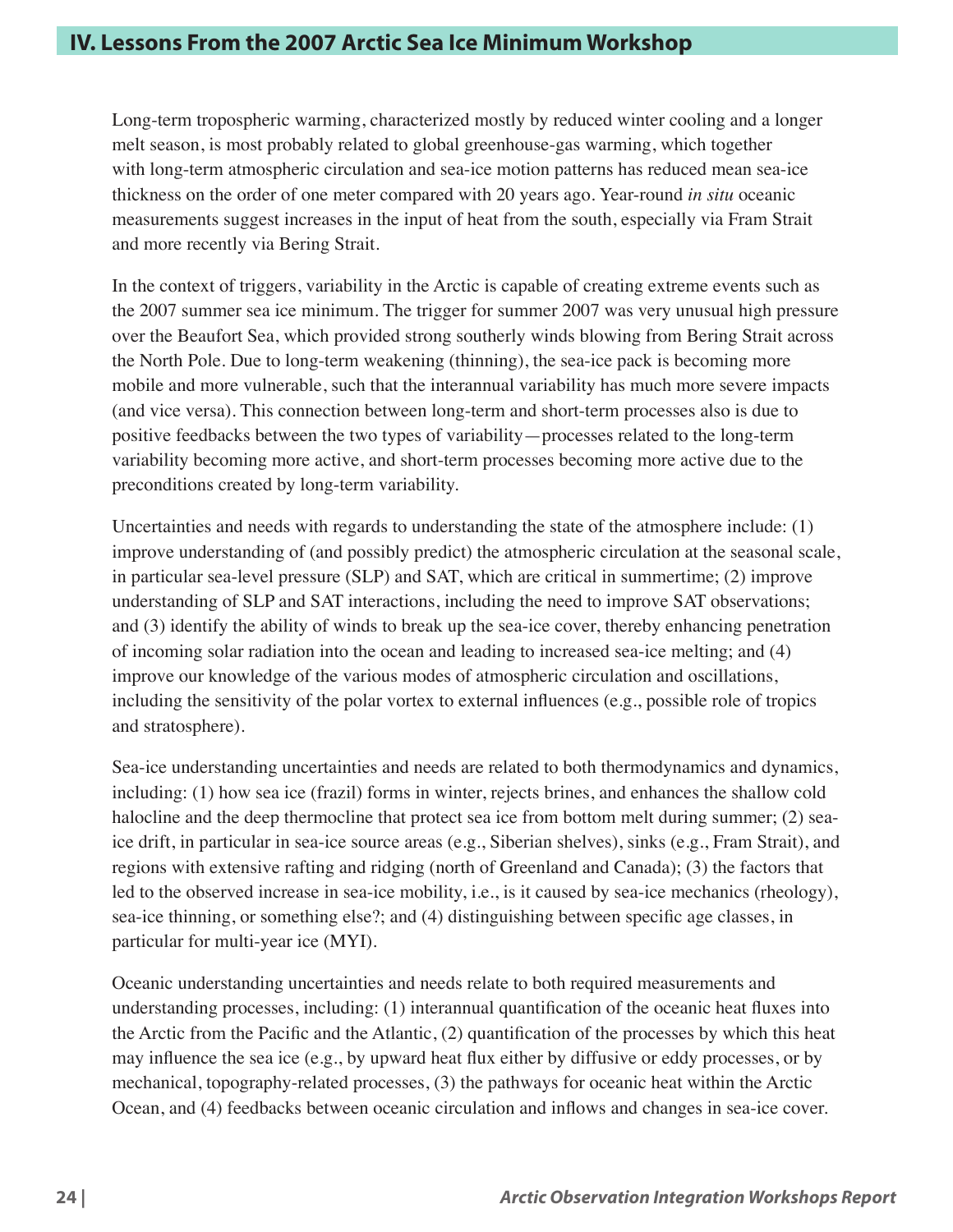## IV. Lessons From the 2007 Arctic Sea Ice Minimum Workshop

Long-term tropospheric warming, characterized mostly by reduced winter cooling and a longer melt season, is most probably related to global greenhouse-gas warming, which together with long-term atmospheric circulation and sea-ice motion patterns has reduced mean sea-ice thickness on the order of one meter compared with 20 years ago. Year-round *in situ* oceanic measurements suggest increases in the input of heat from the south, especially via Fram Strait and more recently via Bering Strait.

In the context of triggers, variability in the Arctic is capable of creating extreme events such as the 2007 summer sea ice minimum. The trigger for summer 2007 was very unusual high pressure over the Beaufort Sea, which provided strong southerly winds blowing from Bering Strait across the North Pole. Due to long-term weakening (thinning), the sea-ice pack is becoming more mobile and more vulnerable, such that the interannual variability has much more severe impacts (and vice versa). This connection between long-term and short-term processes also is due to positive feedbacks between the two types of variability—processes related to the long-term variability becoming more active, and short-term processes becoming more active due to the preconditions created by long-term variability.

Uncertainties and needs with regards to understanding the state of the atmosphere include: (1) improve understanding of (and possibly predict) the atmospheric circulation at the seasonal scale, in particular sea-level pressure (SLP) and SAT, which are critical in summertime; (2) improve understanding of SLP and SAT interactions, including the need to improve SAT observations; and (3) identify the ability of winds to break up the sea-ice cover, thereby enhancing penetration of incoming solar radiation into the ocean and leading to increased sea-ice melting; and (4) improve our knowledge of the various modes of atmospheric circulation and oscillations, including the sensitivity of the polar vortex to external influences (e.g., possible role of tropics and stratosphere).

Sea-ice understanding uncertainties and needs are related to both thermodynamics and dynamics, including: (1) how sea ice (frazil) forms in winter, rejects brines, and enhances the shallow cold halocline and the deep thermocline that protect sea ice from bottom melt during summer; (2) sea-ice drift, in particular in sea-ice source areas (e.g., Siberian shelves), sinks (e.g., Fram Strait), and regions with extensive rafting and ridging (north of Greenland and Canada); (3) the factors that led to the observed increase in sea-ice mobility, i.e., is it caused by sea-ice mechanics (rheology), sea-ice thinning, or something else?; and (4) distinguishing between specific age classes, in particular for multi-year ice (MYI).

Oceanic understanding uncertainties and needs relate to both required measurements and understanding processes, including: (1) interannual quantification of the oceanic heat fluxes into the Arctic from the Pacific and the Atlantic, (2) quantification of the processes by which this heat may influence the sea ice (e.g., by upward heat flux either by diffusive or eddy processes, or by mechanical, topography-related processes, (3) the pathways for oceanic heat within the Arctic Ocean, and (4) feedbacks between oceanic circulation and inflows and changes in sea-ice cover.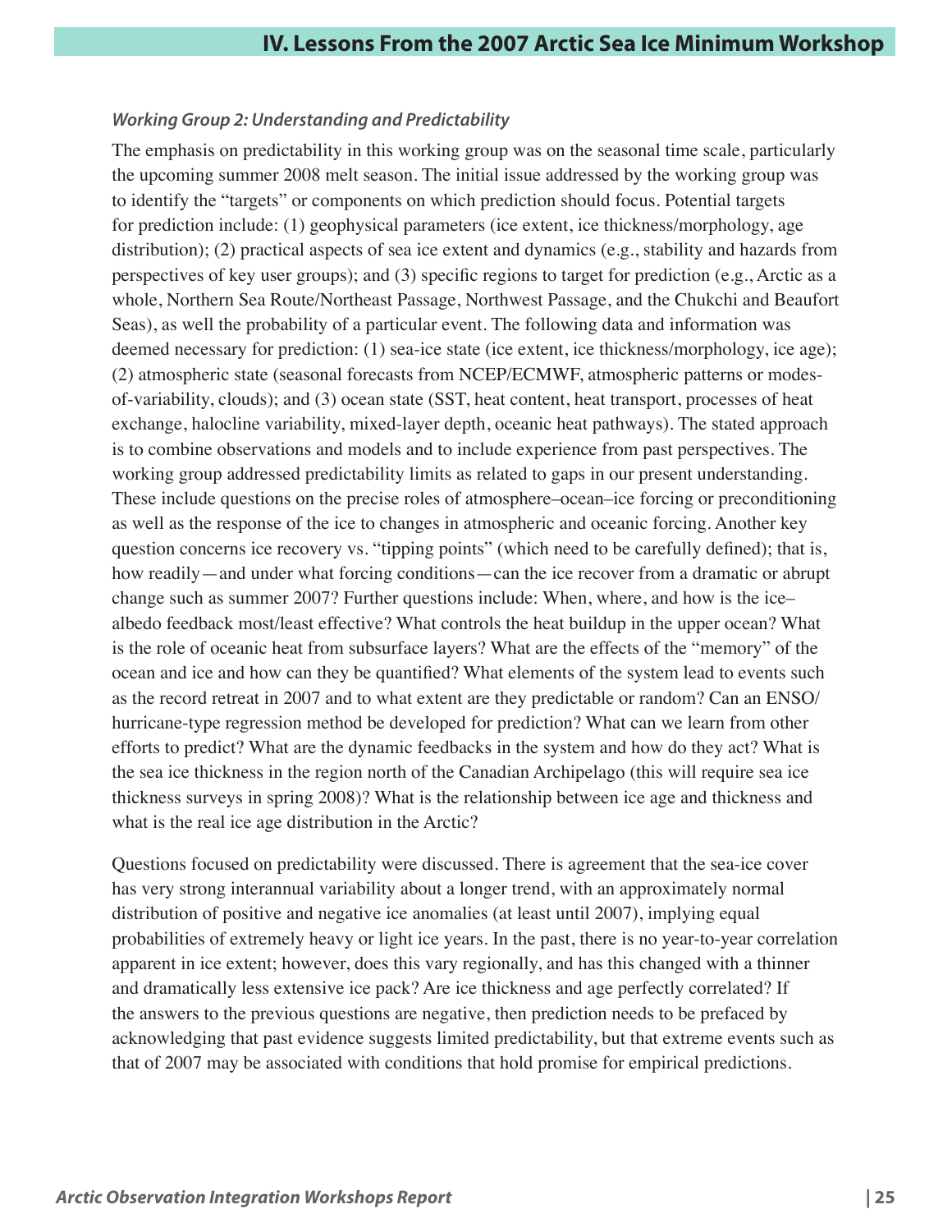### *Working Group 2: Understanding and Predictability*

The emphasis on predictability in this working group was on the seasonal time scale, particularly the upcoming summer 2008 melt season. The initial issue addressed by the working group was to identify the "targets" or components on which prediction should focus. Potential targets for prediction include: (1) geophysical parameters (ice extent, ice thickness/morphology, age distribution); (2) practical aspects of sea ice extent and dynamics (e.g., stability and hazards from perspectives of key user groups); and (3) specific regions to target for prediction (e.g., Arctic as a whole, Northern Sea Route/Northeast Passage, Northwest Passage, and the Chukchi and Beaufort Seas), as well the probability of a particular event. The following data and information was deemed necessary for prediction: (1) sea-ice state (ice extent, ice thickness/morphology, ice age); (2) atmospheric state (seasonal forecasts from NCEP/ECMWF, atmospheric patterns or modes-of-variability, clouds); and (3) ocean state (SST, heat content, heat transport, processes of heat exchange, halocline variability, mixed-layer depth, oceanic heat pathways). The stated approach is to combine observations and models and to include experience from past perspectives. The working group addressed predictability limits as related to gaps in our present understanding. These include questions on the precise roles of atmosphere–ocean–ice forcing or preconditioning as well as the response of the ice to changes in atmospheric and oceanic forcing. Another key question concerns ice recovery vs. "tipping points" (which need to be carefully defined); that is, how readily—and under what forcing conditions—can the ice recover from a dramatic or abrupt change such as summer 2007? Further questions include: When, where, and how is the ice–albedo feedback most/least effective? What controls the heat buildup in the upper ocean? What is the role of oceanic heat from subsurface layers? What are the effects of the "memory" of the ocean and ice and how can they be quantified? What elements of the system lead to events such as the record retreat in 2007 and to what extent are they predictable or random? Can an ENSO/hurricane-type regression method be developed for prediction? What can we learn from other efforts to predict? What are the dynamic feedbacks in the system and how do they act? What is the sea ice thickness in the region north of the Canadian Archipelago (this will require sea ice thickness surveys in spring 2008)? What is the relationship between ice age and thickness and what is the real ice age distribution in the Arctic?

Questions focused on predictability were discussed. There is agreement that the sea-ice cover has very strong interannual variability about a longer trend, with an approximately normal distribution of positive and negative ice anomalies (at least until 2007), implying equal probabilities of extremely heavy or light ice years. In the past, there is no year-to-year correlation apparent in ice extent; however, does this vary regionally, and has this changed with a thinner and dramatically less extensive ice pack? Are ice thickness and age perfectly correlated? If the answers to the previous questions are negative, then prediction needs to be prefaced by acknowledging that past evidence suggests limited predictability, but that extreme events such as that of 2007 may be associated with conditions that hold promise for empirical predictions.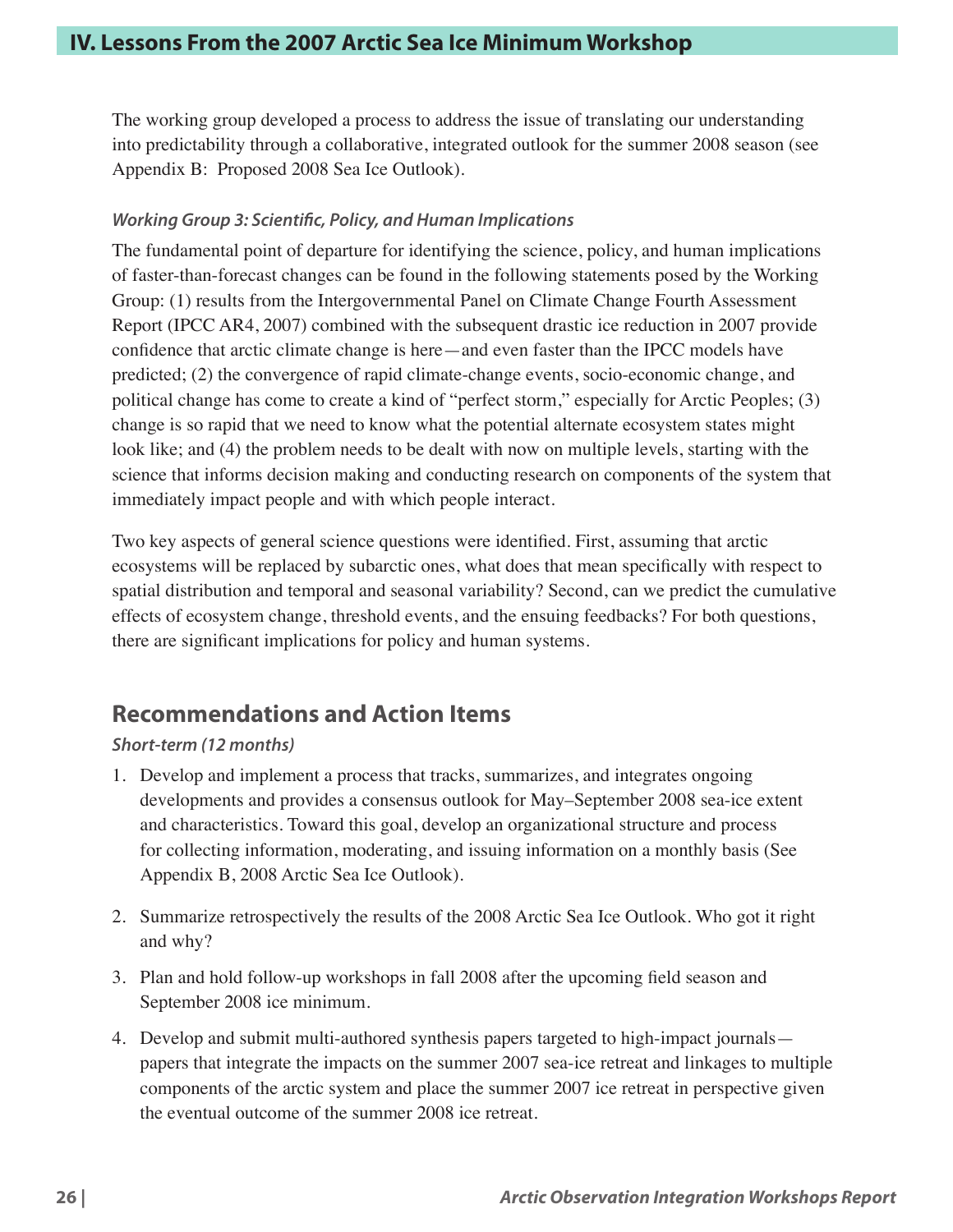The working group developed a process to address the issue of translating our understanding into predictability through a collaborative, integrated outlook for the summer 2008 season (see Appendix B: Proposed 2008 Sea Ice Outlook).

#### *Working Group 3: Scientific, Policy, and Human Implications*

The fundamental point of departure for identifying the science, policy, and human implications of faster-than-forecast changes can be found in the following statements posed by the Working Group: (1) results from the Intergovernmental Panel on Climate Change Fourth Assessment Report (IPCC AR4, 2007) combined with the subsequent drastic ice reduction in 2007 provide confidence that arctic climate change is here—and even faster than the IPCC models have predicted; (2) the convergence of rapid climate-change events, socio-economic change, and political change has come to create a kind of "perfect storm," especially for Arctic Peoples; (3) change is so rapid that we need to know what the potential alternate ecosystem states might look like; and (4) the problem needs to be dealt with now on multiple levels, starting with the science that informs decision making and conducting research on components of the system that immediately impact people and with which people interact.

Two key aspects of general science questions were identified. First, assuming that arctic ecosystems will be replaced by subarctic ones, what does that mean specifically with respect to spatial distribution and temporal and seasonal variability? Second, can we predict the cumulative effects of ecosystem change, threshold events, and the ensuing feedbacks? For both questions, there are significant implications for policy and human systems.

## Recommendations and Action Items

#### *Short-term (12 months)*

1. Develop and implement a process that tracks, summarizes, and integrates ongoing developments and provides a consensus outlook for May–September 2008 sea-ice extent and characteristics. Toward this goal, develop an organizational structure and process for collecting information, moderating, and issuing information on a monthly basis (See Appendix B, 2008 Arctic Sea Ice Outlook).

2. Summarize retrospectively the results of the 2008 Arctic Sea Ice Outlook. Who got it right and why?

3. Plan and hold follow-up workshops in fall 2008 after the upcoming field season and September 2008 ice minimum.

4. Develop and submit multi-authored synthesis papers targeted to high-impact journals—papers that integrate the impacts on the summer 2007 sea-ice retreat and linkages to multiple components of the arctic system and place the summer 2007 ice retreat in perspective given the eventual outcome of the summer 2008 ice retreat.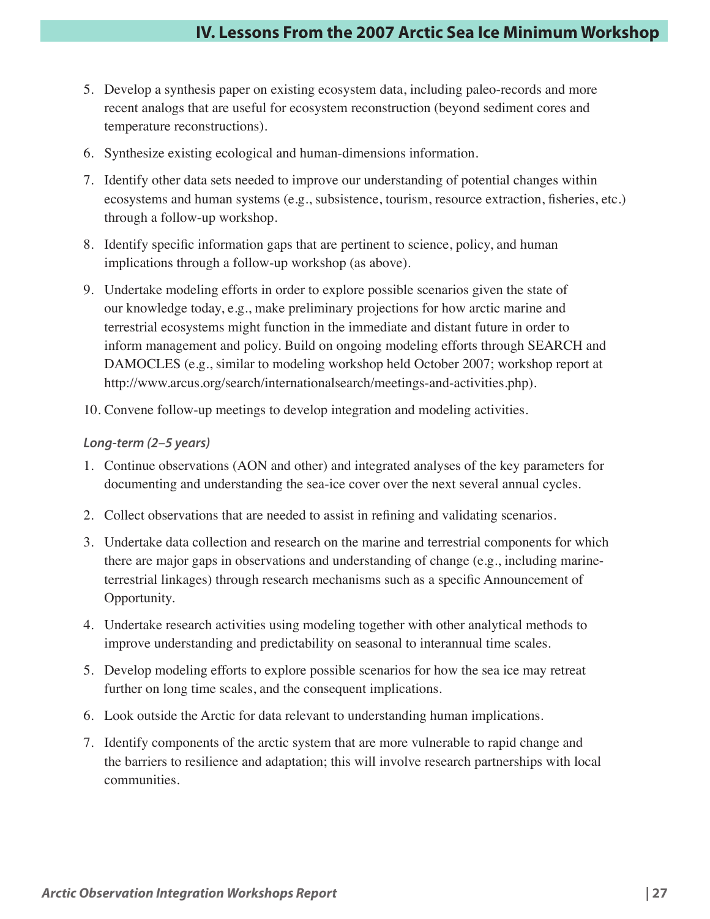5. Develop a synthesis paper on existing ecosystem data, including paleo-records and more recent analogs that are useful for ecosystem reconstruction (beyond sediment cores and temperature reconstructions).
6. Synthesize existing ecological and human-dimensions information.
7. Identify other data sets needed to improve our understanding of potential changes within ecosystems and human systems (e.g., subsistence, tourism, resource extraction, fisheries, etc.) through a follow-up workshop.
8. Identify specific information gaps that are pertinent to science, policy, and human implications through a follow-up workshop (as above).
9. Undertake modeling efforts in order to explore possible scenarios given the state of our knowledge today, e.g., make preliminary projections for how arctic marine and terrestrial ecosystems might function in the immediate and distant future in order to inform management and policy. Build on ongoing modeling efforts through SEARCH and DAMOCLES (e.g., similar to modeling workshop held October 2007; workshop report at http://www.arcus.org/search/internationalsearch/meetings-and-activities.php).
10. Convene follow-up meetings to develop integration and modeling activities.

***Long-term (2–5 years)***

1. Continue observations (AON and other) and integrated analyses of the key parameters for documenting and understanding the sea-ice cover over the next several annual cycles.
2. Collect observations that are needed to assist in refining and validating scenarios.
3. Undertake data collection and research on the marine and terrestrial components for which there are major gaps in observations and understanding of change (e.g., including marine-terrestrial linkages) through research mechanisms such as a specific Announcement of Opportunity.
4. Undertake research activities using modeling together with other analytical methods to improve understanding and predictability on seasonal to interannual time scales.
5. Develop modeling efforts to explore possible scenarios for how the sea ice may retreat further on long time scales, and the consequent implications.
6. Look outside the Arctic for data relevant to understanding human implications.
7. Identify components of the arctic system that are more vulnerable to rapid change and the barriers to resilience and adaptation; this will involve research partnerships with local communities.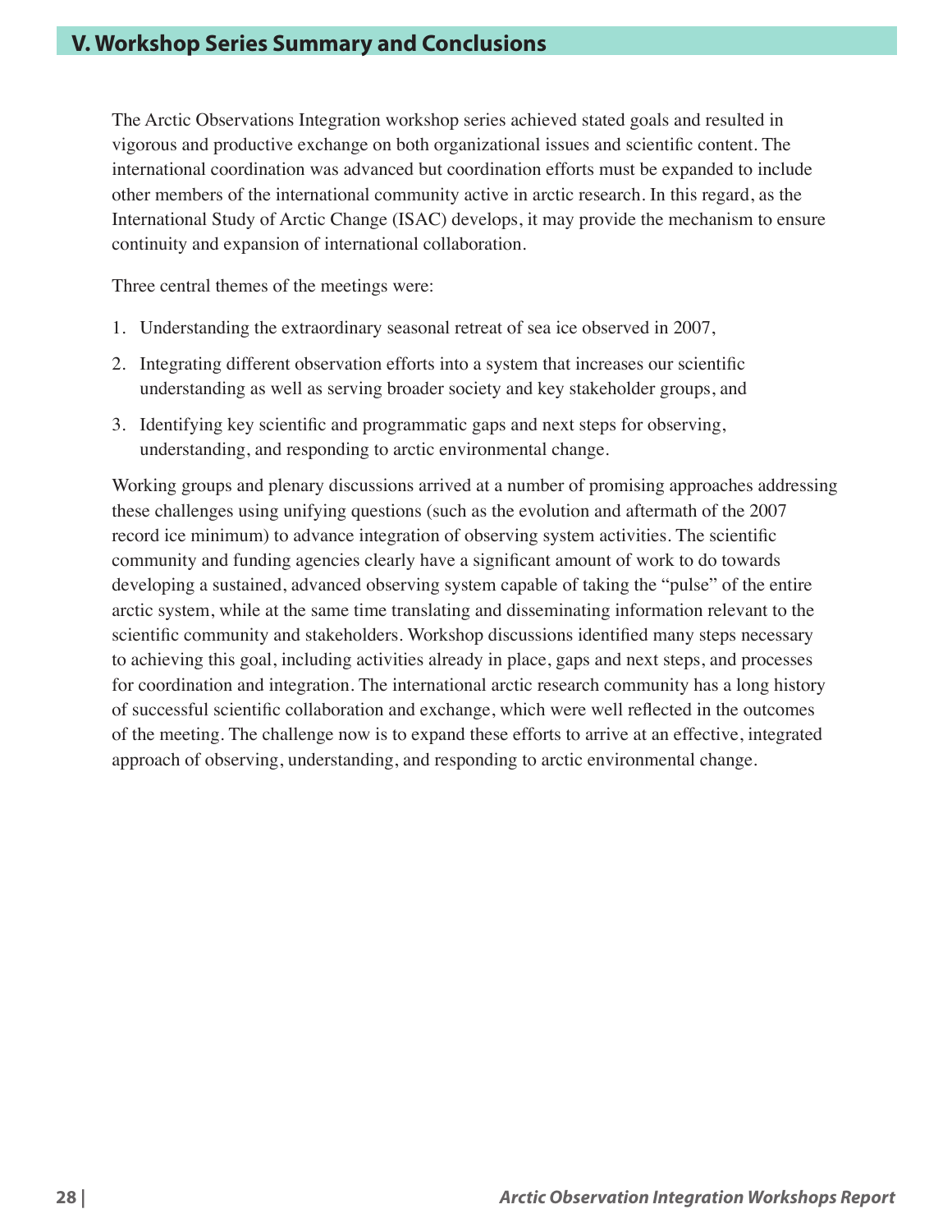## V. Workshop Series Summary and Conclusions

The Arctic Observations Integration workshop series achieved stated goals and resulted in vigorous and productive exchange on both organizational issues and scientific content. The international coordination was advanced but coordination efforts must be expanded to include other members of the international community active in arctic research. In this regard, as the International Study of Arctic Change (ISAC) develops, it may provide the mechanism to ensure continuity and expansion of international collaboration.

Three central themes of the meetings were:

1. Understanding the extraordinary seasonal retreat of sea ice observed in 2007,
2. Integrating different observation efforts into a system that increases our scientific understanding as well as serving broader society and key stakeholder groups, and
3. Identifying key scientific and programmatic gaps and next steps for observing, understanding, and responding to arctic environmental change.

Working groups and plenary discussions arrived at a number of promising approaches addressing these challenges using unifying questions (such as the evolution and aftermath of the 2007 record ice minimum) to advance integration of observing system activities. The scientific community and funding agencies clearly have a significant amount of work to do towards developing a sustained, advanced observing system capable of taking the "pulse" of the entire arctic system, while at the same time translating and disseminating information relevant to the scientific community and stakeholders. Workshop discussions identified many steps necessary to achieving this goal, including activities already in place, gaps and next steps, and processes for coordination and integration. The international arctic research community has a long history of successful scientific collaboration and exchange, which were well reflected in the outcomes of the meeting. The challenge now is to expand these efforts to arrive at an effective, integrated approach of observing, understanding, and responding to arctic environmental change.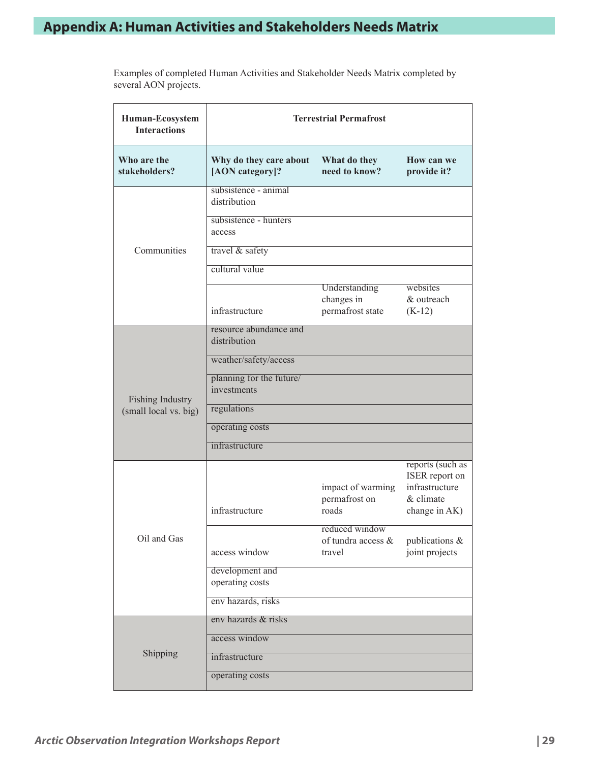# Appendix A: Human Activities and Stakeholders Needs Matrix

Examples of completed Human Activities and Stakeholder Needs Matrix completed by several AON projects.

| Human-Ecosystem Interactions | Terrestrial Permafrost | | |
|---|---|---|---|
| **Who are the stakeholders?** | **Why do they care about [AON category]?** | **What do they need to know?** | **How can we provide it?** |
| Communities | subsistence - animal distribution | | |
| | subsistence - hunters access | | |
| | travel & safety | | |
| | cultural value | | |
| | infrastructure | Understanding changes in permafrost state | websites & outreach (K-12) |
| Fishing Industry (small local vs. big) | resource abundance and distribution | | |
| | weather/safety/access | | |
| | planning for the future/ investments | | |
| | regulations | | |
| | operating costs | | |
| | infrastructure | | |
| Oil and Gas | infrastructure | impact of warming permafrost on roads | reports (such as ISER report on infrastructure & climate change in AK) |
| | access window | reduced window of tundra access & travel | publications & joint projects |
| | development and operating costs | | |
| | env hazards, risks | | |
| Shipping | env hazards & risks | | |
| | access window | | |
| | infrastructure | | |
| | operating costs | | |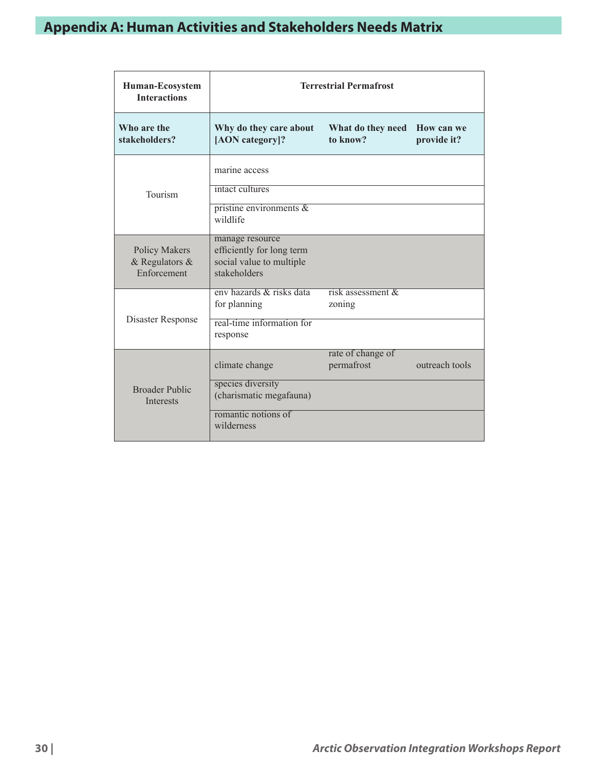# Appendix A: Human Activities and Stakeholders Needs Matrix

| Human-Ecosystem Interactions | Terrestrial Permafrost | | |
|---|---|---|---|
| **Who are the stakeholders?** | **Why do they care about [AON category]?** | **What do they need to know?** | **How can we provide it?** |
| Tourism | marine access | | |
| | intact cultures | | |
| | pristine environments & wildlife | | |
| Policy Makers & Regulators & Enforcement | manage resource efficiently for long term social value to multiple stakeholders | | |
| Disaster Response | env hazards & risks data for planning | risk assessment & zoning | |
| | real-time information for response | | |
| Broader Public Interests | climate change | rate of change of permafrost | outreach tools |
| | species diversity (charismatic megafauna) | | |
| | romantic notions of wilderness | | |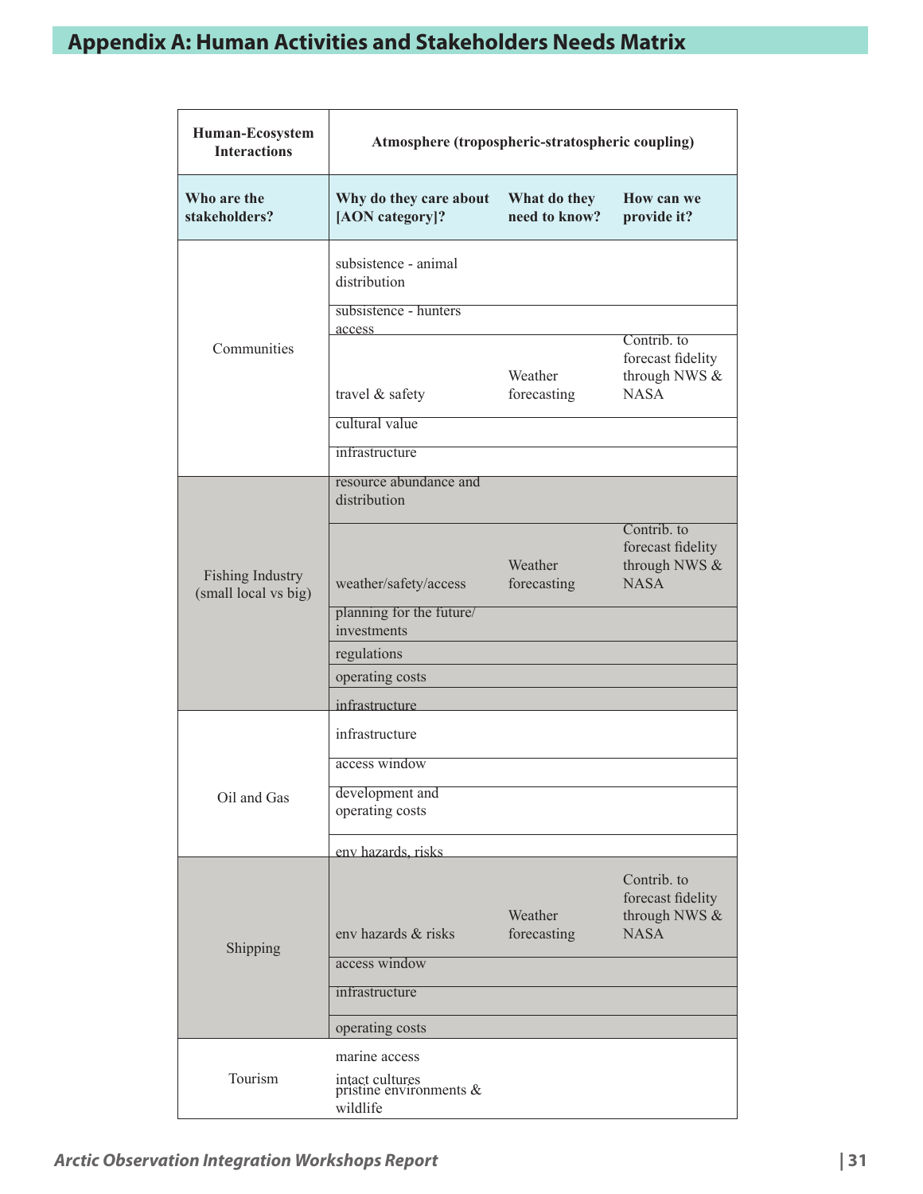# Appendix A: Human Activities and Stakeholders Needs Matrix

| Human-Ecosystem Interactions | Atmosphere (tropospheric-stratospheric coupling) | | |
|---|---|---|---|
| **Who are the stakeholders?** | **Why do they care about [AON category]?** | **What do they need to know?** | **How can we provide it?** |
| Communities | subsistence - animal distribution | | |
| | subsistence - hunters access | | |
| | travel & safety | Weather forecasting | Contrib. to forecast fidelity through NWS & NASA |
| | cultural value | | |
| | infrastructure | | |
| Fishing Industry (small local vs big) | resource abundance and distribution | | |
| | weather/safety/access | Weather forecasting | Contrib. to forecast fidelity through NWS & NASA |
| | planning for the future/ investments | | |
| | regulations | | |
| | operating costs | | |
| | infrastructure | | |
| Oil and Gas | infrastructure | | |
| | access window | | |
| | development and operating costs | | |
| | env hazards, risks | | |
| Shipping | env hazards & risks | Weather forecasting | Contrib. to forecast fidelity through NWS & NASA |
| | access window | | |
| | infrastructure | | |
| | operating costs | | |
| Tourism | marine access | | |
| | intact cultures | | |
| | pristine environments & wildlife | | |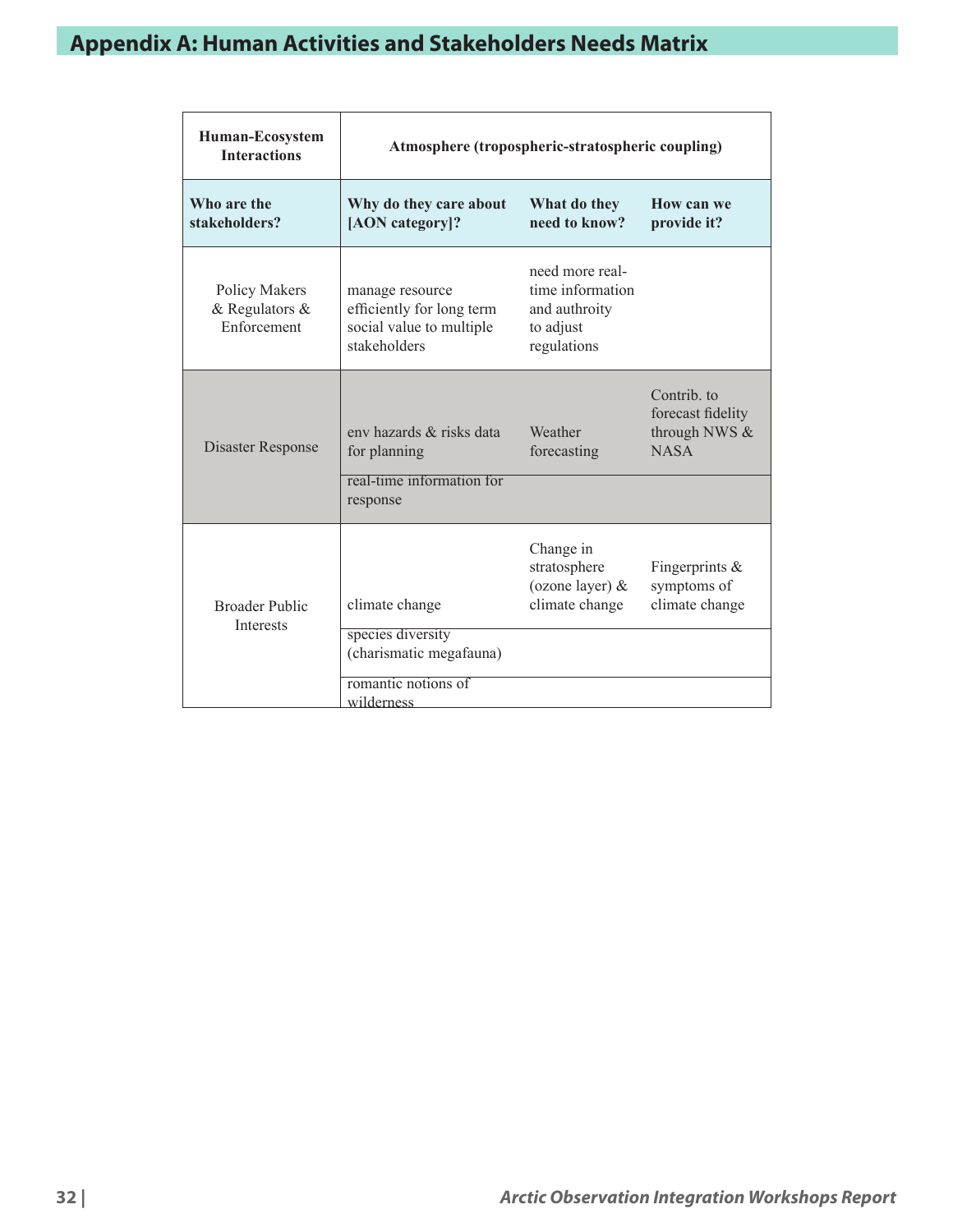# Appendix A: Human Activities and Stakeholders Needs Matrix

| Human-Ecosystem Interactions | Atmosphere (tropospheric-stratospheric coupling) | | |
|---|---|---|---|
| **Who are the stakeholders?** | **Why do they care about [AON category]?** | **What do they need to know?** | **How can we provide it?** |
| Policy Makers & Regulators & Enforcement | manage resource efficiently for long term social value to multiple stakeholders | need more real-time information and authroity to adjust regulations | |
| Disaster Response | env hazards & risks data for planning | Weather forecasting | Contrib. to forecast fidelity through NWS & NASA |
| | real-time information for response | | |
| Broader Public Interests | climate change | Change in stratosphere (ozone layer) & climate change | Fingerprints & symptoms of climate change |
| | species diversity (charismatic megafauna) | | |
| | romantic notions of wilderness | | |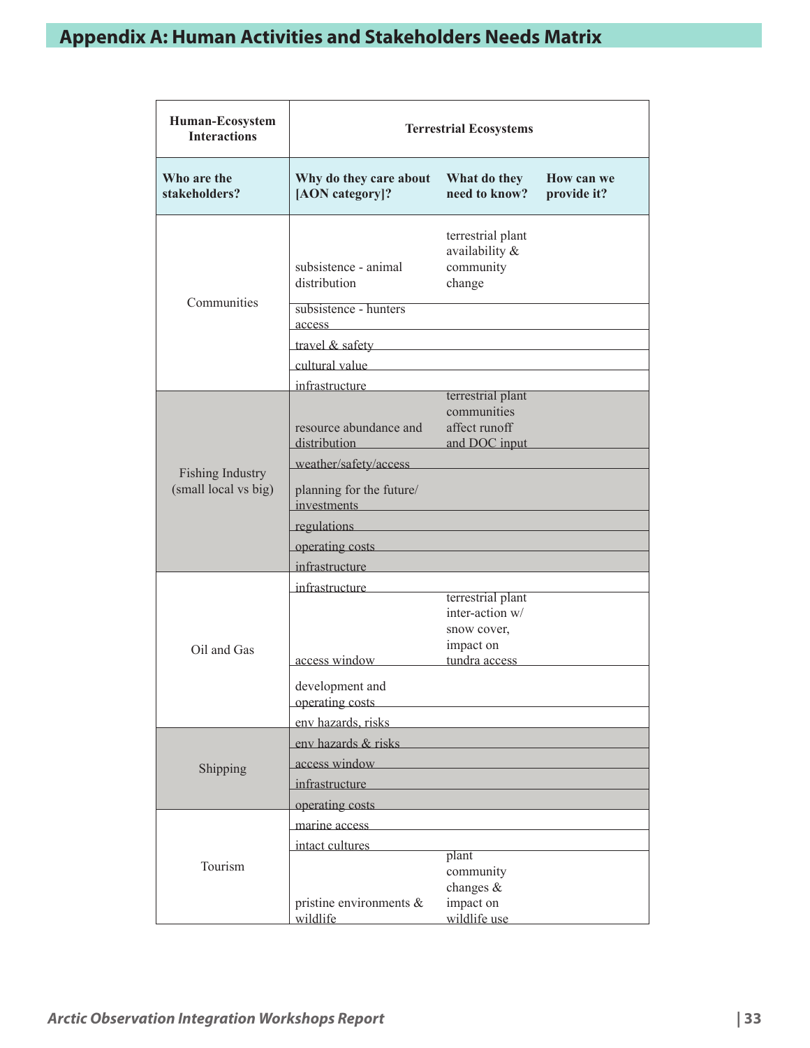# Appendix A: Human Activities and Stakeholders Needs Matrix

| Human-Ecosystem Interactions | Terrestrial Ecosystems | | |
|---|---|---|---|
| **Who are the stakeholders?** | **Why do they care about [AON category]?** | **What do they need to know?** | **How can we provide it?** |
| Communities | subsistence - animal distribution | terrestrial plant availability & community change | |
| | subsistence - hunters access | | |
| | travel & safety | | |
| | cultural value | | |
| | infrastructure | | |
| Fishing Industry (small local vs big) | resource abundance and distribution | terrestrial plant communities affect runoff and DOC input | |
| | weather/safety/access | | |
| | planning for the future/ investments | | |
| | regulations | | |
| | operating costs | | |
| | infrastructure | | |
| Oil and Gas | infrastructure | | |
| | access window | terrestrial plant inter-action w/ snow cover, impact on tundra access | |
| | development and operating costs | | |
| | env hazards, risks | | |
| Shipping | env hazards & risks | | |
| | access window | | |
| | infrastructure | | |
| | operating costs | | |
| Tourism | marine access | | |
| | intact cultures | | |
| | pristine environments & wildlife | plant community changes & impact on wildlife use | |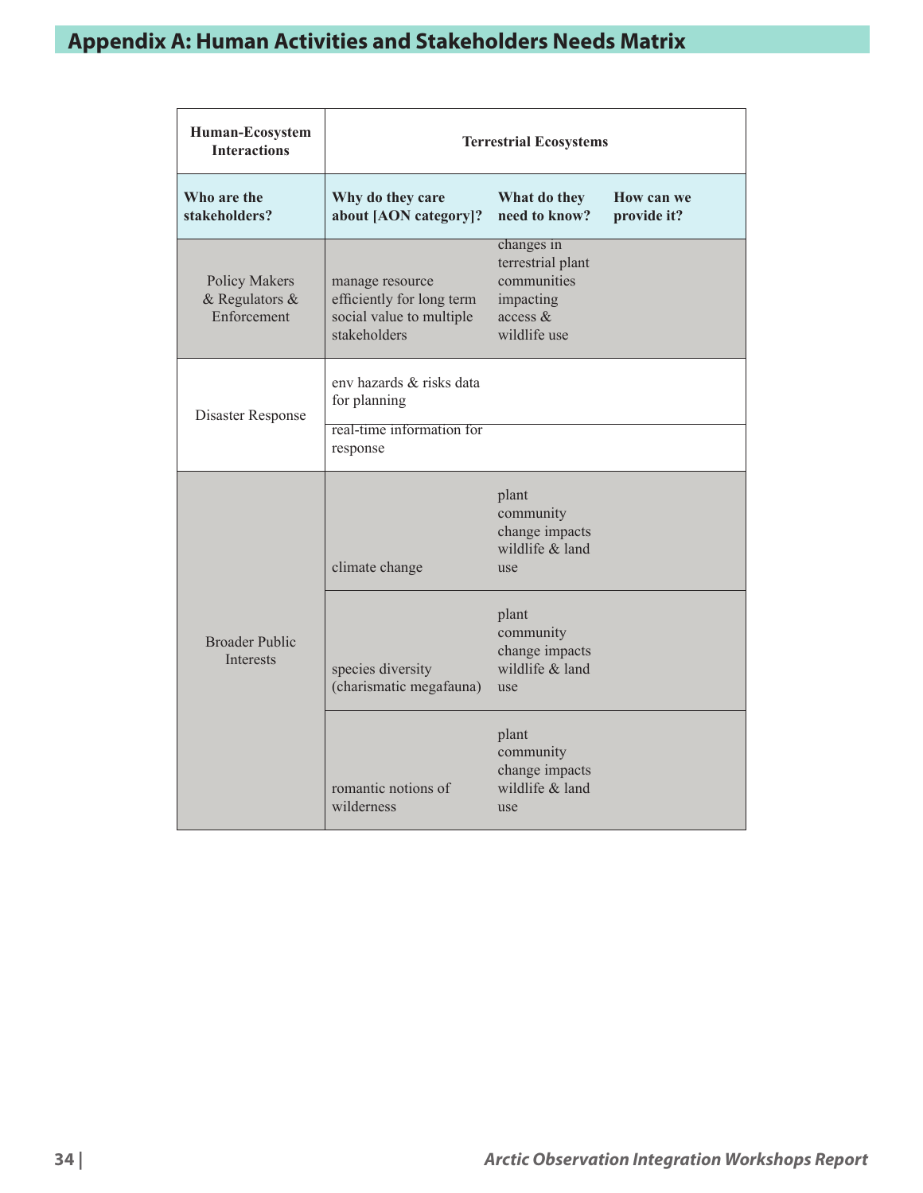# Appendix A: Human Activities and Stakeholders Needs Matrix

| Human-Ecosystem Interactions | Terrestrial Ecosystems | | |
|---|---|---|---|
| **Who are the stakeholders?** | **Why do they care about [AON category]?** | **What do they need to know?** | **How can we provide it?** |
| Policy Makers & Regulators & Enforcement | manage resource efficiently for long term social value to multiple stakeholders | changes in terrestrial plant communities impacting access & wildlife use | |
| Disaster Response | env hazards & risks data for planning | | |
| | real-time information for response | | |
| Broader Public Interests | climate change | plant community change impacts wildlife & land use | |
| | species diversity (charismatic megafauna) | plant community change impacts wildlife & land use | |
| | romantic notions of wilderness | plant community change impacts wildlife & land use | |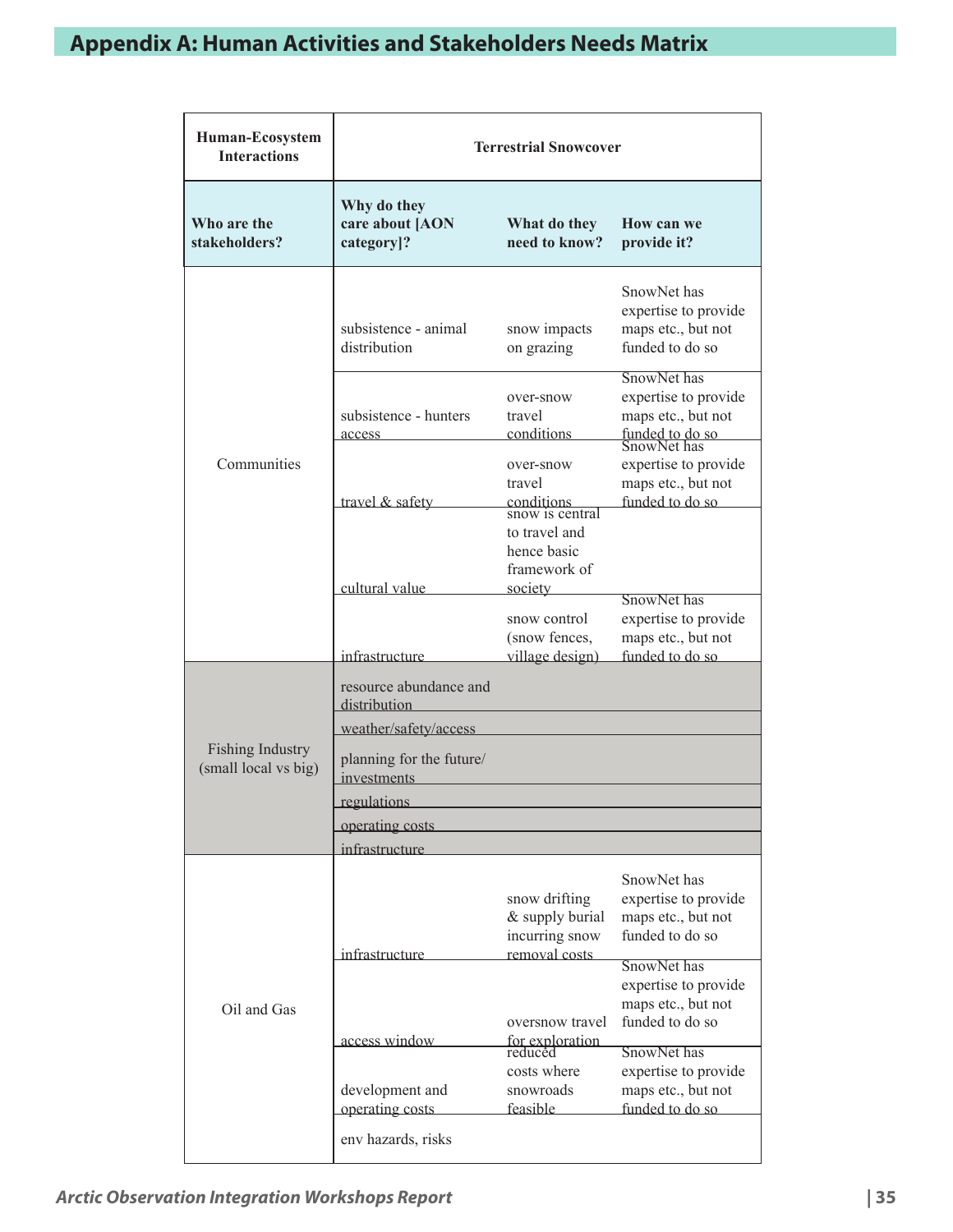# Appendix A: Human Activities and Stakeholders Needs Matrix

| Human-Ecosystem Interactions | Terrestrial Snowcover | | |
|---|---|---|---|
| **Who are the stakeholders?** | **Why do they care about [AON category]?** | **What do they need to know?** | **How can we provide it?** |
| Communities | subsistence - animal distribution | snow impacts on grazing | SnowNet has expertise to provide maps etc., but not funded to do so |
| | subsistence - hunters access | over-snow travel conditions | SnowNet has expertise to provide maps etc., but not funded to do so |
| | travel & safety | over-snow travel conditions | SnowNet has expertise to provide maps etc., but not funded to do so |
| | cultural value | snow is central to travel and hence basic framework of society | |
| | infrastructure | snow control (snow fences, village design) | SnowNet has expertise to provide maps etc., but not funded to do so |
| Fishing Industry (small local vs big) | resource abundance and distribution | | |
| | weather/safety/access | | |
| | planning for the future/ investments | | |
| | regulations | | |
| | operating costs | | |
| | infrastructure | | |
| Oil and Gas | infrastructure | snow drifting & supply burial incurring snow removal costs | SnowNet has expertise to provide maps etc., but not funded to do so |
| | access window | oversnow travel for exploration | SnowNet has expertise to provide maps etc., but not funded to do so |
| | development and operating costs | reduced costs where snowroads feasible | SnowNet has expertise to provide maps etc., but not funded to do so |
| | env hazards, risks | | |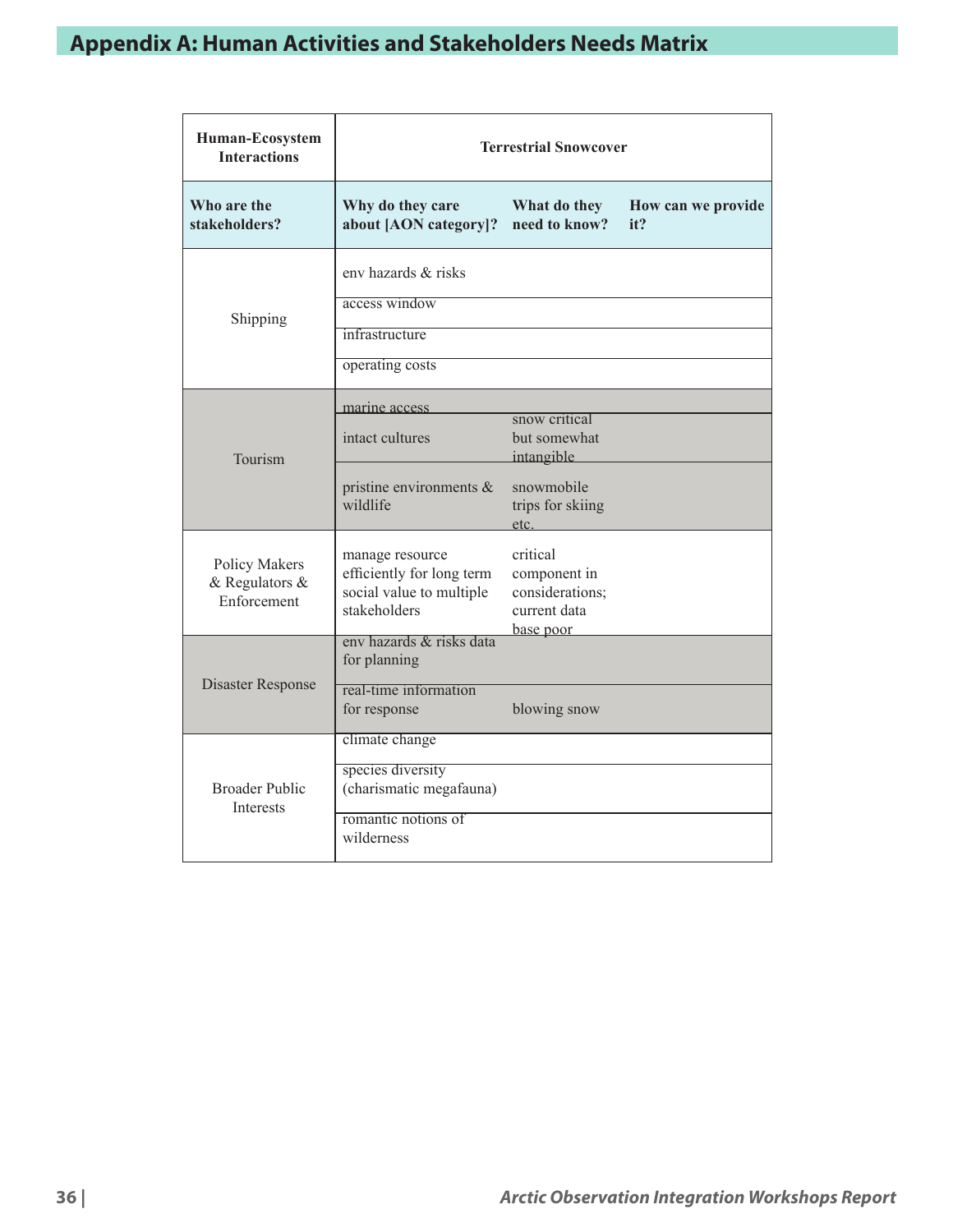## Appendix A: Human Activities and Stakeholders Needs Matrix

| Human-Ecosystem Interactions | Terrestrial Snowcover | | |
|---|---|---|---|
| **Who are the stakeholders?** | **Why do they care about [AON category]?** | **What do they need to know?** | **How can we provide it?** |
| Shipping | env hazards & risks | | |
| | access window | | |
| | infrastructure | | |
| | operating costs | | |
| Tourism | marine access | | |
| | intact cultures | snow critical but somewhat intangible | |
| | pristine environments & wildlife | snowmobile trips for skiing etc. | |
| Policy Makers & Regulators & Enforcement | manage resource efficiently for long term social value to multiple stakeholders | critical component in considerations; current data base poor | |
| Disaster Response | env hazards & risks data for planning | | |
| | real-time information for response | blowing snow | |
| Broader Public Interests | climate change | | |
| | species diversity (charismatic megafauna) | | |
| | romantic notions of wilderness | | |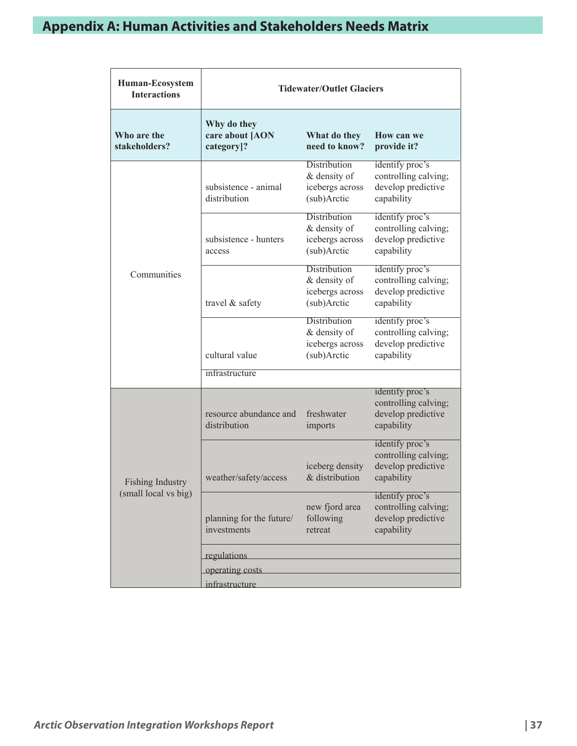# Appendix A: Human Activities and Stakeholders Needs Matrix

| Human-Ecosystem Interactions | Tidewater/Outlet Glaciers | | |
|---|---|---|---|
| **Who are the stakeholders?** | **Why do they care about [AON category]?** | **What do they need to know?** | **How can we provide it?** |
| Communities | subsistence - animal distribution | Distribution & density of icebergs across (sub)Arctic | identify proc's controlling calving; develop predictive capability |
| | subsistence - hunters access | Distribution & density of icebergs across (sub)Arctic | identify proc's controlling calving; develop predictive capability |
| | travel & safety | Distribution & density of icebergs across (sub)Arctic | identify proc's controlling calving; develop predictive capability |
| | cultural value | Distribution & density of icebergs across (sub)Arctic | identify proc's controlling calving; develop predictive capability |
| | infrastructure | | |
| Fishing Industry (small local vs big) | resource abundance and distribution | freshwater imports | identify proc's controlling calving; develop predictive capability |
| | weather/safety/access | iceberg density & distribution | identify proc's controlling calving; develop predictive capability |
| | planning for the future/ investments | new fjord area following retreat | identify proc's controlling calving; develop predictive capability |
| | regulations | | |
| | operating costs | | |
| | infrastructure | | |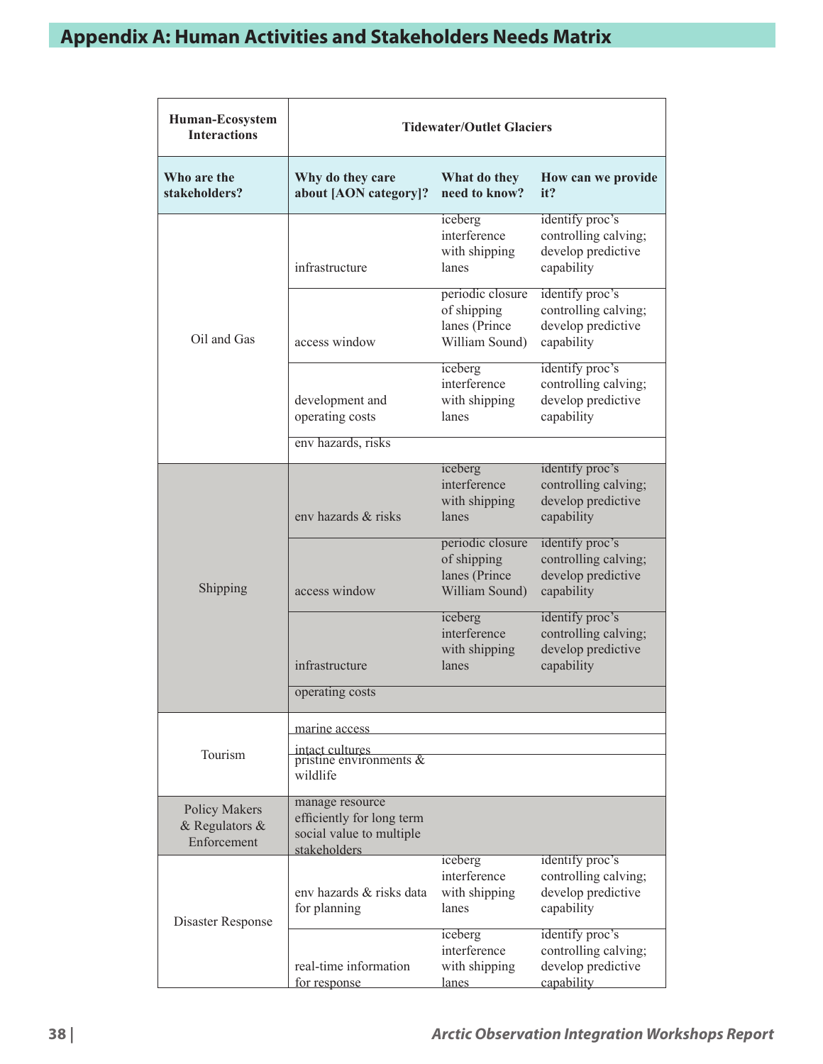# Appendix A: Human Activities and Stakeholders Needs Matrix

| Human-Ecosystem Interactions | Tidewater/Outlet Glaciers | | |
|---|---|---|---|
| **Who are the stakeholders?** | **Why do they care about [AON category]?** | **What do they need to know?** | **How can we provide it?** |
| Oil and Gas | infrastructure | iceberg interference with shipping lanes | identify proc's controlling calving; develop predictive capability |
| | access window | periodic closure of shipping lanes (Prince William Sound) | identify proc's controlling calving; develop predictive capability |
| | development and operating costs | iceberg interference with shipping lanes | identify proc's controlling calving; develop predictive capability |
| | env hazards, risks | | |
| Shipping | env hazards & risks | iceberg interference with shipping lanes | identify proc's controlling calving; develop predictive capability |
| | access window | periodic closure of shipping lanes (Prince William Sound) | identify proc's controlling calving; develop predictive capability |
| | infrastructure | iceberg interference with shipping lanes | identify proc's controlling calving; develop predictive capability |
| | operating costs | | |
| Tourism | marine access | | |
| | intact cultures | | |
| | pristine environments & wildlife | | |
| Policy Makers & Regulators & Enforcement | manage resource efficiently for long term social value to multiple stakeholders | | |
| Disaster Response | env hazards & risks data for planning | iceberg interference with shipping lanes | identify proc's controlling calving; develop predictive capability |
| | real-time information for response | iceberg interference with shipping lanes | identify proc's controlling calving; develop predictive capability |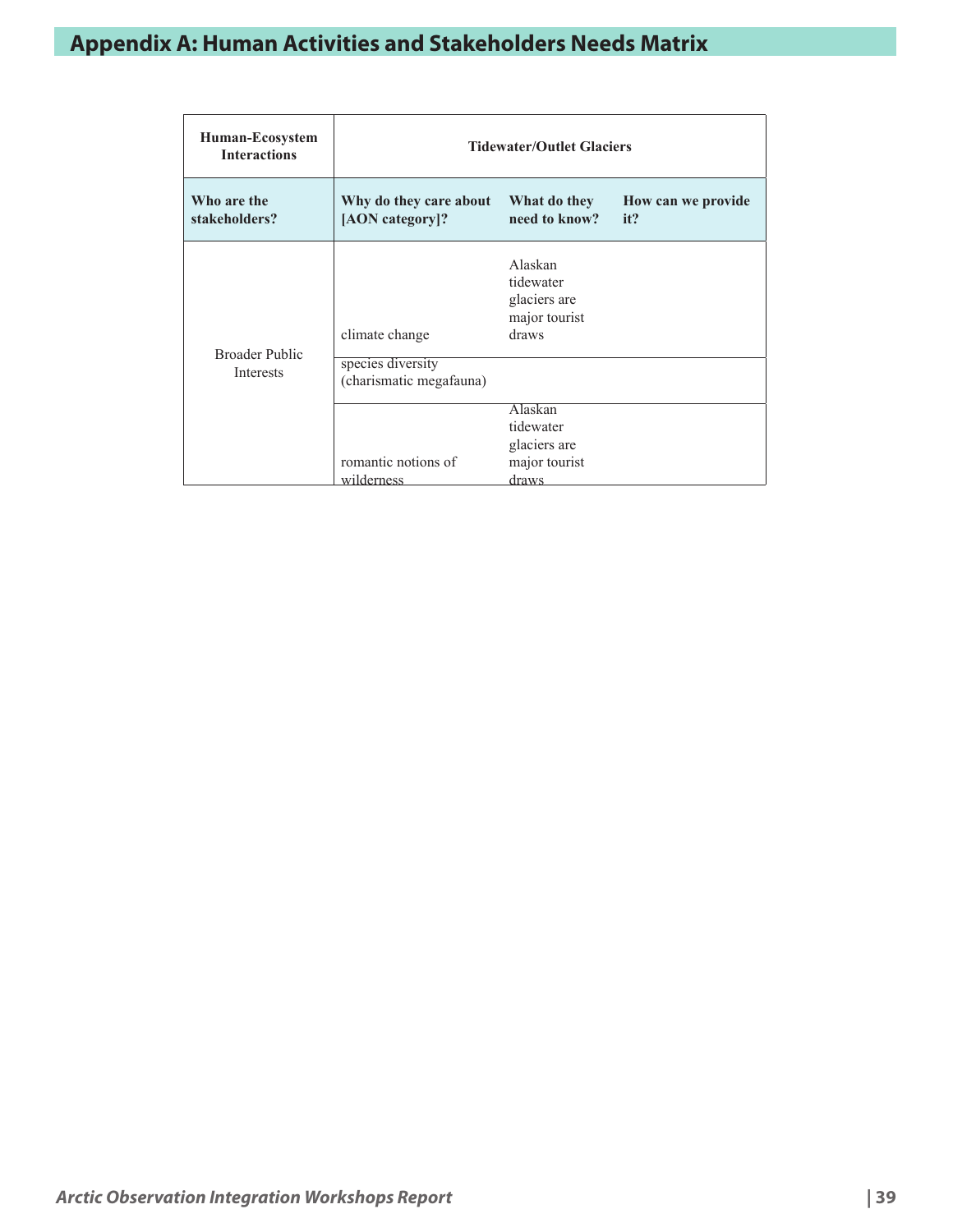# Appendix A: Human Activities and Stakeholders Needs Matrix

| Human-Ecosystem Interactions | Tidewater/Outlet Glaciers | | |
|---|---|---|---|
| **Who are the stakeholders?** | **Why do they care about [AON category]?** | **What do they need to know?** | **How can we provide it?** |
| Broader Public Interests | climate change | Alaskan tidewater glaciers are major tourist draws | |
| | species diversity (charismatic megafauna) | | |
| | romantic notions of wilderness | Alaskan tidewater glaciers are major tourist draws | |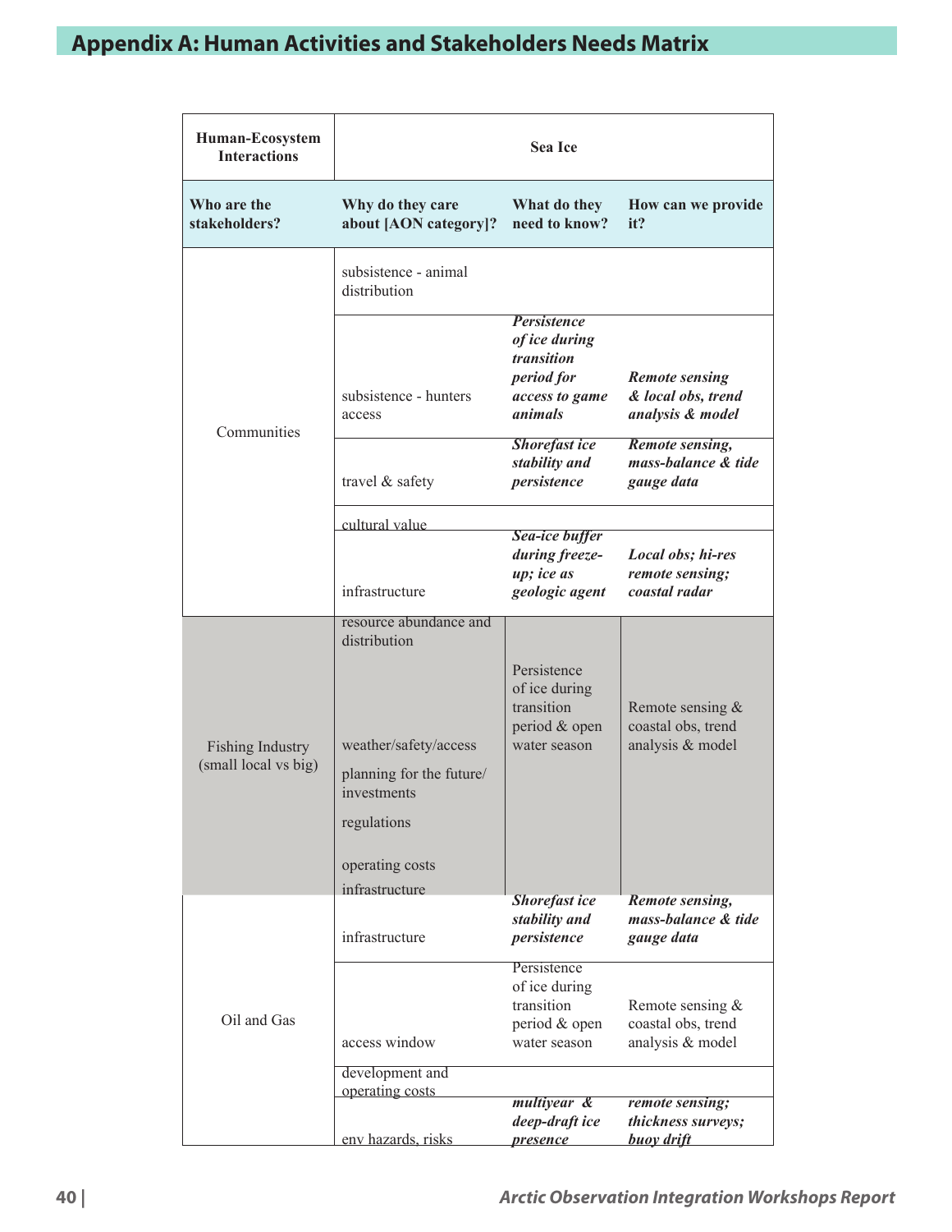# Appendix A: Human Activities and Stakeholders Needs Matrix

| Human-Ecosystem Interactions | Sea Ice | | |
|---|---|---|---|
| **Who are the stakeholders?** | **Why do they care about [AON category]?** | **What do they need to know?** | **How can we provide it?** |
| Communities | subsistence - animal distribution | | |
| | subsistence - hunters access | ***Persistence of ice during transition period for access to game animals*** | ***Remote sensing & local obs, trend analysis & model*** |
| | travel & safety | ***Shorefast ice stability and persistence*** | ***Remote sensing, mass-balance & tide gauge data*** |
| | cultural value | | |
| | infrastructure | ***Sea-ice buffer during freeze-up; ice as geologic agent*** | ***Local obs; hi-res remote sensing; coastal radar*** |
| Fishing Industry (small local vs big) | resource abundance and distribution<br>weather/safety/access<br>planning for the future/ investments<br>regulations<br>operating costs<br>infrastructure | Persistence of ice during transition period & open water season | Remote sensing & coastal obs, trend analysis & model |
| Oil and Gas | infrastructure | ***Shorefast ice stability and persistence*** | ***Remote sensing, mass-balance & tide gauge data*** |
| | access window | Persistence of ice during transition period & open water season | Remote sensing & coastal obs, trend analysis & model |
| | development and operating costs | | |
| | env hazards, risks | ***multiyear & deep-draft ice presence*** | ***remote sensing; thickness surveys; buoy drift*** |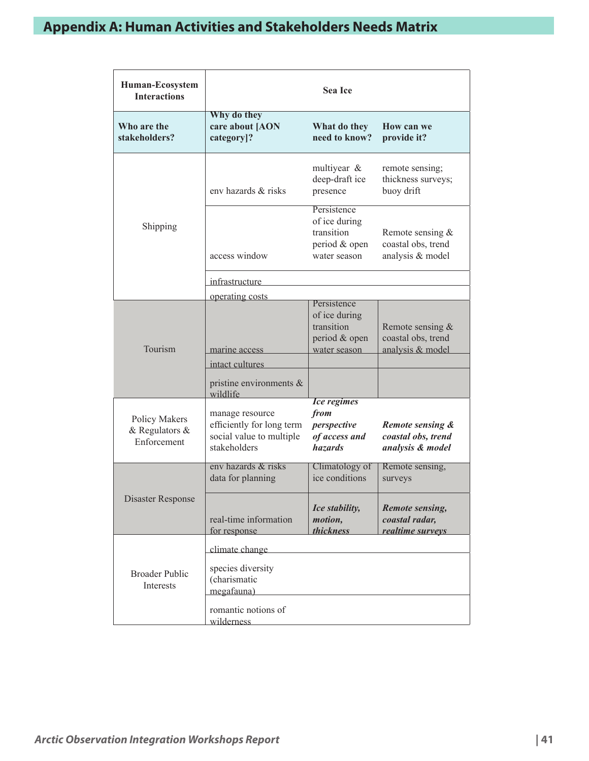# Appendix A: Human Activities and Stakeholders Needs Matrix

| Human-Ecosystem Interactions | Sea Ice | | |
|---|---|---|---|
| **Who are the stakeholders?** | **Why do they care about [AON category]?** | **What do they need to know?** | **How can we provide it?** |
| Shipping | env hazards & risks | multiyear & deep-draft ice presence | remote sensing; thickness surveys; buoy drift |
| | access window | Persistence of ice during transition period & open water season | Remote sensing & coastal obs, trend analysis & model |
| | infrastructure | | |
| | operating costs | | |
| Tourism | marine access | Persistence of ice during transition period & open water season | Remote sensing & coastal obs, trend analysis & model |
| | intact cultures | | |
| | pristine environments & wildlife | | |
| Policy Makers & Regulators & Enforcement | manage resource efficiently for long term social value to multiple stakeholders | ***Ice regimes from perspective of access and hazards*** | ***Remote sensing & coastal obs, trend analysis & model*** |
| Disaster Response | env hazards & risks data for planning | Climatology of ice conditions | Remote sensing, surveys |
| | real-time information for response | ***Ice stability, motion, thickness*** | ***Remote sensing, coastal radar, realtime surveys*** |
| Broader Public Interests | climate change | | |
| | species diversity (charismatic megafauna) | | |
| | romantic notions of wilderness | | |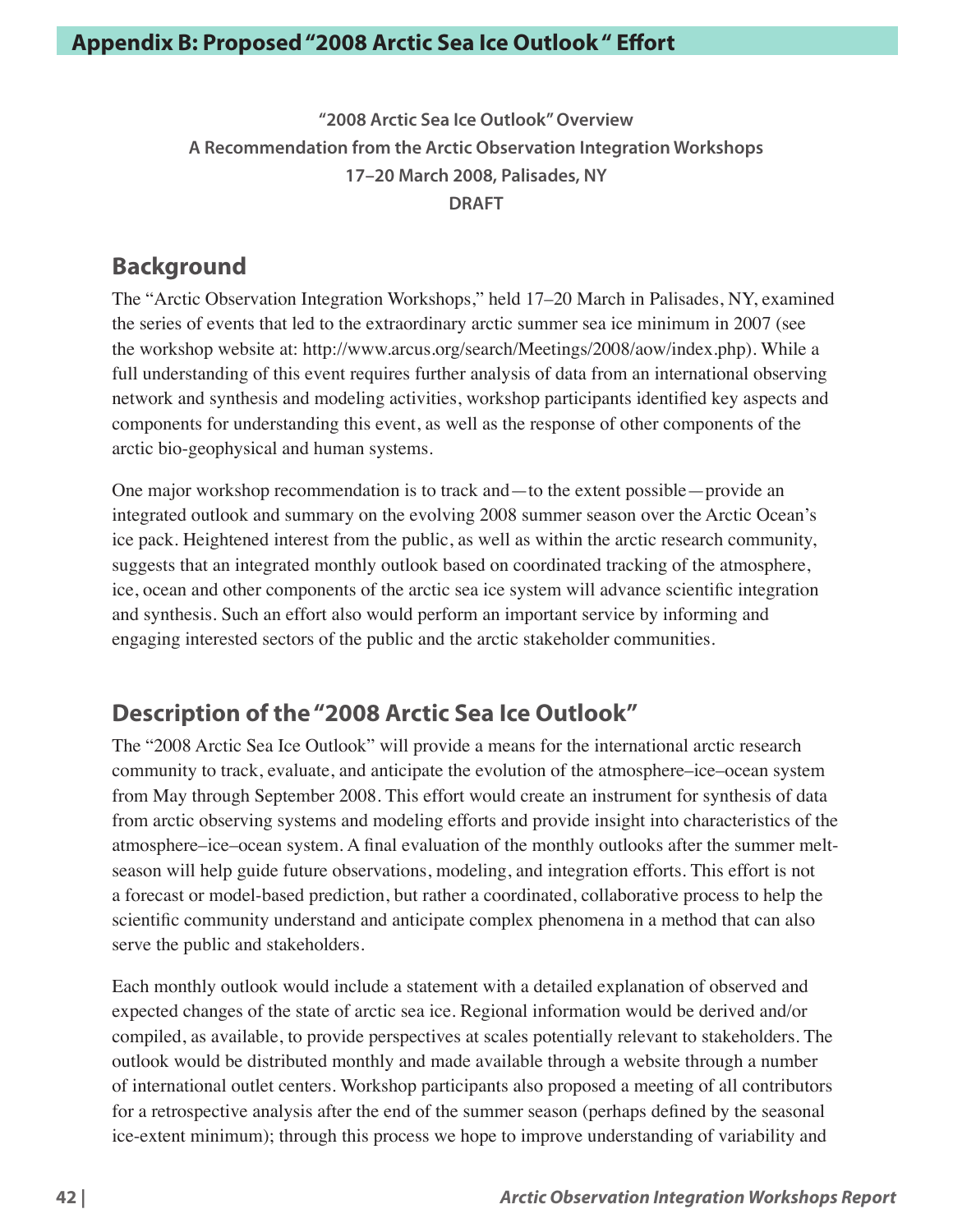# Appendix B: Proposed "2008 Arctic Sea Ice Outlook" Effort

**"2008 Arctic Sea Ice Outlook" Overview**
**A Recommendation from the Arctic Observation Integration Workshops**
**17–20 March 2008, Palisades, NY**
**DRAFT**

## Background

The "Arctic Observation Integration Workshops," held 17–20 March in Palisades, NY, examined the series of events that led to the extraordinary arctic summer sea ice minimum in 2007 (see the workshop website at: http://www.arcus.org/search/Meetings/2008/aow/index.php). While a full understanding of this event requires further analysis of data from an international observing network and synthesis and modeling activities, workshop participants identified key aspects and components for understanding this event, as well as the response of other components of the arctic bio-geophysical and human systems.

One major workshop recommendation is to track and—to the extent possible—provide an integrated outlook and summary on the evolving 2008 summer season over the Arctic Ocean's ice pack. Heightened interest from the public, as well as within the arctic research community, suggests that an integrated monthly outlook based on coordinated tracking of the atmosphere, ice, ocean and other components of the arctic sea ice system will advance scientific integration and synthesis. Such an effort also would perform an important service by informing and engaging interested sectors of the public and the arctic stakeholder communities.

## Description of the "2008 Arctic Sea Ice Outlook"

The "2008 Arctic Sea Ice Outlook" will provide a means for the international arctic research community to track, evaluate, and anticipate the evolution of the atmosphere–ice–ocean system from May through September 2008. This effort would create an instrument for synthesis of data from arctic observing systems and modeling efforts and provide insight into characteristics of the atmosphere–ice–ocean system. A final evaluation of the monthly outlooks after the summer melt-season will help guide future observations, modeling, and integration efforts. This effort is not a forecast or model-based prediction, but rather a coordinated, collaborative process to help the scientific community understand and anticipate complex phenomena in a method that can also serve the public and stakeholders.

Each monthly outlook would include a statement with a detailed explanation of observed and expected changes of the state of arctic sea ice. Regional information would be derived and/or compiled, as available, to provide perspectives at scales potentially relevant to stakeholders. The outlook would be distributed monthly and made available through a website through a number of international outlet centers. Workshop participants also proposed a meeting of all contributors for a retrospective analysis after the end of the summer season (perhaps defined by the seasonal ice-extent minimum); through this process we hope to improve understanding of variability and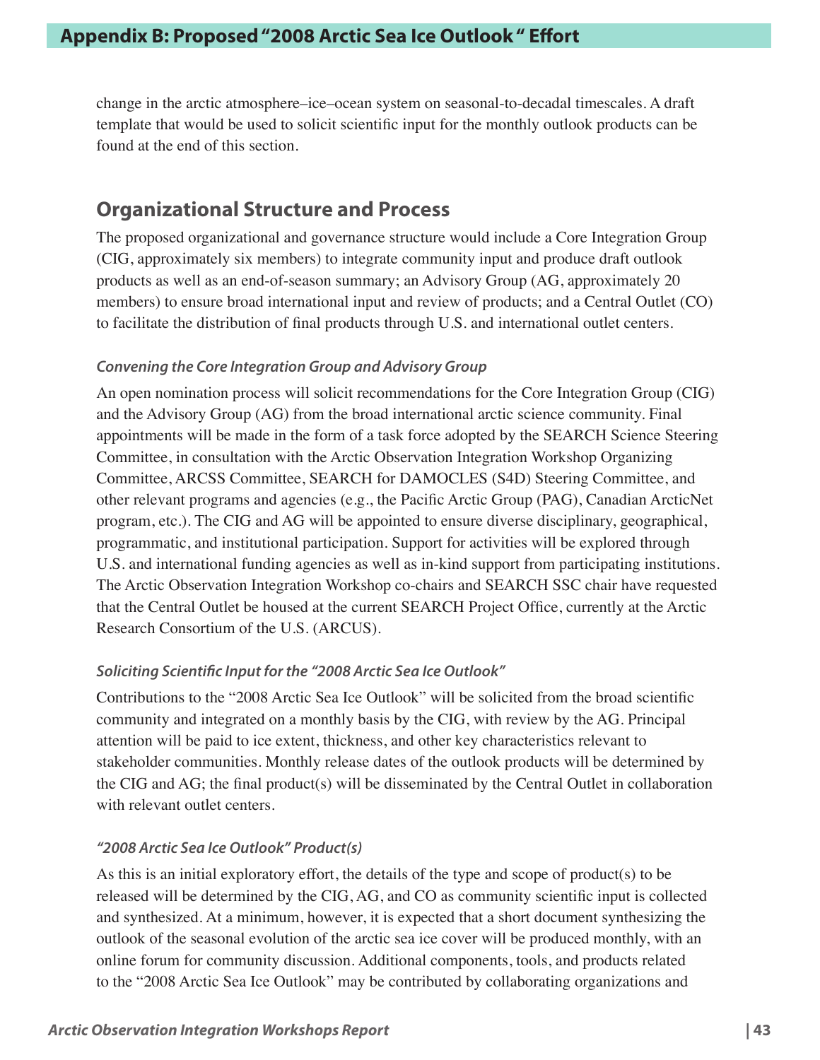change in the arctic atmosphere–ice–ocean system on seasonal-to-decadal timescales. A draft template that would be used to solicit scientific input for the monthly outlook products can be found at the end of this section.

## Organizational Structure and Process

The proposed organizational and governance structure would include a Core Integration Group (CIG, approximately six members) to integrate community input and produce draft outlook products as well as an end-of-season summary; an Advisory Group (AG, approximately 20 members) to ensure broad international input and review of products; and a Central Outlet (CO) to facilitate the distribution of final products through U.S. and international outlet centers.

### *Convening the Core Integration Group and Advisory Group*

An open nomination process will solicit recommendations for the Core Integration Group (CIG) and the Advisory Group (AG) from the broad international arctic science community. Final appointments will be made in the form of a task force adopted by the SEARCH Science Steering Committee, in consultation with the Arctic Observation Integration Workshop Organizing Committee, ARCSS Committee, SEARCH for DAMOCLES (S4D) Steering Committee, and other relevant programs and agencies (e.g., the Pacific Arctic Group (PAG), Canadian ArcticNet program, etc.). The CIG and AG will be appointed to ensure diverse disciplinary, geographical, programmatic, and institutional participation. Support for activities will be explored through U.S. and international funding agencies as well as in-kind support from participating institutions. The Arctic Observation Integration Workshop co-chairs and SEARCH SSC chair have requested that the Central Outlet be housed at the current SEARCH Project Office, currently at the Arctic Research Consortium of the U.S. (ARCUS).

### *Soliciting Scientific Input for the "2008 Arctic Sea Ice Outlook"*

Contributions to the "2008 Arctic Sea Ice Outlook" will be solicited from the broad scientific community and integrated on a monthly basis by the CIG, with review by the AG. Principal attention will be paid to ice extent, thickness, and other key characteristics relevant to stakeholder communities. Monthly release dates of the outlook products will be determined by the CIG and AG; the final product(s) will be disseminated by the Central Outlet in collaboration with relevant outlet centers.

### *"2008 Arctic Sea Ice Outlook" Product(s)*

As this is an initial exploratory effort, the details of the type and scope of product(s) to be released will be determined by the CIG, AG, and CO as community scientific input is collected and synthesized. At a minimum, however, it is expected that a short document synthesizing the outlook of the seasonal evolution of the arctic sea ice cover will be produced monthly, with an online forum for community discussion. Additional components, tools, and products related to the "2008 Arctic Sea Ice Outlook" may be contributed by collaborating organizations and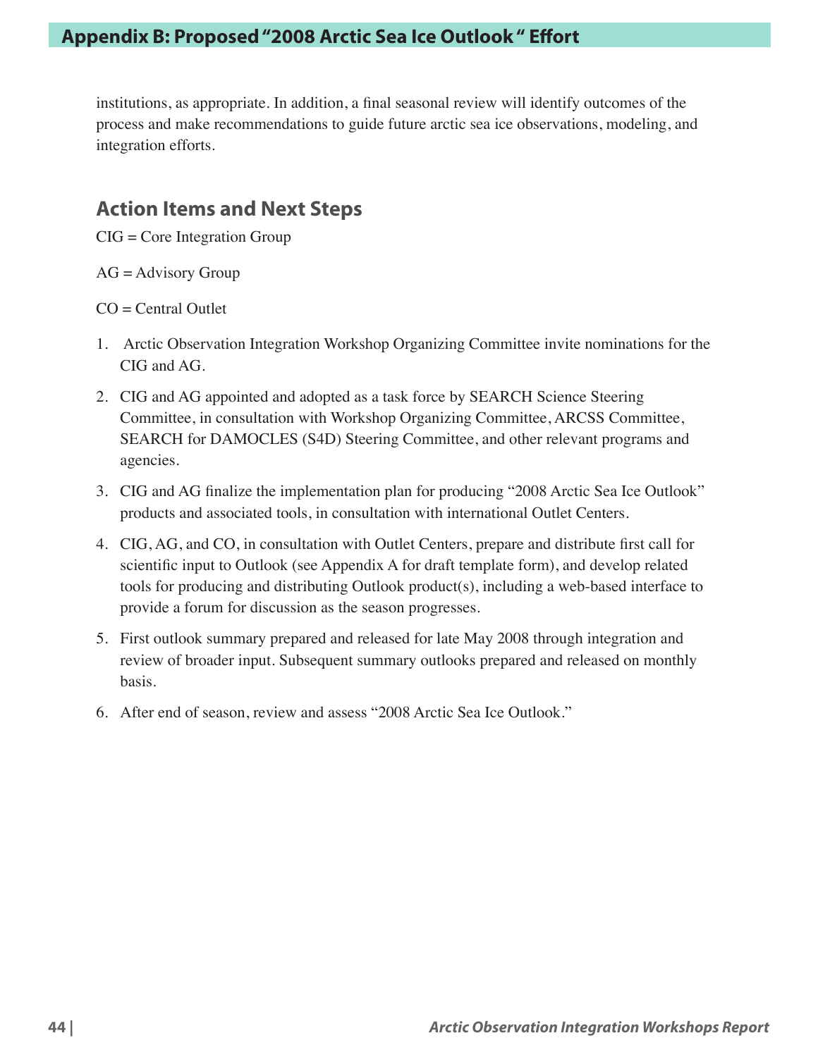institutions, as appropriate. In addition, a final seasonal review will identify outcomes of the process and make recommendations to guide future arctic sea ice observations, modeling, and integration efforts.

## Action Items and Next Steps

CIG = Core Integration Group

AG = Advisory Group

CO = Central Outlet

1. Arctic Observation Integration Workshop Organizing Committee invite nominations for the CIG and AG.
2. CIG and AG appointed and adopted as a task force by SEARCH Science Steering Committee, in consultation with Workshop Organizing Committee, ARCSS Committee, SEARCH for DAMOCLES (S4D) Steering Committee, and other relevant programs and agencies.
3. CIG and AG finalize the implementation plan for producing "2008 Arctic Sea Ice Outlook" products and associated tools, in consultation with international Outlet Centers.
4. CIG, AG, and CO, in consultation with Outlet Centers, prepare and distribute first call for scientific input to Outlook (see Appendix A for draft template form), and develop related tools for producing and distributing Outlook product(s), including a web-based interface to provide a forum for discussion as the season progresses.
5. First outlook summary prepared and released for late May 2008 through integration and review of broader input. Subsequent summary outlooks prepared and released on monthly basis.
6. After end of season, review and assess "2008 Arctic Sea Ice Outlook."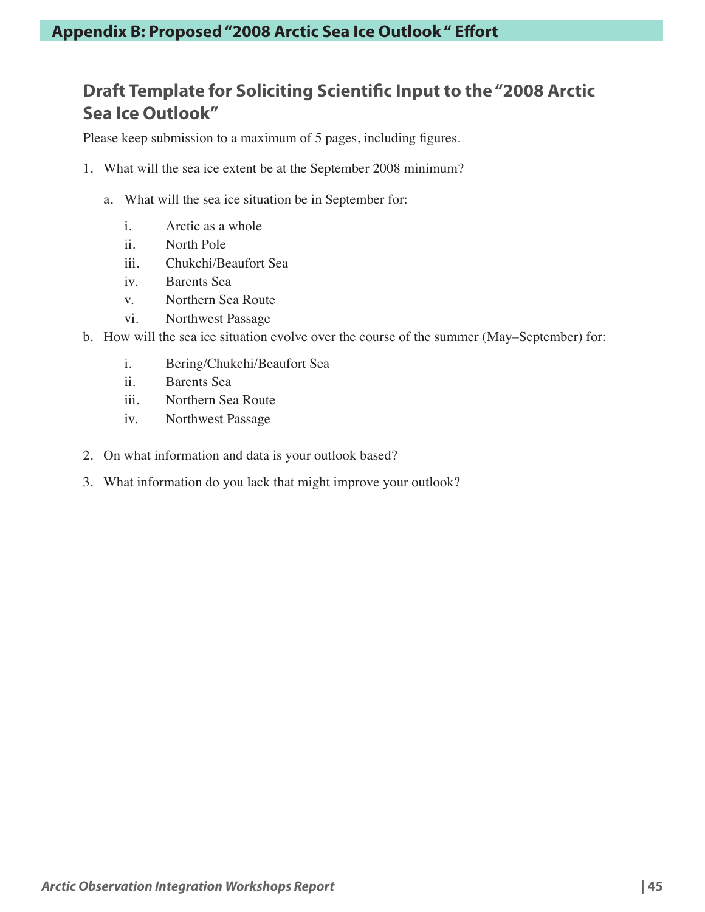# Appendix B: Proposed "2008 Arctic Sea Ice Outlook " Effort

## Draft Template for Soliciting Scientific Input to the "2008 Arctic Sea Ice Outlook"

Please keep submission to a maximum of 5 pages, including figures.

1. What will the sea ice extent be at the September 2008 minimum?

   a. What will the sea ice situation be in September for:

      i. Arctic as a whole
      ii. North Pole
      iii. Chukchi/Beaufort Sea
      iv. Barents Sea
      v. Northern Sea Route
      vi. Northwest Passage

   b. How will the sea ice situation evolve over the course of the summer (May–September) for:

      i. Bering/Chukchi/Beaufort Sea
      ii. Barents Sea
      iii. Northern Sea Route
      iv. Northwest Passage

2. On what information and data is your outlook based?

3. What information do you lack that might improve your outlook?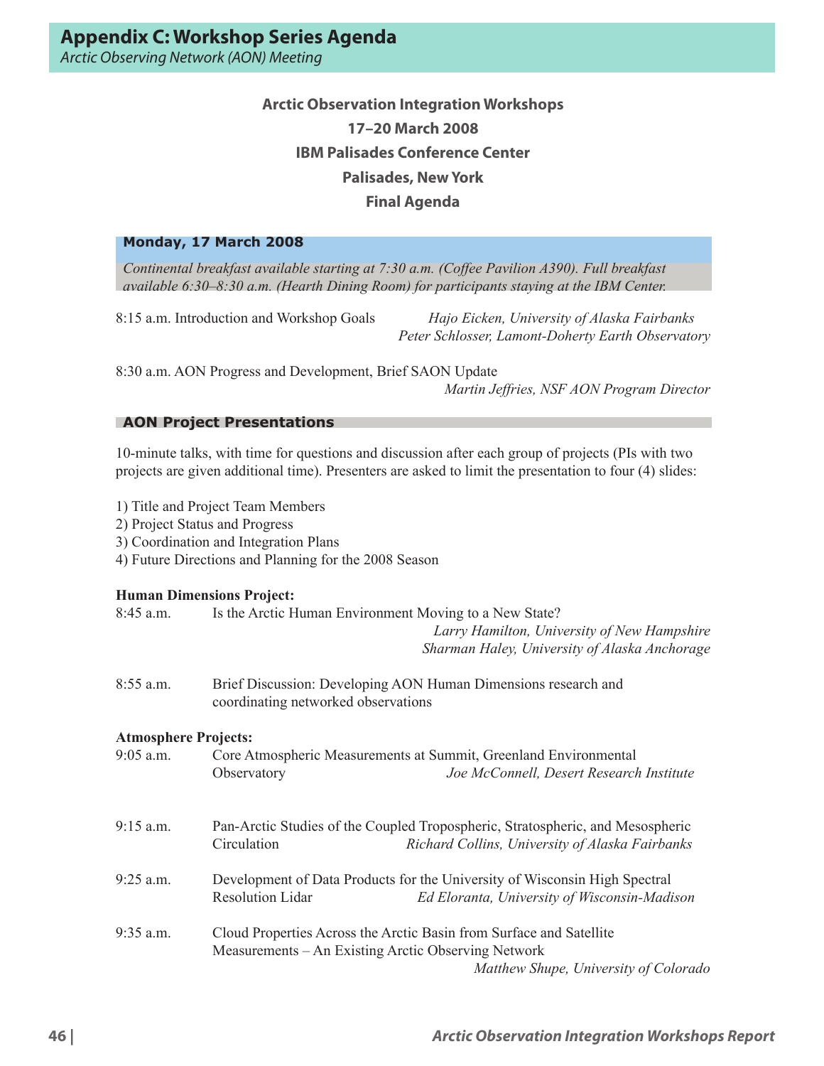# Appendix C: Workshop Series Agenda

*Arctic Observing Network (AON) Meeting*

**Arctic Observation Integration Workshops**

**17–20 March 2008**

**IBM Palisades Conference Center**

**Palisades, New York**

**Final Agenda**

## Monday, 17 March 2008

*Continental breakfast available starting at 7:30 a.m. (Coffee Pavilion A390). Full breakfast available 6:30–8:30 a.m. (Hearth Dining Room) for participants staying at the IBM Center.*

8:15 a.m. Introduction and Workshop Goals
*Hajo Eicken, University of Alaska Fairbanks*
*Peter Schlosser, Lamont-Doherty Earth Observatory*

8:30 a.m. AON Progress and Development, Brief SAON Update
*Martin Jeffries, NSF AON Program Director*

### AON Project Presentations

10-minute talks, with time for questions and discussion after each group of projects (PIs with two projects are given additional time). Presenters are asked to limit the presentation to four (4) slides:

1) Title and Project Team Members
2) Project Status and Progress
3) Coordination and Integration Plans
4) Future Directions and Planning for the 2008 Season

**Human Dimensions Project:**

8:45 a.m. Is the Arctic Human Environment Moving to a New State?
*Larry Hamilton, University of New Hampshire*
*Sharman Haley, University of Alaska Anchorage*

8:55 a.m. Brief Discussion: Developing AON Human Dimensions research and coordinating networked observations

**Atmosphere Projects:**

9:05 a.m. Core Atmospheric Measurements at Summit, Greenland Environmental Observatory
*Joe McConnell, Desert Research Institute*

9:15 a.m. Pan-Arctic Studies of the Coupled Tropospheric, Stratospheric, and Mesospheric Circulation
*Richard Collins, University of Alaska Fairbanks*

9:25 a.m. Development of Data Products for the University of Wisconsin High Spectral Resolution Lidar
*Ed Eloranta, University of Wisconsin-Madison*

9:35 a.m. Cloud Properties Across the Arctic Basin from Surface and Satellite Measurements – An Existing Arctic Observing Network
*Matthew Shupe, University of Colorado*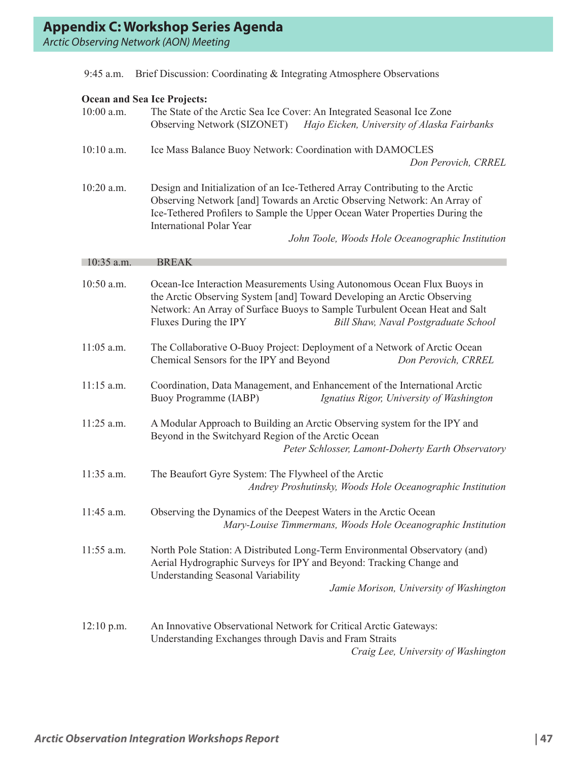## Appendix C: Workshop Series Agenda

*Arctic Observing Network (AON) Meeting*

9:45 a.m. Brief Discussion: Coordinating & Integrating Atmosphere Observations

**Ocean and Sea Ice Projects:**

10:00 a.m. The State of the Arctic Sea Ice Cover: An Integrated Seasonal Ice Zone Observing Network (SIZONET) *Hajo Eicken, University of Alaska Fairbanks*

10:10 a.m. Ice Mass Balance Buoy Network: Coordination with DAMOCLES *Don Perovich, CRREL*

10:20 a.m. Design and Initialization of an Ice-Tethered Array Contributing to the Arctic Observing Network [and] Towards an Arctic Observing Network: An Array of Ice-Tethered Profilers to Sample the Upper Ocean Water Properties During the International Polar Year *John Toole, Woods Hole Oceanographic Institution*

10:35 a.m. BREAK

10:50 a.m. Ocean-Ice Interaction Measurements Using Autonomous Ocean Flux Buoys in the Arctic Observing System [and] Toward Developing an Arctic Observing Network: An Array of Surface Buoys to Sample Turbulent Ocean Heat and Salt Fluxes During the IPY *Bill Shaw, Naval Postgraduate School*

11:05 a.m. The Collaborative O-Buoy Project: Deployment of a Network of Arctic Ocean Chemical Sensors for the IPY and Beyond *Don Perovich, CRREL*

11:15 a.m. Coordination, Data Management, and Enhancement of the International Arctic Buoy Programme (IABP) *Ignatius Rigor, University of Washington*

11:25 a.m. A Modular Approach to Building an Arctic Observing system for the IPY and Beyond in the Switchyard Region of the Arctic Ocean *Peter Schlosser, Lamont-Doherty Earth Observatory*

11:35 a.m. The Beaufort Gyre System: The Flywheel of the Arctic *Andrey Proshutinsky, Woods Hole Oceanographic Institution*

11:45 a.m. Observing the Dynamics of the Deepest Waters in the Arctic Ocean *Mary-Louise Timmermans, Woods Hole Oceanographic Institution*

11:55 a.m. North Pole Station: A Distributed Long-Term Environmental Observatory (and) Aerial Hydrographic Surveys for IPY and Beyond: Tracking Change and Understanding Seasonal Variability *Jamie Morison, University of Washington*

12:10 p.m. An Innovative Observational Network for Critical Arctic Gateways: Understanding Exchanges through Davis and Fram Straits *Craig Lee, University of Washington*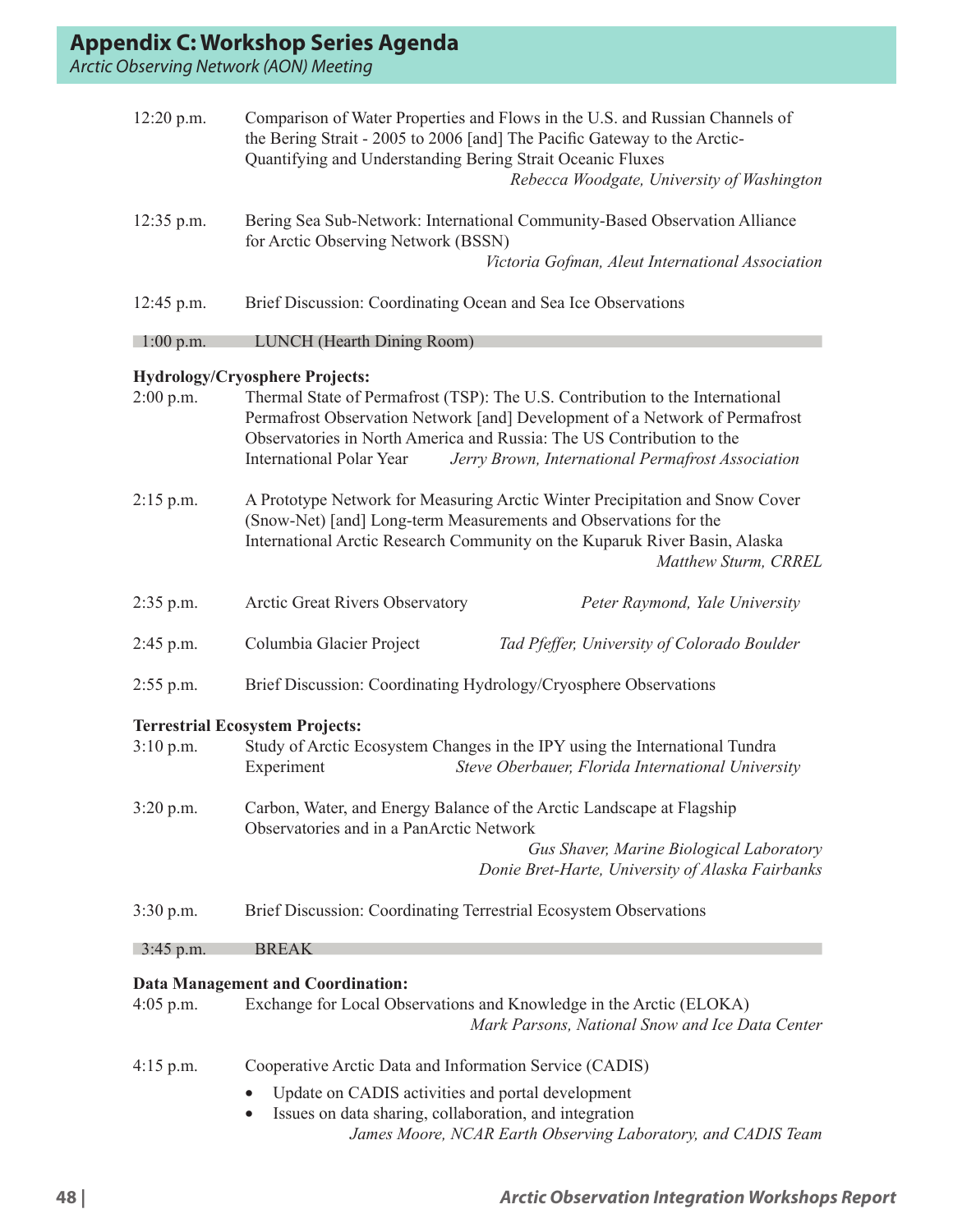## Appendix C: Workshop Series Agenda

*Arctic Observing Network (AON) Meeting*

12:20 p.m. Comparison of Water Properties and Flows in the U.S. and Russian Channels of the Bering Strait - 2005 to 2006 [and] The Pacific Gateway to the Arctic-Quantifying and Understanding Bering Strait Oceanic Fluxes
*Rebecca Woodgate, University of Washington*

12:35 p.m. Bering Sea Sub-Network: International Community-Based Observation Alliance for Arctic Observing Network (BSSN)
*Victoria Gofman, Aleut International Association*

12:45 p.m. Brief Discussion: Coordinating Ocean and Sea Ice Observations

1:00 p.m. LUNCH (Hearth Dining Room)

**Hydrology/Cryosphere Projects:**

2:00 p.m. Thermal State of Permafrost (TSP): The U.S. Contribution to the International Permafrost Observation Network [and] Development of a Network of Permafrost Observatories in North America and Russia: The US Contribution to the International Polar Year *Jerry Brown, International Permafrost Association*

2:15 p.m. A Prototype Network for Measuring Arctic Winter Precipitation and Snow Cover (Snow-Net) [and] Long-term Measurements and Observations for the International Arctic Research Community on the Kuparuk River Basin, Alaska
*Matthew Sturm, CRREL*

2:35 p.m. Arctic Great Rivers Observatory *Peter Raymond, Yale University*

2:45 p.m. Columbia Glacier Project *Tad Pfeffer, University of Colorado Boulder*

2:55 p.m. Brief Discussion: Coordinating Hydrology/Cryosphere Observations

**Terrestrial Ecosystem Projects:**

3:10 p.m. Study of Arctic Ecosystem Changes in the IPY using the International Tundra Experiment *Steve Oberbauer, Florida International University*

3:20 p.m. Carbon, Water, and Energy Balance of the Arctic Landscape at Flagship Observatories and in a PanArctic Network
*Gus Shaver, Marine Biological Laboratory*
*Donie Bret-Harte, University of Alaska Fairbanks*

3:30 p.m. Brief Discussion: Coordinating Terrestrial Ecosystem Observations

3:45 p.m. BREAK

**Data Management and Coordination:**

4:05 p.m. Exchange for Local Observations and Knowledge in the Arctic (ELOKA)
*Mark Parsons, National Snow and Ice Data Center*

4:15 p.m. Cooperative Arctic Data and Information Service (CADIS)

- Update on CADIS activities and portal development
- Issues on data sharing, collaboration, and integration

*James Moore, NCAR Earth Observing Laboratory, and CADIS Team*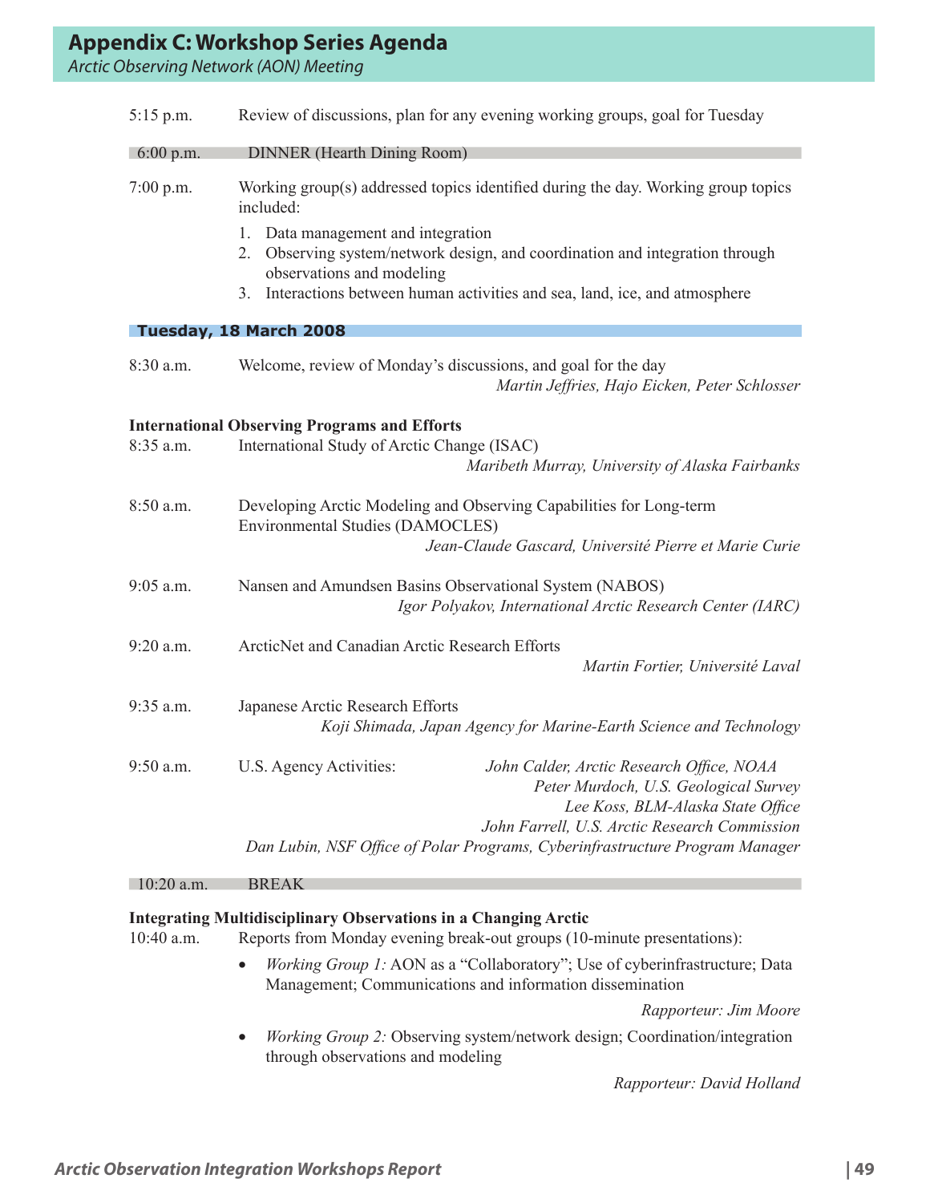## Appendix C: Workshop Series Agenda

*Arctic Observing Network (AON) Meeting*

5:15 p.m. Review of discussions, plan for any evening working groups, goal for Tuesday

6:00 p.m. DINNER (Hearth Dining Room)

7:00 p.m. Working group(s) addressed topics identified during the day. Working group topics included:

1. Data management and integration
2. Observing system/network design, and coordination and integration through observations and modeling
3. Interactions between human activities and sea, land, ice, and atmosphere

### Tuesday, 18 March 2008

8:30 a.m. Welcome, review of Monday's discussions, and goal for the day
*Martin Jeffries, Hajo Eicken, Peter Schlosser*

**International Observing Programs and Efforts**

8:35 a.m. International Study of Arctic Change (ISAC)
*Maribeth Murray, University of Alaska Fairbanks*

8:50 a.m. Developing Arctic Modeling and Observing Capabilities for Long-term Environmental Studies (DAMOCLES)
*Jean-Claude Gascard, Université Pierre et Marie Curie*

9:05 a.m. Nansen and Amundsen Basins Observational System (NABOS)
*Igor Polyakov, International Arctic Research Center (IARC)*

9:20 a.m. ArcticNet and Canadian Arctic Research Efforts
*Martin Fortier, Université Laval*

9:35 a.m. Japanese Arctic Research Efforts
*Koji Shimada, Japan Agency for Marine-Earth Science and Technology*

9:50 a.m. U.S. Agency Activities:
*John Calder, Arctic Research Office, NOAA*
*Peter Murdoch, U.S. Geological Survey*
*Lee Koss, BLM-Alaska State Office*
*John Farrell, U.S. Arctic Research Commission*
*Dan Lubin, NSF Office of Polar Programs, Cyberinfrastructure Program Manager*

10:20 a.m. BREAK

**Integrating Multidisciplinary Observations in a Changing Arctic**

10:40 a.m. Reports from Monday evening break-out groups (10-minute presentations):

- *Working Group 1:* AON as a "Collaboratory"; Use of cyberinfrastructure; Data Management; Communications and information dissemination
  *Rapporteur: Jim Moore*
- *Working Group 2:* Observing system/network design; Coordination/integration through observations and modeling
  *Rapporteur: David Holland*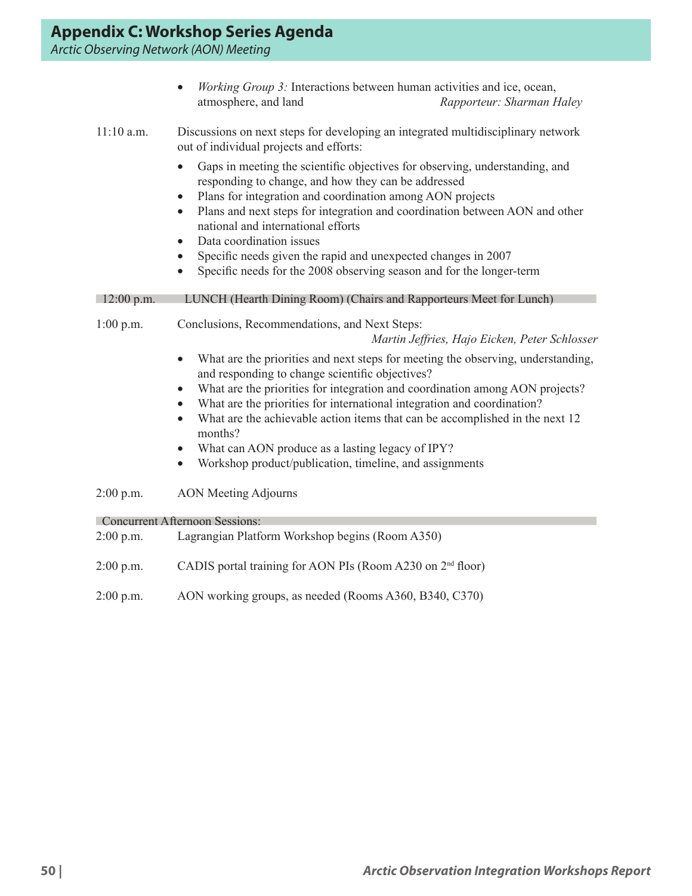## Appendix C: Workshop Series Agenda

*Arctic Observing Network (AON) Meeting*

- *Working Group 3:* Interactions between human activities and ice, ocean, atmosphere, and land *Rapporteur: Sharman Haley*

11:10 a.m. Discussions on next steps for developing an integrated multidisciplinary network out of individual projects and efforts:

- Gaps in meeting the scientific objectives for observing, understanding, and responding to change, and how they can be addressed
- Plans for integration and coordination among AON projects
- Plans and next steps for integration and coordination between AON and other national and international efforts
- Data coordination issues
- Specific needs given the rapid and unexpected changes in 2007
- Specific needs for the 2008 observing season and for the longer-term

12:00 p.m. LUNCH (Hearth Dining Room) (Chairs and Rapporteurs Meet for Lunch)

1:00 p.m. Conclusions, Recommendations, and Next Steps:
*Martin Jeffries, Hajo Eicken, Peter Schlosser*

- What are the priorities and next steps for meeting the observing, understanding, and responding to change scientific objectives?
- What are the priorities for integration and coordination among AON projects?
- What are the priorities for international integration and coordination?
- What are the achievable action items that can be accomplished in the next 12 months?
- What can AON produce as a lasting legacy of IPY?
- Workshop product/publication, timeline, and assignments

2:00 p.m. AON Meeting Adjourns

Concurrent Afternoon Sessions:

2:00 p.m. Lagrangian Platform Workshop begins (Room A350)

2:00 p.m. CADIS portal training for AON PIs (Room A230 on 2nd floor)

2:00 p.m. AON working groups, as needed (Rooms A360, B340, C370)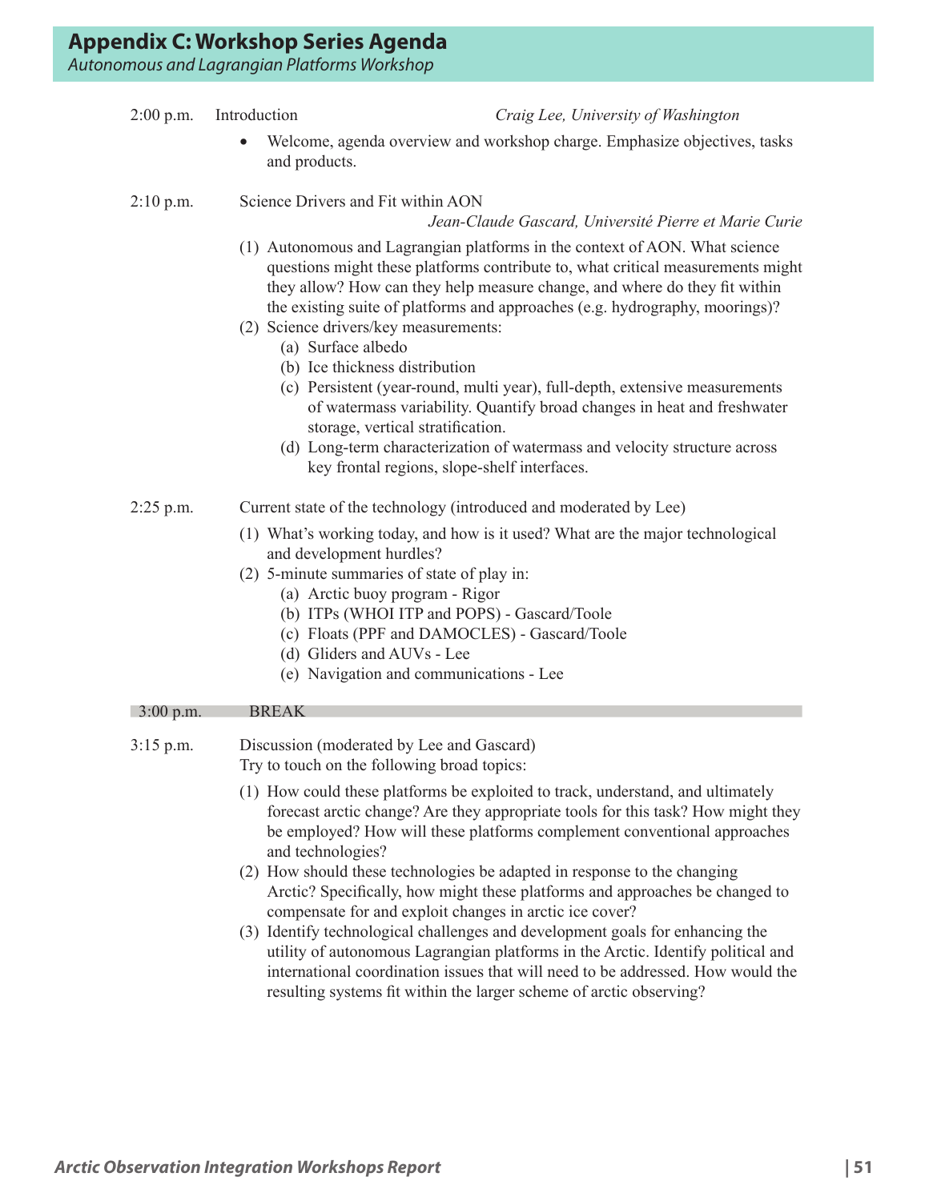## Appendix C: Workshop Series Agenda

*Autonomous and Lagrangian Platforms Workshop*

2:00 p.m. Introduction — *Craig Lee, University of Washington*

- Welcome, agenda overview and workshop charge. Emphasize objectives, tasks and products.

2:10 p.m. Science Drivers and Fit within AON — *Jean-Claude Gascard, Université Pierre et Marie Curie*

(1) Autonomous and Lagrangian platforms in the context of AON. What science questions might these platforms contribute to, what critical measurements might they allow? How can they help measure change, and where do they fit within the existing suite of platforms and approaches (e.g. hydrography, moorings)?

(2) Science drivers/key measurements:
   - (a) Surface albedo
   - (b) Ice thickness distribution
   - (c) Persistent (year-round, multi year), full-depth, extensive measurements of watermass variability. Quantify broad changes in heat and freshwater storage, vertical stratification.
   - (d) Long-term characterization of watermass and velocity structure across key frontal regions, slope-shelf interfaces.

2:25 p.m. Current state of the technology (introduced and moderated by Lee)

(1) What's working today, and how is it used? What are the major technological and development hurdles?

(2) 5-minute summaries of state of play in:
   - (a) Arctic buoy program - Rigor
   - (b) ITPs (WHOI ITP and POPS) - Gascard/Toole
   - (c) Floats (PPF and DAMOCLES) - Gascard/Toole
   - (d) Gliders and AUVs - Lee
   - (e) Navigation and communications - Lee

3:00 p.m. BREAK

3:15 p.m. Discussion (moderated by Lee and Gascard)
Try to touch on the following broad topics:

(1) How could these platforms be exploited to track, understand, and ultimately forecast arctic change? Are they appropriate tools for this task? How might they be employed? How will these platforms complement conventional approaches and technologies?

(2) How should these technologies be adapted in response to the changing Arctic? Specifically, how might these platforms and approaches be changed to compensate for and exploit changes in arctic ice cover?

(3) Identify technological challenges and development goals for enhancing the utility of autonomous Lagrangian platforms in the Arctic. Identify political and international coordination issues that will need to be addressed. How would the resulting systems fit within the larger scheme of arctic observing?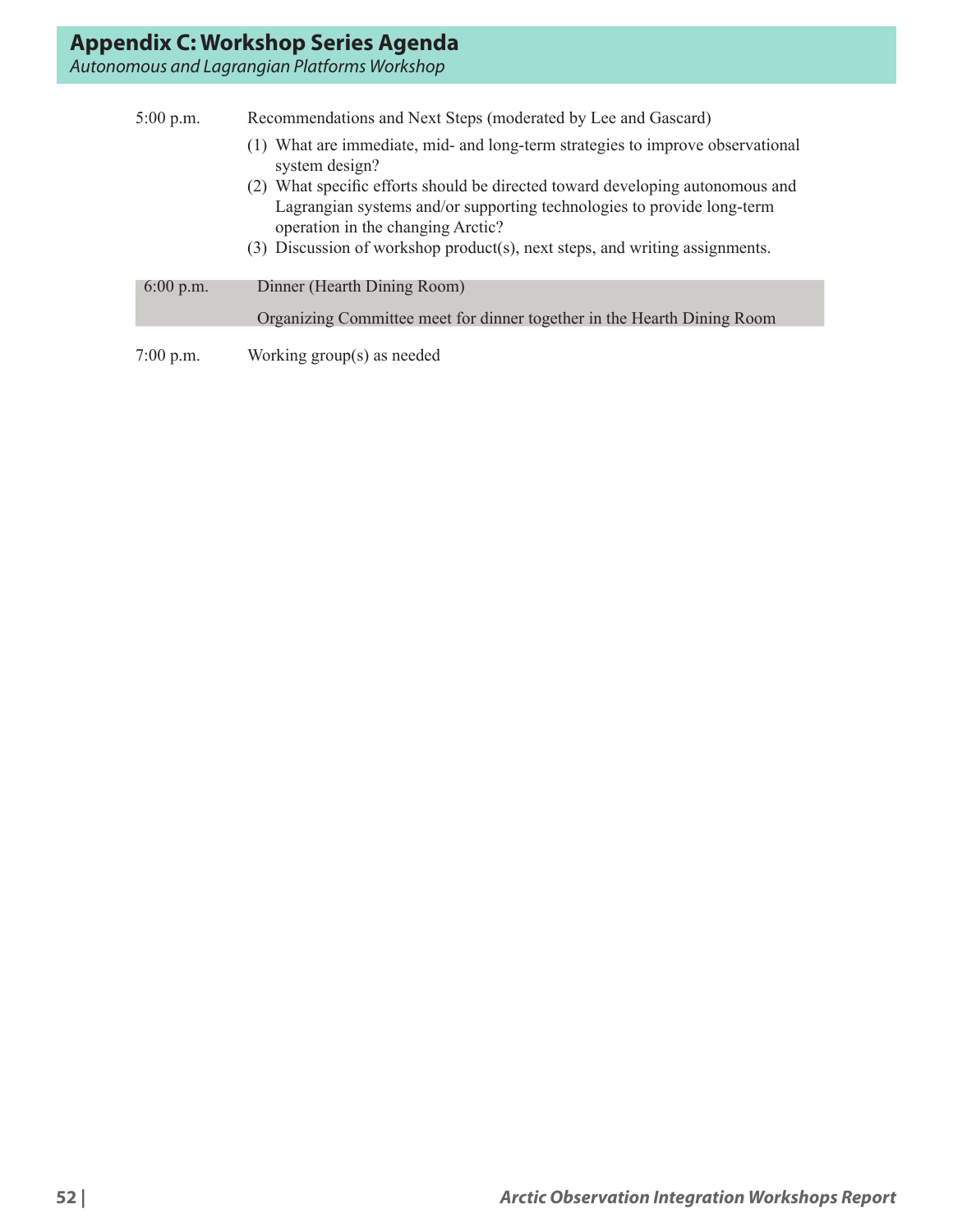# Appendix C: Workshop Series Agenda

*Autonomous and Lagrangian Platforms Workshop*

5:00 p.m. Recommendations and Next Steps (moderated by Lee and Gascard)

(1) What are immediate, mid- and long-term strategies to improve observational system design?
(2) What specific efforts should be directed toward developing autonomous and Lagrangian systems and/or supporting technologies to provide long-term operation in the changing Arctic?
(3) Discussion of workshop product(s), next steps, and writing assignments.

6:00 p.m. Dinner (Hearth Dining Room)

Organizing Committee meet for dinner together in the Hearth Dining Room

7:00 p.m. Working group(s) as needed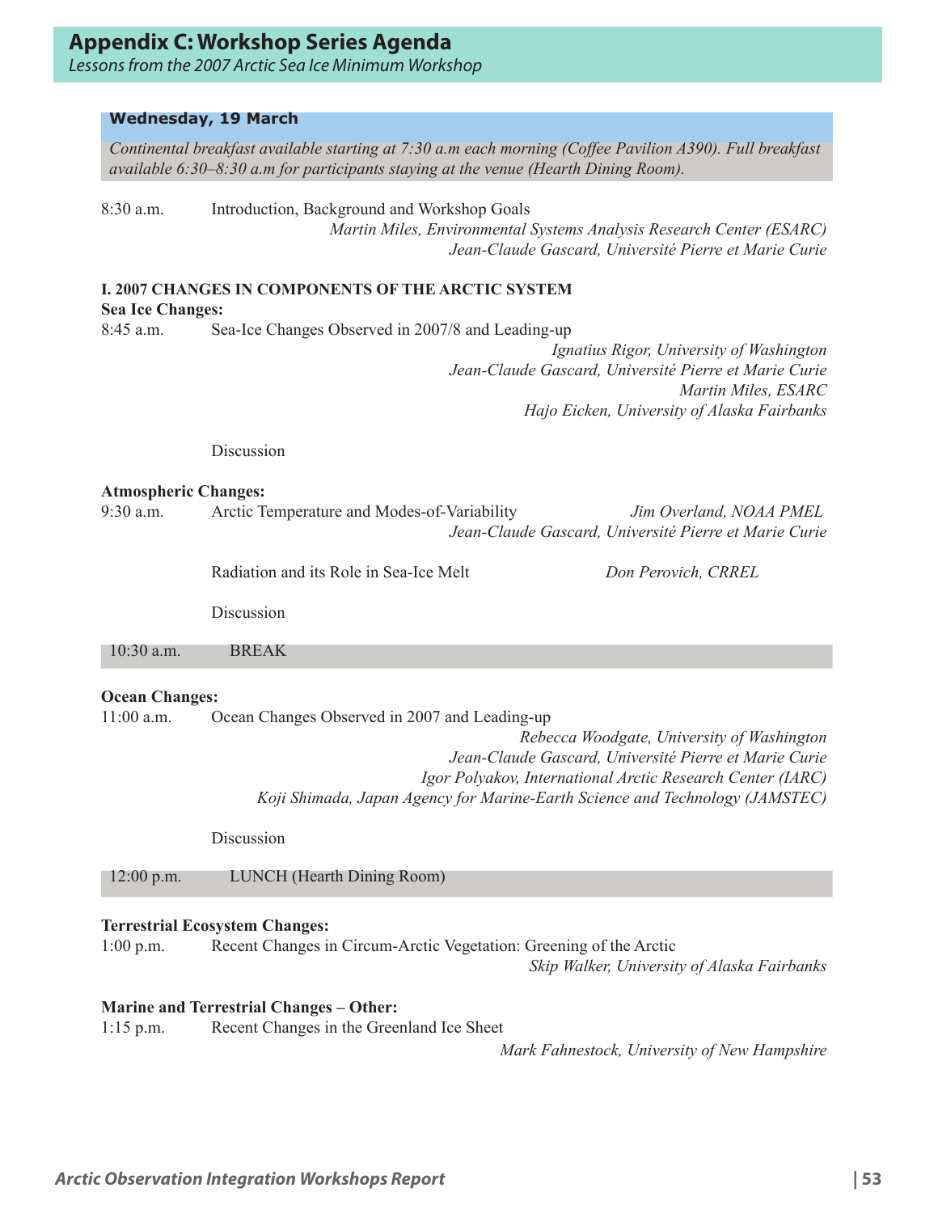## Appendix C: Workshop Series Agenda

*Lessons from the 2007 Arctic Sea Ice Minimum Workshop*

**Wednesday, 19 March**

*Continental breakfast available starting at 7:30 a.m each morning (Coffee Pavilion A390). Full breakfast available 6:30–8:30 a.m for participants staying at the venue (Hearth Dining Room).*

8:30 a.m. Introduction, Background and Workshop Goals
*Martin Miles, Environmental Systems Analysis Research Center (ESARC)*
*Jean-Claude Gascard, Université Pierre et Marie Curie*

**I. 2007 CHANGES IN COMPONENTS OF THE ARCTIC SYSTEM**

**Sea Ice Changes:**

8:45 a.m. Sea-Ice Changes Observed in 2007/8 and Leading-up
*Ignatius Rigor, University of Washington*
*Jean-Claude Gascard, Université Pierre et Marie Curie*
*Martin Miles, ESARC*
*Hajo Eicken, University of Alaska Fairbanks*

Discussion

**Atmospheric Changes:**

9:30 a.m. Arctic Temperature and Modes-of-Variability
*Jim Overland, NOAA PMEL*
*Jean-Claude Gascard, Université Pierre et Marie Curie*

Radiation and its Role in Sea-Ice Melt
*Don Perovich, CRREL*

Discussion

10:30 a.m. BREAK

**Ocean Changes:**

11:00 a.m. Ocean Changes Observed in 2007 and Leading-up
*Rebecca Woodgate, University of Washington*
*Jean-Claude Gascard, Université Pierre et Marie Curie*
*Igor Polyakov, International Arctic Research Center (IARC)*
*Koji Shimada, Japan Agency for Marine-Earth Science and Technology (JAMSTEC)*

Discussion

12:00 p.m. LUNCH (Hearth Dining Room)

**Terrestrial Ecosystem Changes:**

1:00 p.m. Recent Changes in Circum-Arctic Vegetation: Greening of the Arctic
*Skip Walker, University of Alaska Fairbanks*

**Marine and Terrestrial Changes – Other:**

1:15 p.m. Recent Changes in the Greenland Ice Sheet
*Mark Fahnestock, University of New Hampshire*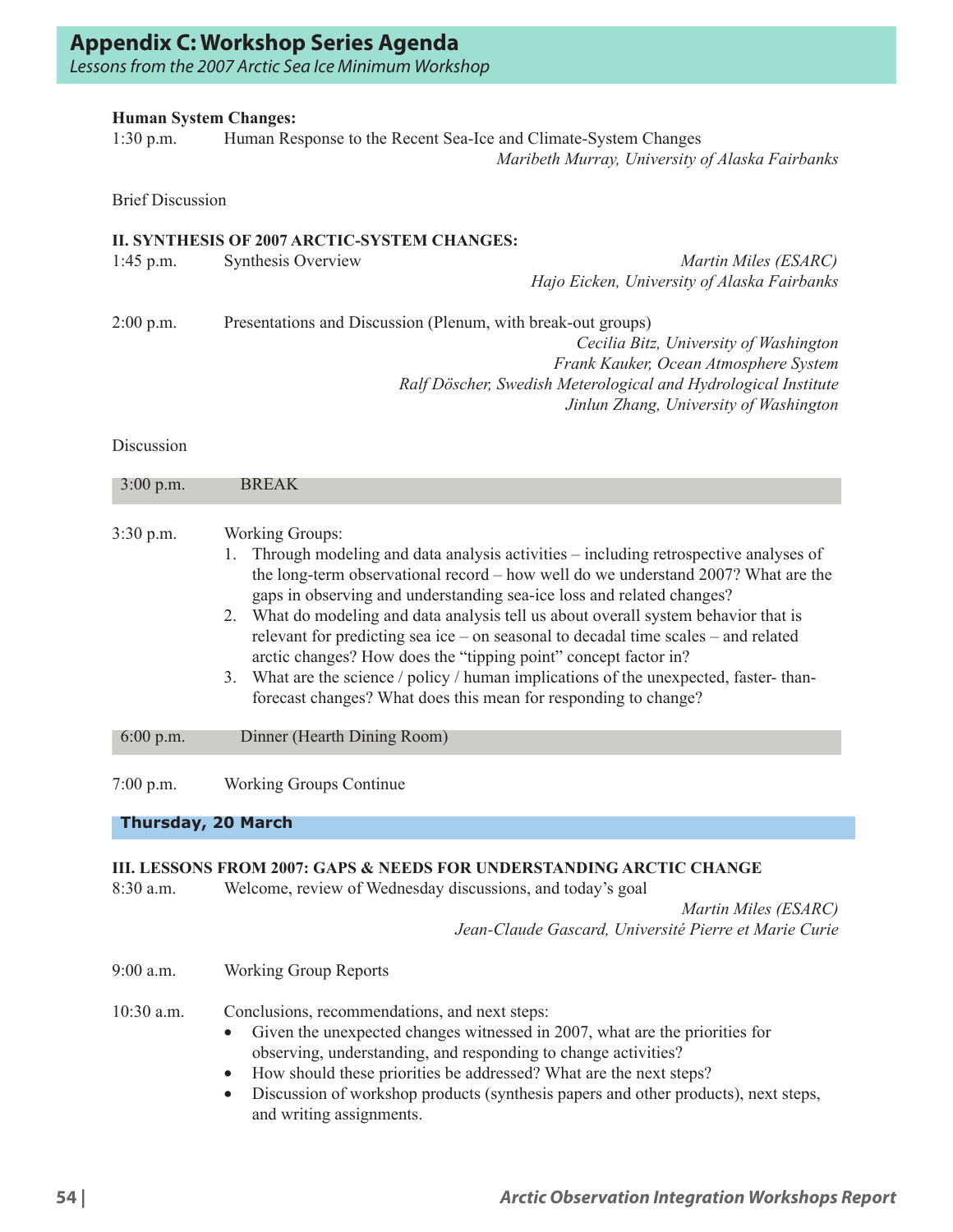## Appendix C: Workshop Series Agenda

*Lessons from the 2007 Arctic Sea Ice Minimum Workshop*

**Human System Changes:**

1:30 p.m. Human Response to the Recent Sea-Ice and Climate-System Changes
*Maribeth Murray, University of Alaska Fairbanks*

Brief Discussion

**II. SYNTHESIS OF 2007 ARCTIC-SYSTEM CHANGES:**

1:45 p.m. Synthesis Overview
*Martin Miles (ESARC)*
*Hajo Eicken, University of Alaska Fairbanks*

2:00 p.m. Presentations and Discussion (Plenum, with break-out groups)
*Cecilia Bitz, University of Washington*
*Frank Kauker, Ocean Atmosphere System*
*Ralf Döscher, Swedish Meterological and Hydrological Institute*
*Jinlun Zhang, University of Washington*

Discussion

3:00 p.m. BREAK

3:30 p.m. Working Groups:

1. Through modeling and data analysis activities – including retrospective analyses of the long-term observational record – how well do we understand 2007? What are the gaps in observing and understanding sea-ice loss and related changes?
2. What do modeling and data analysis tell us about overall system behavior that is relevant for predicting sea ice – on seasonal to decadal time scales – and related arctic changes? How does the "tipping point" concept factor in?
3. What are the science / policy / human implications of the unexpected, faster- than-forecast changes? What does this mean for responding to change?

6:00 p.m. Dinner (Hearth Dining Room)

7:00 p.m. Working Groups Continue

**Thursday, 20 March**

**III. LESSONS FROM 2007: GAPS & NEEDS FOR UNDERSTANDING ARCTIC CHANGE**

8:30 a.m. Welcome, review of Wednesday discussions, and today's goal
*Martin Miles (ESARC)*
*Jean-Claude Gascard, Université Pierre et Marie Curie*

9:00 a.m. Working Group Reports

10:30 a.m. Conclusions, recommendations, and next steps:

- Given the unexpected changes witnessed in 2007, what are the priorities for observing, understanding, and responding to change activities?
- How should these priorities be addressed? What are the next steps?
- Discussion of workshop products (synthesis papers and other products), next steps, and writing assignments.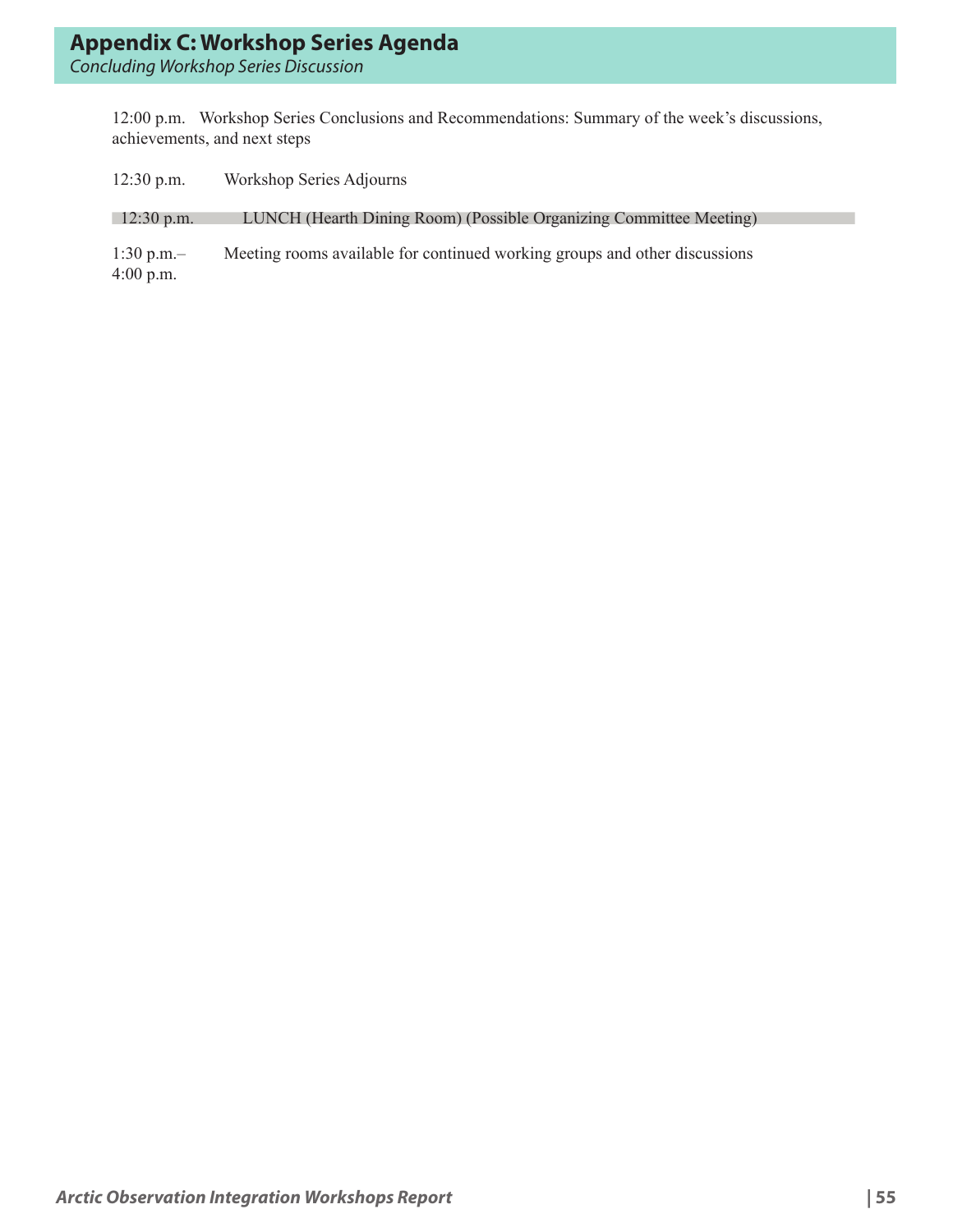## Appendix C: Workshop Series Agenda

*Concluding Workshop Series Discussion*

12:00 p.m. Workshop Series Conclusions and Recommendations: Summary of the week's discussions, achievements, and next steps

12:30 p.m. Workshop Series Adjourns

12:30 p.m. LUNCH (Hearth Dining Room) (Possible Organizing Committee Meeting)

1:30 p.m.–4:00 p.m. Meeting rooms available for continued working groups and other discussions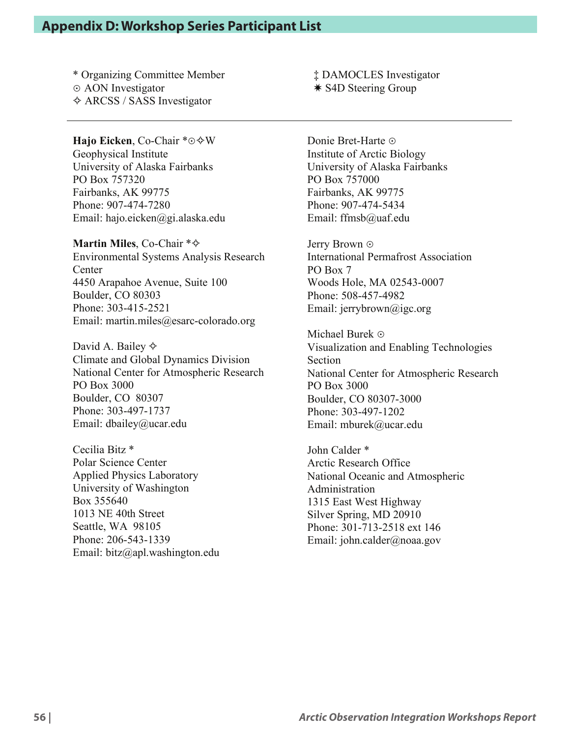## Appendix D: Workshop Series Participant List

\* Organizing Committee Member
⊙ AON Investigator
✧ ARCSS / SASS Investigator
‡ DAMOCLES Investigator
✷ S4D Steering Group

---

**Hajo Eicken**, Co-Chair *⊙✧W
Geophysical Institute
University of Alaska Fairbanks
PO Box 757320
Fairbanks, AK 99775
Phone: 907-474-7280
Email: hajo.eicken@gi.alaska.edu

**Martin Miles**, Co-Chair *✧
Environmental Systems Analysis Research Center
4450 Arapahoe Avenue, Suite 100
Boulder, CO 80303
Phone: 303-415-2521
Email: martin.miles@esarc-colorado.org

David A. Bailey ✧
Climate and Global Dynamics Division
National Center for Atmospheric Research
PO Box 3000
Boulder, CO 80307
Phone: 303-497-1737
Email: dbailey@ucar.edu

Cecilia Bitz *
Polar Science Center
Applied Physics Laboratory
University of Washington
Box 355640
1013 NE 40th Street
Seattle, WA 98105
Phone: 206-543-1339
Email: bitz@apl.washington.edu

Donie Bret-Harte ⊙
Institute of Arctic Biology
University of Alaska Fairbanks
PO Box 757000
Fairbanks, AK 99775
Phone: 907-474-5434
Email: ffmsb@uaf.edu

Jerry Brown ⊙
International Permafrost Association
PO Box 7
Woods Hole, MA 02543-0007
Phone: 508-457-4982
Email: jerrybrown@igc.org

Michael Burek ⊙
Visualization and Enabling Technologies Section
National Center for Atmospheric Research
PO Box 3000
Boulder, CO 80307-3000
Phone: 303-497-1202
Email: mburek@ucar.edu

John Calder *
Arctic Research Office
National Oceanic and Atmospheric Administration
1315 East West Highway
Silver Spring, MD 20910
Phone: 301-713-2518 ext 146
Email: john.calder@noaa.gov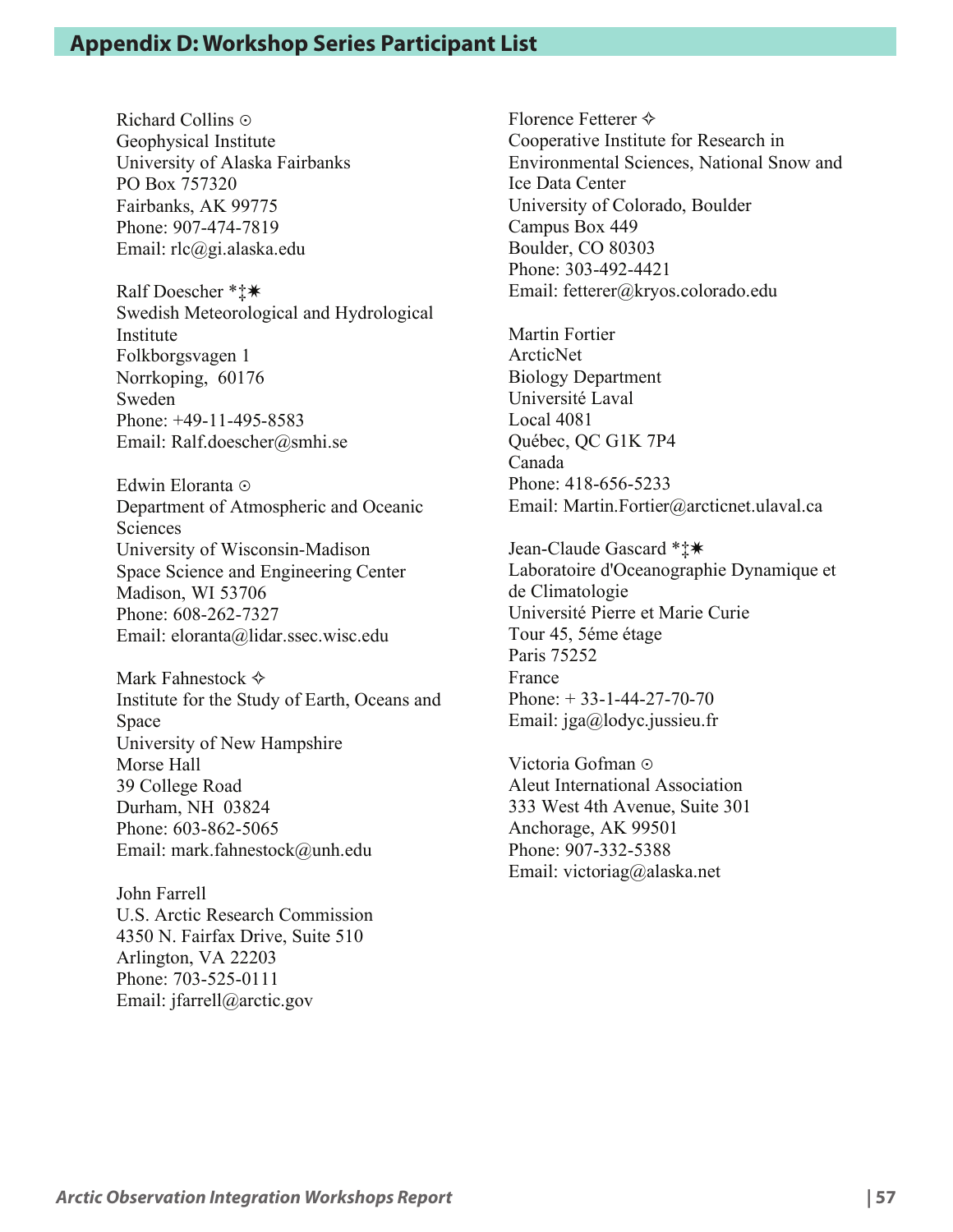## Appendix D: Workshop Series Participant List

Richard Collins ⊙
Geophysical Institute
University of Alaska Fairbanks
PO Box 757320
Fairbanks, AK 99775
Phone: 907-474-7819
Email: rlc@gi.alaska.edu

Ralf Doescher *‡✷
Swedish Meteorological and Hydrological Institute
Folkborgsvagen 1
Norrkoping, 60176
Sweden
Phone: +49-11-495-8583
Email: Ralf.doescher@smhi.se

Edwin Eloranta ⊙
Department of Atmospheric and Oceanic Sciences
University of Wisconsin-Madison
Space Science and Engineering Center
Madison, WI 53706
Phone: 608-262-7327
Email: eloranta@lidar.ssec.wisc.edu

Mark Fahnestock ✧
Institute for the Study of Earth, Oceans and Space
University of New Hampshire
Morse Hall
39 College Road
Durham, NH 03824
Phone: 603-862-5065
Email: mark.fahnestock@unh.edu

John Farrell
U.S. Arctic Research Commission
4350 N. Fairfax Drive, Suite 510
Arlington, VA 22203
Phone: 703-525-0111
Email: jfarrell@arctic.gov

Florence Fetterer ✧
Cooperative Institute for Research in Environmental Sciences, National Snow and Ice Data Center
University of Colorado, Boulder
Campus Box 449
Boulder, CO 80303
Phone: 303-492-4421
Email: fetterer@kryos.colorado.edu

Martin Fortier
ArcticNet
Biology Department
Université Laval
Local 4081
Québec, QC G1K 7P4
Canada
Phone: 418-656-5233
Email: Martin.Fortier@arcticnet.ulaval.ca

Jean-Claude Gascard *‡✷
Laboratoire d'Oceanographie Dynamique et de Climatologie
Université Pierre et Marie Curie
Tour 45, 5éme étage
Paris 75252
France
Phone: + 33-1-44-27-70-70
Email: jga@lodyc.jussieu.fr

Victoria Gofman ⊙
Aleut International Association
333 West 4th Avenue, Suite 301
Anchorage, AK 99501
Phone: 907-332-5388
Email: victoriag@alaska.net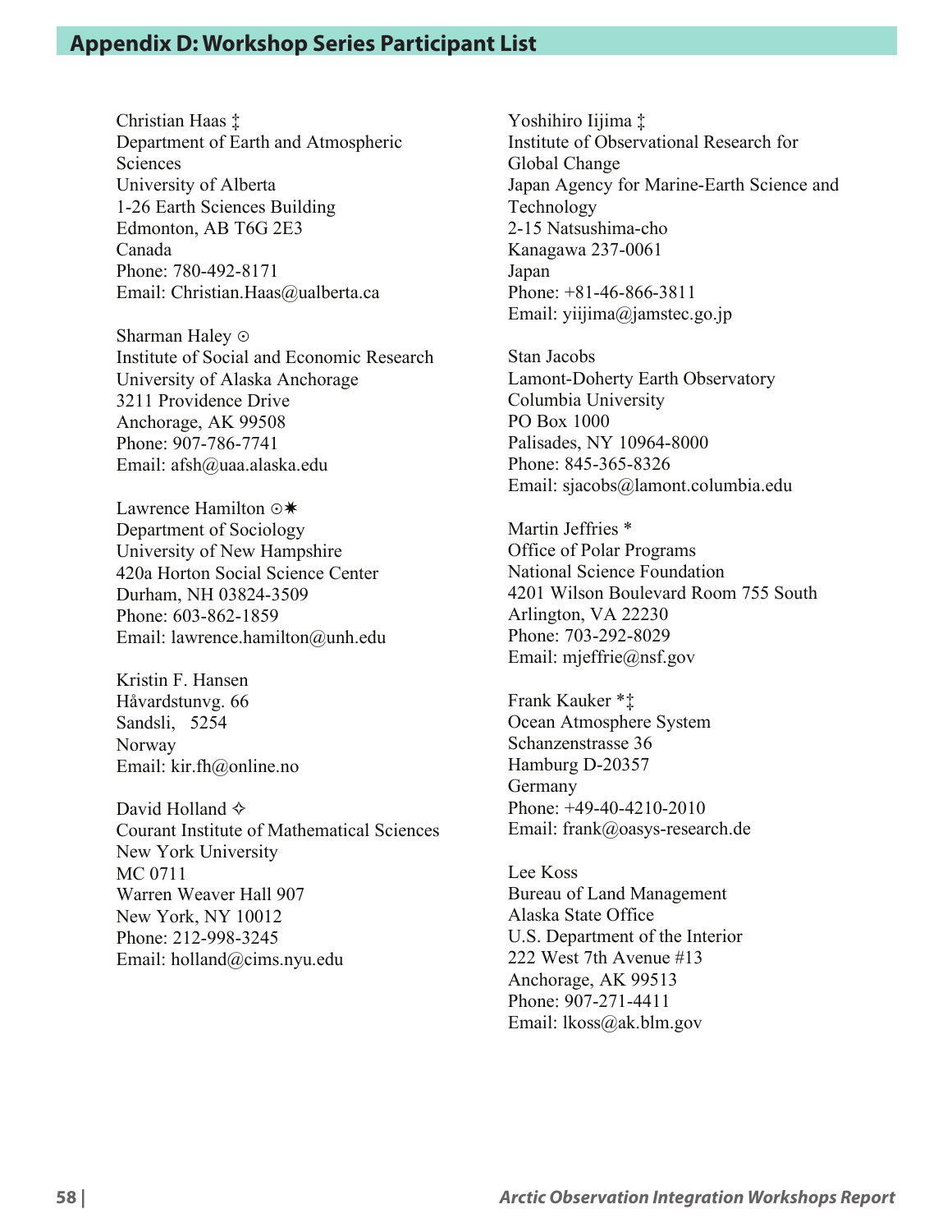## Appendix D: Workshop Series Participant List

Christian Haas ‡
Department of Earth and Atmospheric Sciences
University of Alberta
1-26 Earth Sciences Building
Edmonton, AB T6G 2E3
Canada
Phone: 780-492-8171
Email: Christian.Haas@ualberta.ca

Sharman Haley ⊙
Institute of Social and Economic Research
University of Alaska Anchorage
3211 Providence Drive
Anchorage, AK 99508
Phone: 907-786-7741
Email: afsh@uaa.alaska.edu

Lawrence Hamilton ⊙✷
Department of Sociology
University of New Hampshire
420a Horton Social Science Center
Durham, NH 03824-3509
Phone: 603-862-1859
Email: lawrence.hamilton@unh.edu

Kristin F. Hansen
Håvardstunvg. 66
Sandsli, 5254
Norway
Email: kir.fh@online.no

David Holland ✧
Courant Institute of Mathematical Sciences
New York University
MC 0711
Warren Weaver Hall 907
New York, NY 10012
Phone: 212-998-3245
Email: holland@cims.nyu.edu

Yoshihiro Iijima ‡
Institute of Observational Research for Global Change
Japan Agency for Marine-Earth Science and Technology
2-15 Natsushima-cho
Kanagawa 237-0061
Japan
Phone: +81-46-866-3811
Email: yiijima@jamstec.go.jp

Stan Jacobs
Lamont-Doherty Earth Observatory
Columbia University
PO Box 1000
Palisades, NY 10964-8000
Phone: 845-365-8326
Email: sjacobs@lamont.columbia.edu

Martin Jeffries *
Office of Polar Programs
National Science Foundation
4201 Wilson Boulevard Room 755 South
Arlington, VA 22230
Phone: 703-292-8029
Email: mjeffrie@nsf.gov

Frank Kauker *‡
Ocean Atmosphere System
Schanzenstrasse 36
Hamburg D-20357
Germany
Phone: +49-40-4210-2010
Email: frank@oasys-research.de

Lee Koss
Bureau of Land Management
Alaska State Office
U.S. Department of the Interior
222 West 7th Avenue #13
Anchorage, AK 99513
Phone: 907-271-4411
Email: lkoss@ak.blm.gov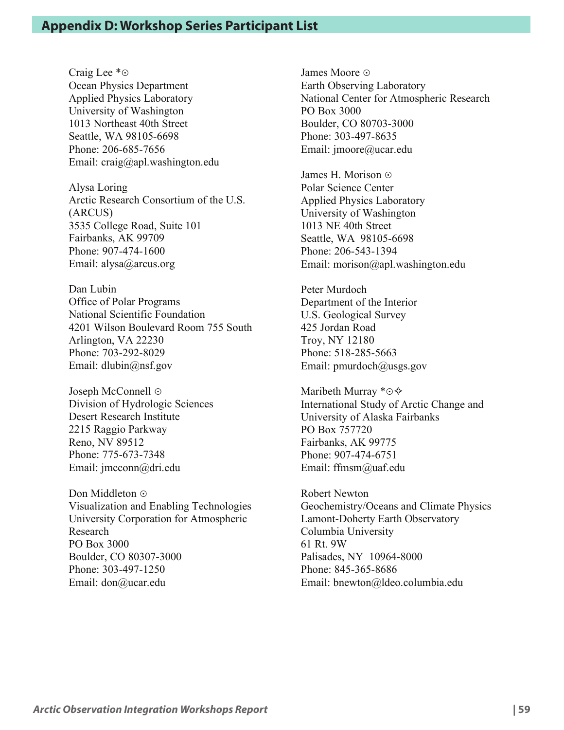## Appendix D: Workshop Series Participant List

Craig Lee *⊙
Ocean Physics Department
Applied Physics Laboratory
University of Washington
1013 Northeast 40th Street
Seattle, WA 98105-6698
Phone: 206-685-7656
Email: craig@apl.washington.edu

Alysa Loring
Arctic Research Consortium of the U.S. (ARCUS)
3535 College Road, Suite 101
Fairbanks, AK 99709
Phone: 907-474-1600
Email: alysa@arcus.org

Dan Lubin
Office of Polar Programs
National Scientific Foundation
4201 Wilson Boulevard Room 755 South
Arlington, VA 22230
Phone: 703-292-8029
Email: dlubin@nsf.gov

Joseph McConnell ⊙
Division of Hydrologic Sciences
Desert Research Institute
2215 Raggio Parkway
Reno, NV 89512
Phone: 775-673-7348
Email: jmcconn@dri.edu

Don Middleton ⊙
Visualization and Enabling Technologies
University Corporation for Atmospheric Research
PO Box 3000
Boulder, CO 80307-3000
Phone: 303-497-1250
Email: don@ucar.edu

James Moore ⊙
Earth Observing Laboratory
National Center for Atmospheric Research
PO Box 3000
Boulder, CO 80703-3000
Phone: 303-497-8635
Email: jmoore@ucar.edu

James H. Morison ⊙
Polar Science Center
Applied Physics Laboratory
University of Washington
1013 NE 40th Street
Seattle, WA 98105-6698
Phone: 206-543-1394
Email: morison@apl.washington.edu

Peter Murdoch
Department of the Interior
U.S. Geological Survey
425 Jordan Road
Troy, NY 12180
Phone: 518-285-5663
Email: pmurdoch@usgs.gov

Maribeth Murray *⊙✧
International Study of Arctic Change and
University of Alaska Fairbanks
PO Box 757720
Fairbanks, AK 99775
Phone: 907-474-6751
Email: ffmsm@uaf.edu

Robert Newton
Geochemistry/Oceans and Climate Physics
Lamont-Doherty Earth Observatory
Columbia University
61 Rt. 9W
Palisades, NY 10964-8000
Phone: 845-365-8686
Email: bnewton@ldeo.columbia.edu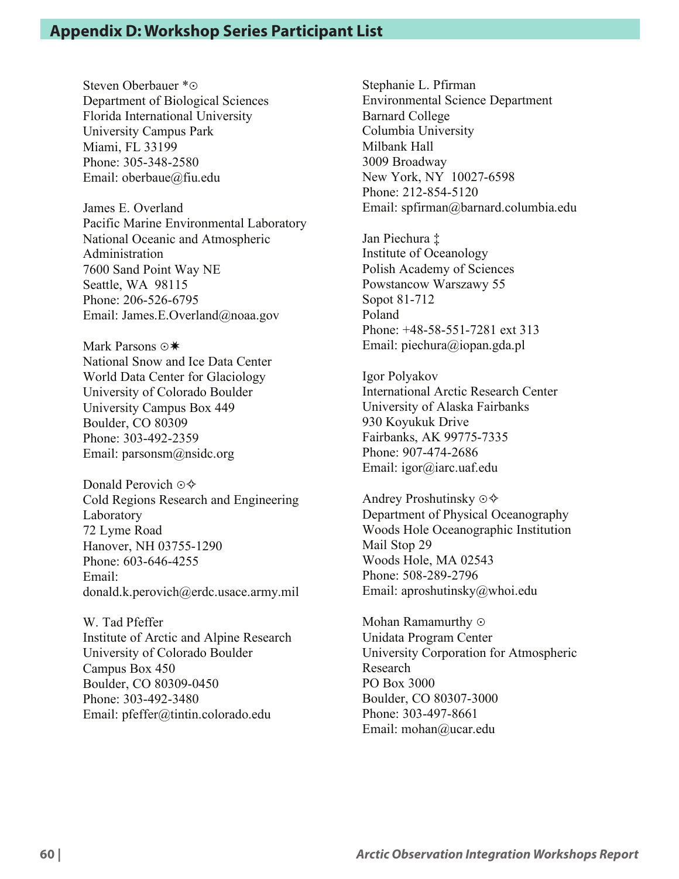## Appendix D: Workshop Series Participant List

Steven Oberbauer *⊙
Department of Biological Sciences
Florida International University
University Campus Park
Miami, FL 33199
Phone: 305-348-2580
Email: oberbaue@fiu.edu

James E. Overland
Pacific Marine Environmental Laboratory
National Oceanic and Atmospheric Administration
7600 Sand Point Way NE
Seattle, WA 98115
Phone: 206-526-6795
Email: James.E.Overland@noaa.gov

Mark Parsons ⊙✷
National Snow and Ice Data Center
World Data Center for Glaciology
University of Colorado Boulder
University Campus Box 449
Boulder, CO 80309
Phone: 303-492-2359
Email: parsonsm@nsidc.org

Donald Perovich ⊙✧
Cold Regions Research and Engineering Laboratory
72 Lyme Road
Hanover, NH 03755-1290
Phone: 603-646-4255
Email:
donald.k.perovich@erdc.usace.army.mil

W. Tad Pfeffer
Institute of Arctic and Alpine Research
University of Colorado Boulder
Campus Box 450
Boulder, CO 80309-0450
Phone: 303-492-3480
Email: pfeffer@tintin.colorado.edu

Stephanie L. Pfirman
Environmental Science Department
Barnard College
Columbia University
Milbank Hall
3009 Broadway
New York, NY 10027-6598
Phone: 212-854-5120
Email: spfirman@barnard.columbia.edu

Jan Piechura ‡
Institute of Oceanology
Polish Academy of Sciences
Powstancow Warszawy 55
Sopot 81-712
Poland
Phone: +48-58-551-7281 ext 313
Email: piechura@iopan.gda.pl

Igor Polyakov
International Arctic Research Center
University of Alaska Fairbanks
930 Koyukuk Drive
Fairbanks, AK 99775-7335
Phone: 907-474-2686
Email: igor@iarc.uaf.edu

Andrey Proshutinsky ⊙✧
Department of Physical Oceanography
Woods Hole Oceanographic Institution
Mail Stop 29
Woods Hole, MA 02543
Phone: 508-289-2796
Email: aproshutinsky@whoi.edu

Mohan Ramamurthy ⊙
Unidata Program Center
University Corporation for Atmospheric Research
PO Box 3000
Boulder, CO 80307-3000
Phone: 303-497-8661
Email: mohan@ucar.edu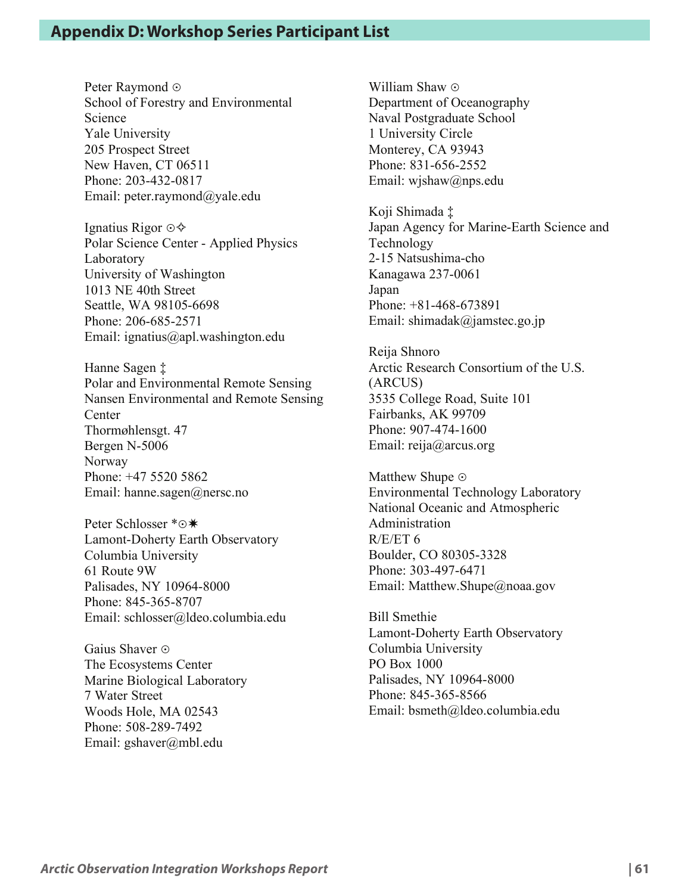## Appendix D: Workshop Series Participant List

Peter Raymond ⊙
School of Forestry and Environmental Science
Yale University
205 Prospect Street
New Haven, CT 06511
Phone: 203-432-0817
Email: peter.raymond@yale.edu

Ignatius Rigor ⊙✧
Polar Science Center - Applied Physics Laboratory
University of Washington
1013 NE 40th Street
Seattle, WA 98105-6698
Phone: 206-685-2571
Email: ignatius@apl.washington.edu

Hanne Sagen ‡
Polar and Environmental Remote Sensing
Nansen Environmental and Remote Sensing Center
Thormøhlensgt. 47
Bergen N-5006
Norway
Phone: +47 5520 5862
Email: hanne.sagen@nersc.no

Peter Schlosser *⊙✷
Lamont-Doherty Earth Observatory
Columbia University
61 Route 9W
Palisades, NY 10964-8000
Phone: 845-365-8707
Email: schlosser@ldeo.columbia.edu

Gaius Shaver ⊙
The Ecosystems Center
Marine Biological Laboratory
7 Water Street
Woods Hole, MA 02543
Phone: 508-289-7492
Email: gshaver@mbl.edu

William Shaw ⊙
Department of Oceanography
Naval Postgraduate School
1 University Circle
Monterey, CA 93943
Phone: 831-656-2552
Email: wjshaw@nps.edu

Koji Shimada ‡
Japan Agency for Marine-Earth Science and Technology
2-15 Natsushima-cho
Kanagawa 237-0061
Japan
Phone: +81-468-673891
Email: shimadak@jamstec.go.jp

Reija Shnoro
Arctic Research Consortium of the U.S. (ARCUS)
3535 College Road, Suite 101
Fairbanks, AK 99709
Phone: 907-474-1600
Email: reija@arcus.org

Matthew Shupe ⊙
Environmental Technology Laboratory
National Oceanic and Atmospheric Administration
R/E/ET 6
Boulder, CO 80305-3328
Phone: 303-497-6471
Email: Matthew.Shupe@noaa.gov

Bill Smethie
Lamont-Doherty Earth Observatory
Columbia University
PO Box 1000
Palisades, NY 10964-8000
Phone: 845-365-8566
Email: bsmeth@ldeo.columbia.edu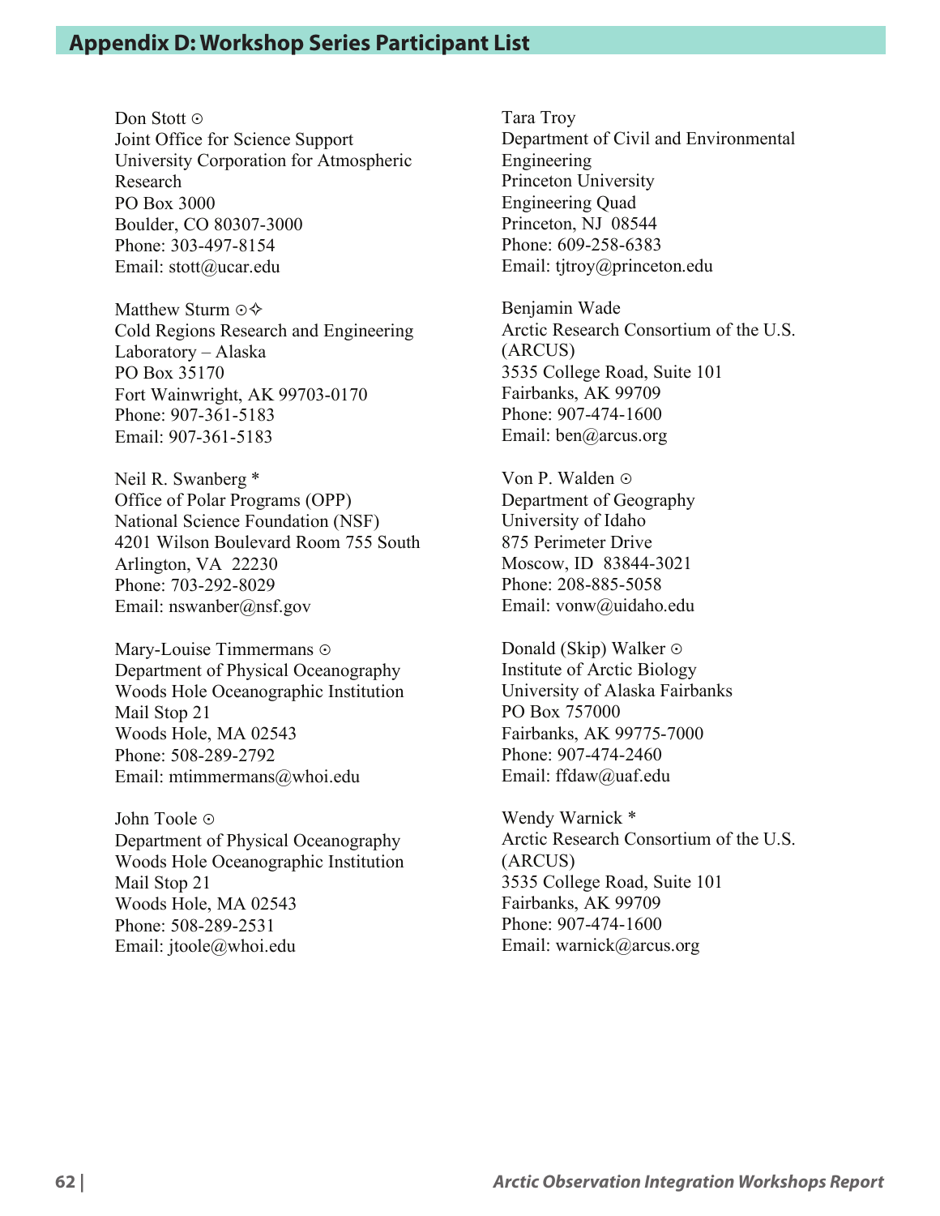## Appendix D: Workshop Series Participant List

Don Stott ⊙
Joint Office for Science Support
University Corporation for Atmospheric Research
PO Box 3000
Boulder, CO 80307-3000
Phone: 303-497-8154
Email: stott@ucar.edu

Matthew Sturm ⊙✧
Cold Regions Research and Engineering Laboratory – Alaska
PO Box 35170
Fort Wainwright, AK 99703-0170
Phone: 907-361-5183
Email: 907-361-5183

Neil R. Swanberg *
Office of Polar Programs (OPP)
National Science Foundation (NSF)
4201 Wilson Boulevard Room 755 South
Arlington, VA 22230
Phone: 703-292-8029
Email: nswanber@nsf.gov

Mary-Louise Timmermans ⊙
Department of Physical Oceanography
Woods Hole Oceanographic Institution
Mail Stop 21
Woods Hole, MA 02543
Phone: 508-289-2792
Email: mtimmermans@whoi.edu

John Toole ⊙
Department of Physical Oceanography
Woods Hole Oceanographic Institution
Mail Stop 21
Woods Hole, MA 02543
Phone: 508-289-2531
Email: jtoole@whoi.edu

Tara Troy
Department of Civil and Environmental Engineering
Princeton University
Engineering Quad
Princeton, NJ 08544
Phone: 609-258-6383
Email: tjtroy@princeton.edu

Benjamin Wade
Arctic Research Consortium of the U.S. (ARCUS)
3535 College Road, Suite 101
Fairbanks, AK 99709
Phone: 907-474-1600
Email: ben@arcus.org

Von P. Walden ⊙
Department of Geography
University of Idaho
875 Perimeter Drive
Moscow, ID 83844-3021
Phone: 208-885-5058
Email: vonw@uidaho.edu

Donald (Skip) Walker ⊙
Institute of Arctic Biology
University of Alaska Fairbanks
PO Box 757000
Fairbanks, AK 99775-7000
Phone: 907-474-2460
Email: ffdaw@uaf.edu

Wendy Warnick *
Arctic Research Consortium of the U.S. (ARCUS)
3535 College Road, Suite 101
Fairbanks, AK 99709
Phone: 907-474-1600
Email: warnick@arcus.org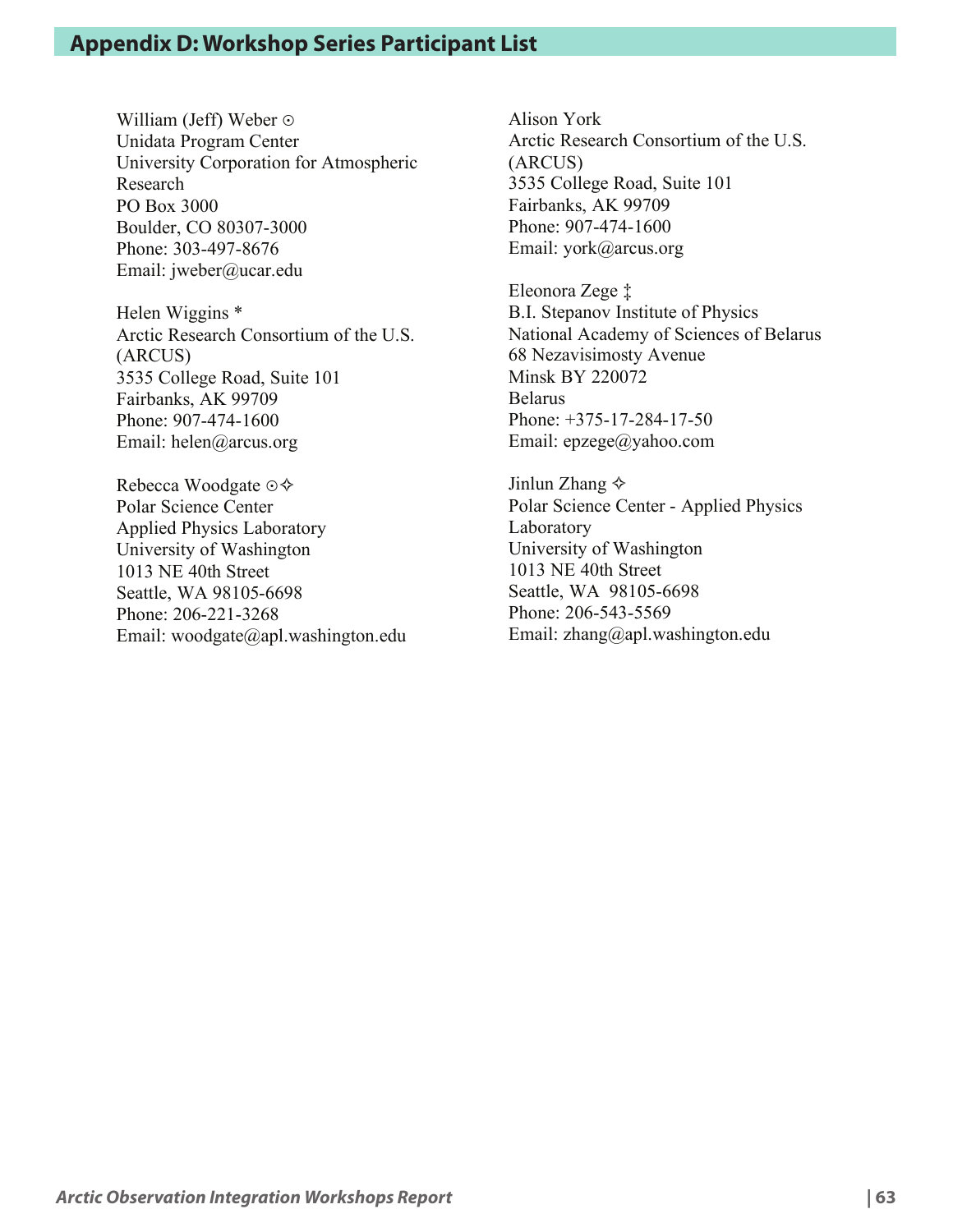## Appendix D: Workshop Series Participant List

William (Jeff) Weber ⊙
Unidata Program Center
University Corporation for Atmospheric Research
PO Box 3000
Boulder, CO 80307-3000
Phone: 303-497-8676
Email: jweber@ucar.edu

Helen Wiggins *
Arctic Research Consortium of the U.S. (ARCUS)
3535 College Road, Suite 101
Fairbanks, AK 99709
Phone: 907-474-1600
Email: helen@arcus.org

Rebecca Woodgate ⊙✧
Polar Science Center
Applied Physics Laboratory
University of Washington
1013 NE 40th Street
Seattle, WA 98105-6698
Phone: 206-221-3268
Email: woodgate@apl.washington.edu

Alison York
Arctic Research Consortium of the U.S. (ARCUS)
3535 College Road, Suite 101
Fairbanks, AK 99709
Phone: 907-474-1600
Email: york@arcus.org

Eleonora Zege ‡
B.I. Stepanov Institute of Physics
National Academy of Sciences of Belarus
68 Nezavisimosty Avenue
Minsk BY 220072
Belarus
Phone: +375-17-284-17-50
Email: epzege@yahoo.com

Jinlun Zhang ✧
Polar Science Center - Applied Physics Laboratory
University of Washington
1013 NE 40th Street
Seattle, WA 98105-6698
Phone: 206-543-5569
Email: zhang@apl.washington.edu